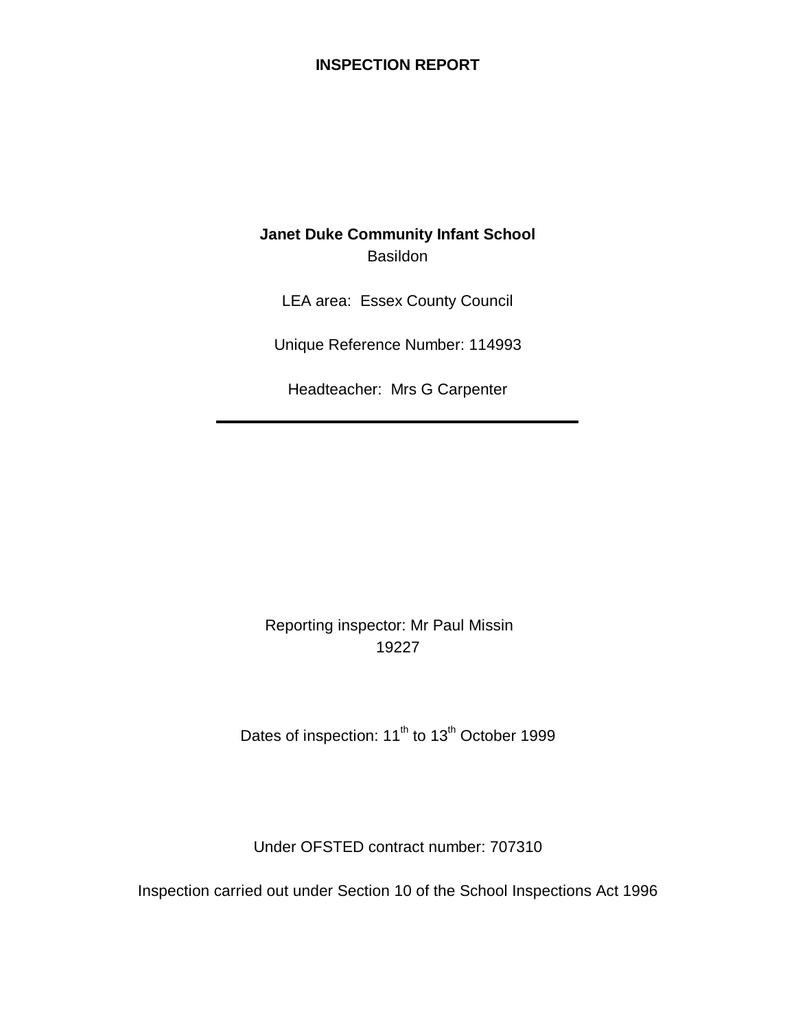# INSPECTION REPORT

**Janet Duke Community Infant School**

Basildon

LEA area: Essex County Council

Unique Reference Number: 114993

Headteacher: Mrs G Carpenter

---

Reporting inspector: Mr Paul Missin
19227

Dates of inspection: 11th to 13th October 1999

Under OFSTED contract number: 707310

Inspection carried out under Section 10 of the School Inspections Act 1996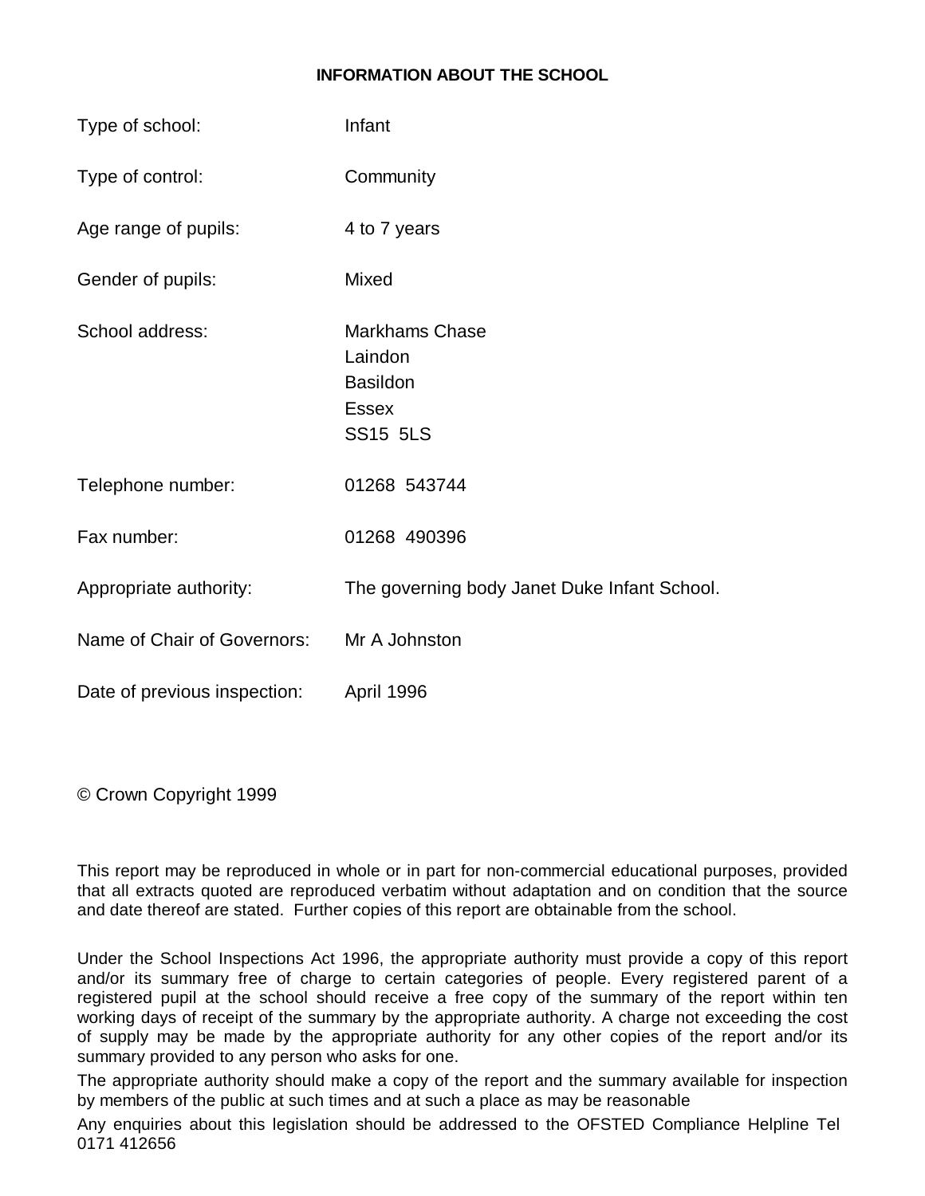## INFORMATION ABOUT THE SCHOOL

| | |
|---|---|
| Type of school: | Infant |
| Type of control: | Community |
| Age range of pupils: | 4 to 7 years |
| Gender of pupils: | Mixed |
| School address: | Markhams Chase<br>Laindon<br>Basildon<br>Essex<br>SS15 5LS |
| Telephone number: | 01268 543744 |
| Fax number: | 01268 490396 |
| Appropriate authority: | The governing body Janet Duke Infant School. |
| Name of Chair of Governors: | Mr A Johnston |
| Date of previous inspection: | April 1996 |

© Crown Copyright 1999

This report may be reproduced in whole or in part for non-commercial educational purposes, provided that all extracts quoted are reproduced verbatim without adaptation and on condition that the source and date thereof are stated. Further copies of this report are obtainable from the school.

Under the School Inspections Act 1996, the appropriate authority must provide a copy of this report and/or its summary free of charge to certain categories of people. Every registered parent of a registered pupil at the school should receive a free copy of the summary of the report within ten working days of receipt of the summary by the appropriate authority. A charge not exceeding the cost of supply may be made by the appropriate authority for any other copies of the report and/or its summary provided to any person who asks for one.

The appropriate authority should make a copy of the report and the summary available for inspection by members of the public at such times and at such a place as may be reasonable

Any enquiries about this legislation should be addressed to the OFSTED Compliance Helpline Tel 0171 412656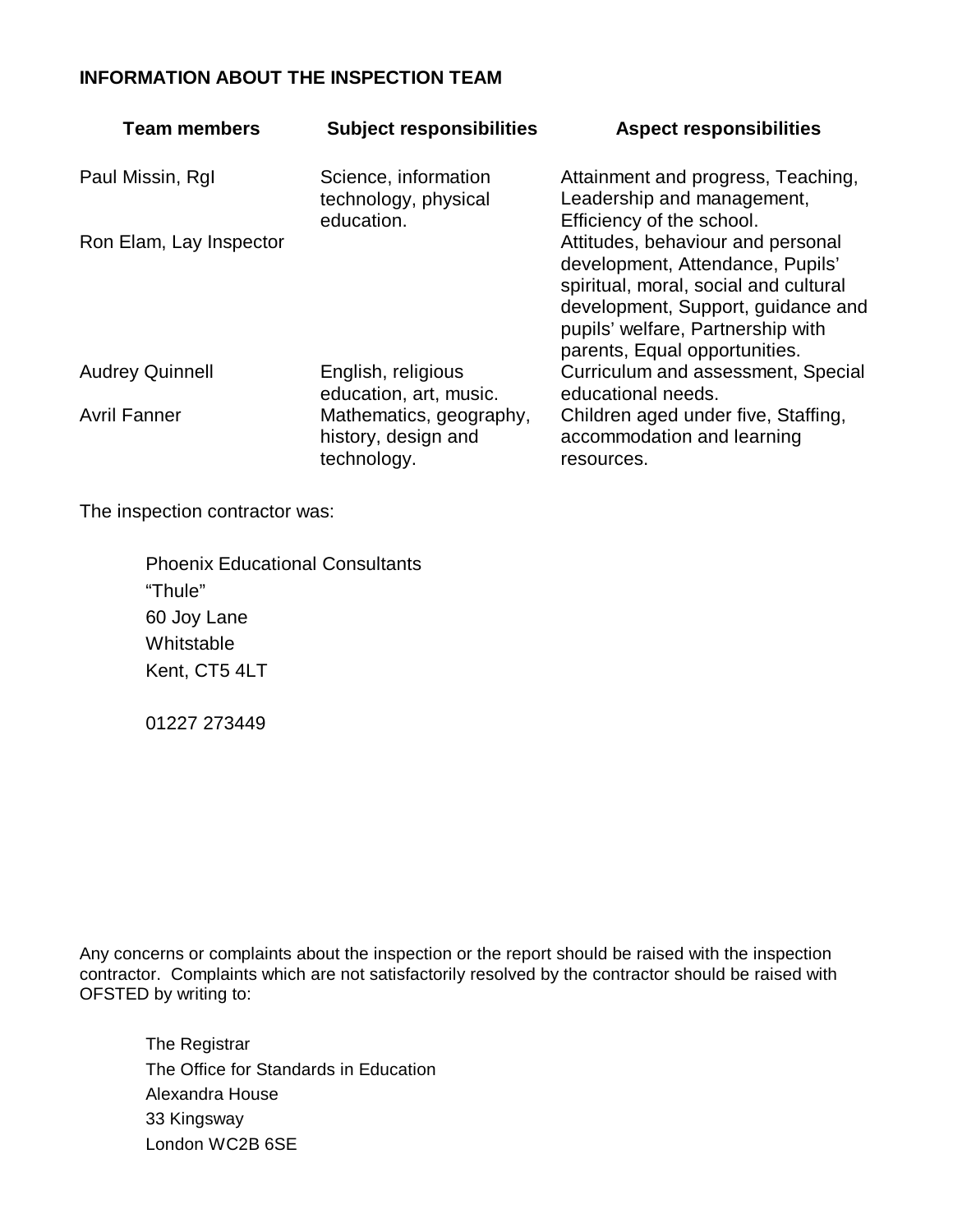**INFORMATION ABOUT THE INSPECTION TEAM**

| Team members | Subject responsibilities | Aspect responsibilities |
|---|---|---|
| Paul Missin, RgI | Science, information technology, physical education. | Attainment and progress, Teaching, Leadership and management, Efficiency of the school. |
| Ron Elam, Lay Inspector | | Attitudes, behaviour and personal development, Attendance, Pupils' spiritual, moral, social and cultural development, Support, guidance and pupils' welfare, Partnership with parents, Equal opportunities. |
| Audrey Quinnell | English, religious education, art, music. | Curriculum and assessment, Special educational needs. |
| Avril Fanner | Mathematics, geography, history, design and technology. | Children aged under five, Staffing, accommodation and learning resources. |

The inspection contractor was:

Phoenix Educational Consultants
"Thule"
60 Joy Lane
Whitstable
Kent, CT5 4LT

01227 273449

Any concerns or complaints about the inspection or the report should be raised with the inspection contractor. Complaints which are not satisfactorily resolved by the contractor should be raised with OFSTED by writing to:

The Registrar
The Office for Standards in Education
Alexandra House
33 Kingsway
London WC2B 6SE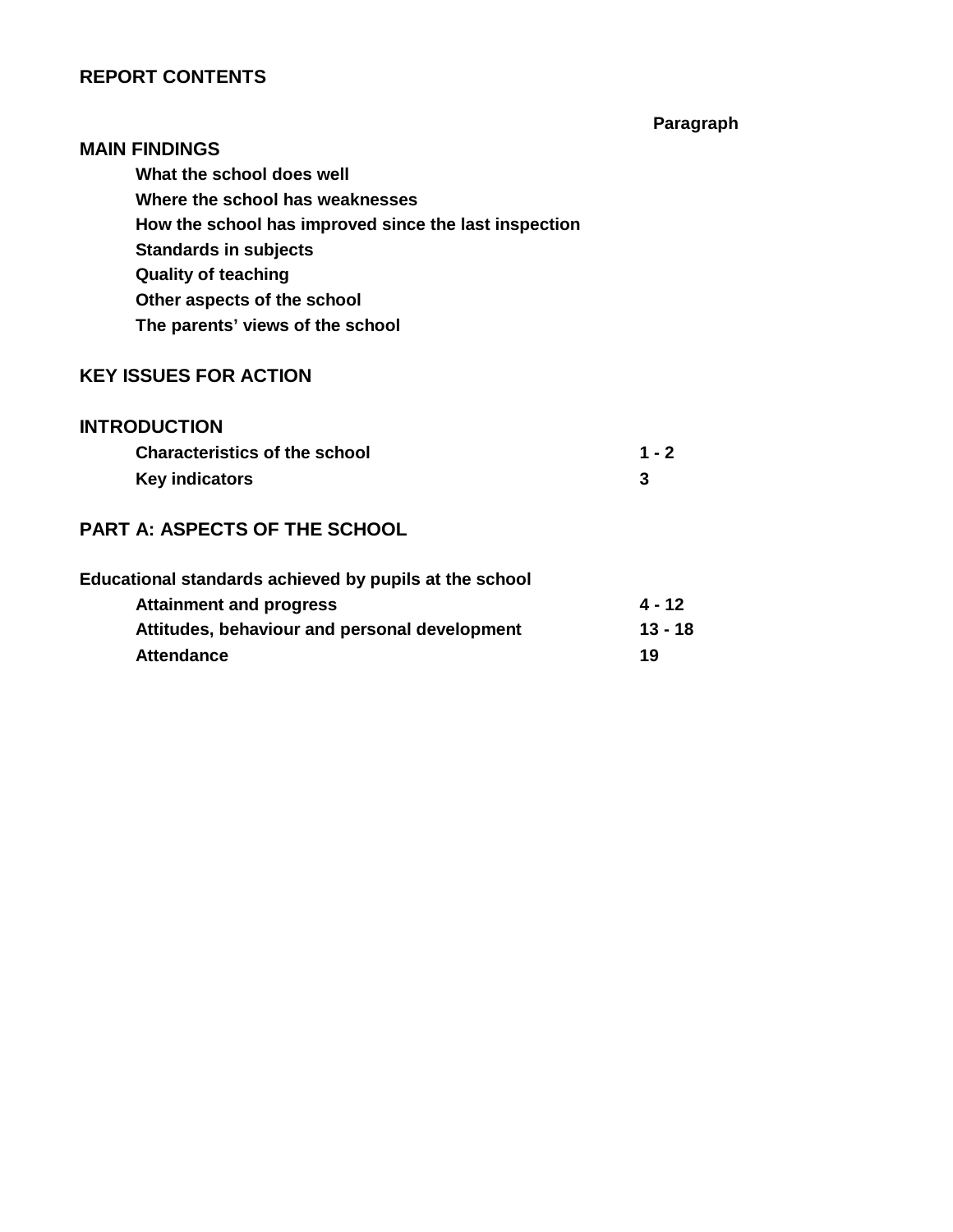## REPORT CONTENTS

| | Paragraph |
|---|---|
| **MAIN FINDINGS** | |
| What the school does well | |
| Where the school has weaknesses | |
| How the school has improved since the last inspection | |
| Standards in subjects | |
| Quality of teaching | |
| Other aspects of the school | |
| The parents' views of the school | |
| **KEY ISSUES FOR ACTION** | |
| **INTRODUCTION** | |
| Characteristics of the school | 1 - 2 |
| Key indicators | 3 |
| **PART A: ASPECTS OF THE SCHOOL** | |
| **Educational standards achieved by pupils at the school** | |
| Attainment and progress | 4 - 12 |
| Attitudes, behaviour and personal development | 13 - 18 |
| Attendance | 19 |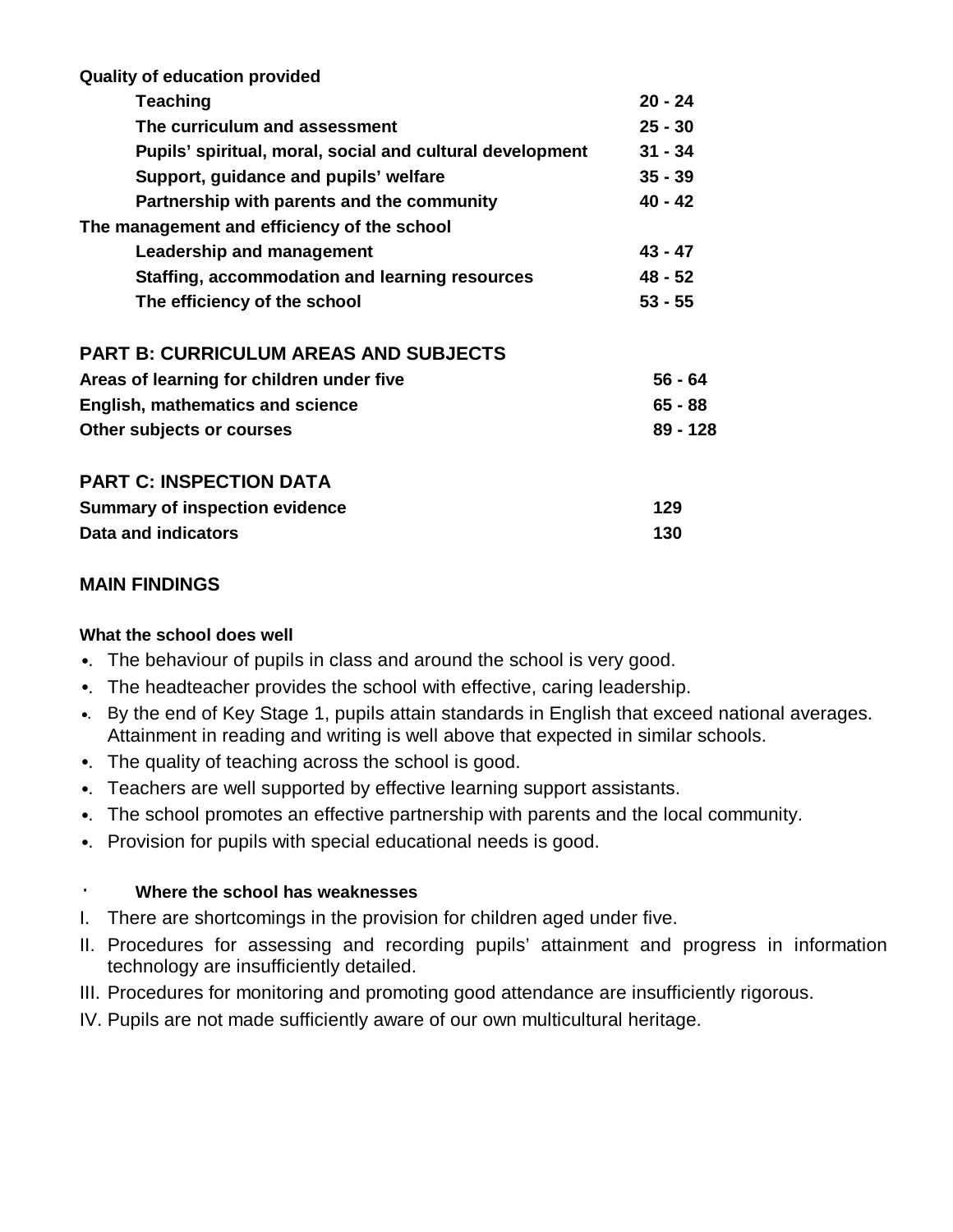| | |
|---|---|
| **Quality of education provided** | |
| **Teaching** | **20 - 24** |
| **The curriculum and assessment** | **25 - 30** |
| **Pupils' spiritual, moral, social and cultural development** | **31 - 34** |
| **Support, guidance and pupils' welfare** | **35 - 39** |
| **Partnership with parents and the community** | **40 - 42** |
| **The management and efficiency of the school** | |
| **Leadership and management** | **43 - 47** |
| **Staffing, accommodation and learning resources** | **48 - 52** |
| **The efficiency of the school** | **53 - 55** |

## PART B: CURRICULUM AREAS AND SUBJECTS

| | |
|---|---|
| **Areas of learning for children under five** | **56 - 64** |
| **English, mathematics and science** | **65 - 88** |
| **Other subjects or courses** | **89 - 128** |

## PART C: INSPECTION DATA

| | |
|---|---|
| **Summary of inspection evidence** | **129** |
| **Data and indicators** | **130** |

## MAIN FINDINGS

### What the school does well

- The behaviour of pupils in class and around the school is very good.
- The headteacher provides the school with effective, caring leadership.
- By the end of Key Stage 1, pupils attain standards in English that exceed national averages. Attainment in reading and writing is well above that expected in similar schools.
- The quality of teaching across the school is good.
- Teachers are well supported by effective learning support assistants.
- The school promotes an effective partnership with parents and the local community.
- Provision for pupils with special educational needs is good.

### Where the school has weaknesses

I. There are shortcomings in the provision for children aged under five.

II. Procedures for assessing and recording pupils' attainment and progress in information technology are insufficiently detailed.

III. Procedures for monitoring and promoting good attendance are insufficiently rigorous.

IV. Pupils are not made sufficiently aware of our own multicultural heritage.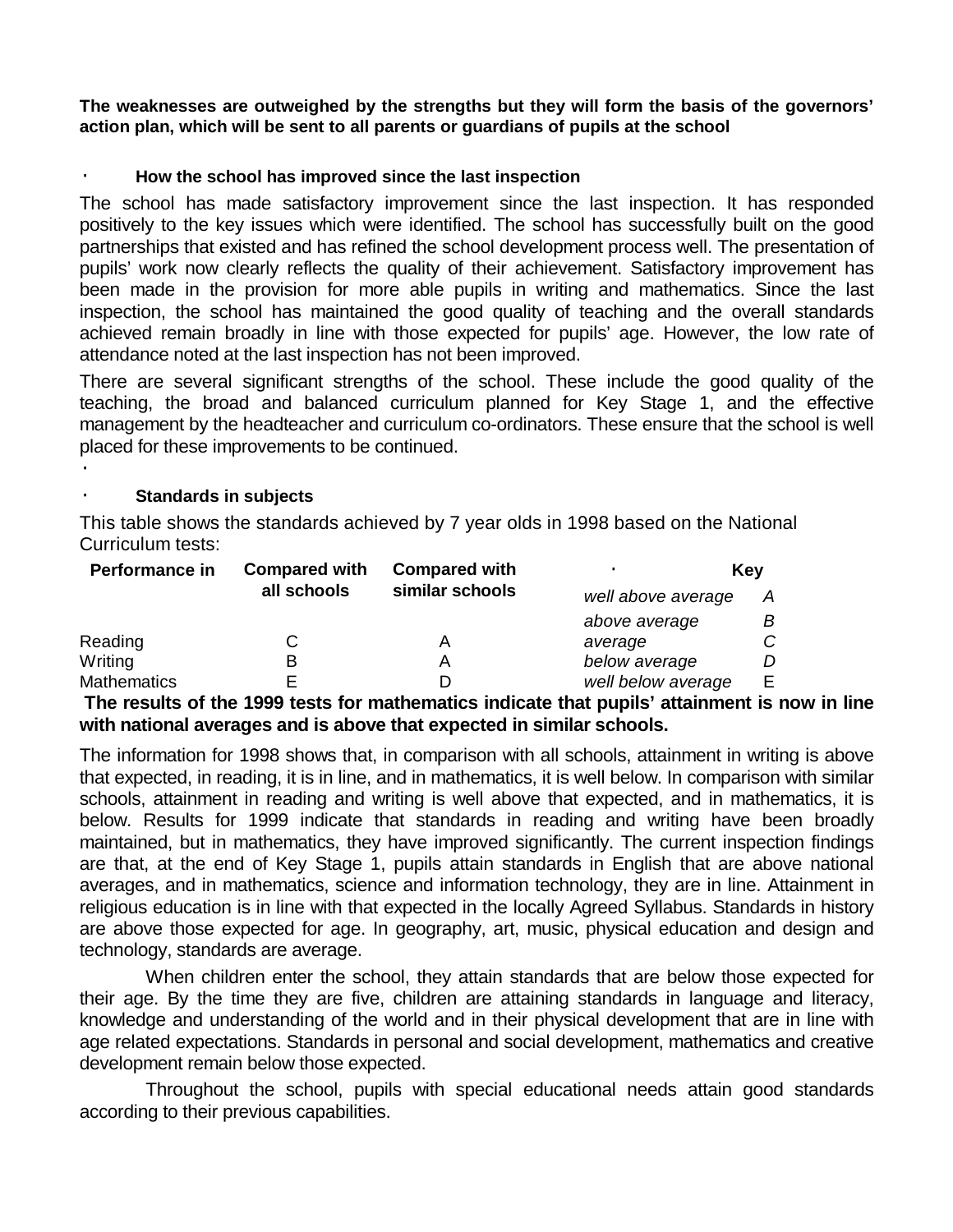**The weaknesses are outweighed by the strengths but they will form the basis of the governors' action plan, which will be sent to all parents or guardians of pupils at the school**

### How the school has improved since the last inspection

The school has made satisfactory improvement since the last inspection. It has responded positively to the key issues which were identified. The school has successfully built on the good partnerships that existed and has refined the school development process well. The presentation of pupils' work now clearly reflects the quality of their achievement. Satisfactory improvement has been made in the provision for more able pupils in writing and mathematics. Since the last inspection, the school has maintained the good quality of teaching and the overall standards achieved remain broadly in line with those expected for pupils' age. However, the low rate of attendance noted at the last inspection has not been improved.

There are several significant strengths of the school. These include the good quality of the teaching, the broad and balanced curriculum planned for Key Stage 1, and the effective management by the headteacher and curriculum co-ordinators. These ensure that the school is well placed for these improvements to be continued.

### Standards in subjects

This table shows the standards achieved by 7 year olds in 1998 based on the National Curriculum tests:

| Performance in | Compared with all schools | Compared with similar schools |
|---|---|---|
| Reading | C | A |
| Writing | B | A |
| Mathematics | E | D |

| Key | |
|---|---|
| *well above average* | *A* |
| *above average* | *B* |
| *average* | *C* |
| *below average* | *D* |
| *well below average* | E |

**The results of the 1999 tests for mathematics indicate that pupils' attainment is now in line with national averages and is above that expected in similar schools.**

The information for 1998 shows that, in comparison with all schools, attainment in writing is above that expected, in reading, it is in line, and in mathematics, it is well below. In comparison with similar schools, attainment in reading and writing is well above that expected, and in mathematics, it is below. Results for 1999 indicate that standards in reading and writing have been broadly maintained, but in mathematics, they have improved significantly. The current inspection findings are that, at the end of Key Stage 1, pupils attain standards in English that are above national averages, and in mathematics, science and information technology, they are in line. Attainment in religious education is in line with that expected in the locally Agreed Syllabus. Standards in history are above those expected for age. In geography, art, music, physical education and design and technology, standards are average.

When children enter the school, they attain standards that are below those expected for their age. By the time they are five, children are attaining standards in language and literacy, knowledge and understanding of the world and in their physical development that are in line with age related expectations. Standards in personal and social development, mathematics and creative development remain below those expected.

Throughout the school, pupils with special educational needs attain good standards according to their previous capabilities.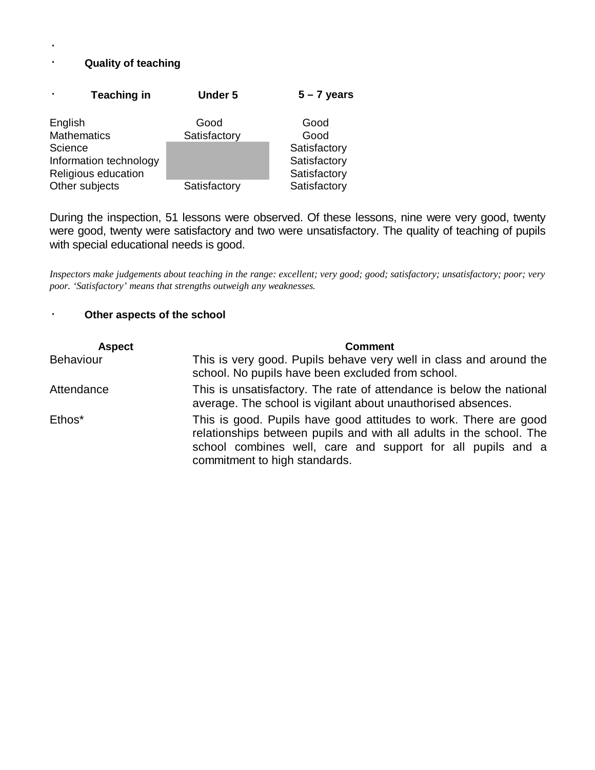## Quality of teaching

| Teaching in | Under 5 | 5 – 7 years |
|---|---|---|
| English | Good | Good |
| Mathematics | Satisfactory | Good |
| Science | | Satisfactory |
| Information technology | | Satisfactory |
| Religious education | | Satisfactory |
| Other subjects | Satisfactory | Satisfactory |

During the inspection, 51 lessons were observed. Of these lessons, nine were very good, twenty were good, twenty were satisfactory and two were unsatisfactory. The quality of teaching of pupils with special educational needs is good.

*Inspectors make judgements about teaching in the range: excellent; very good; good; satisfactory; unsatisfactory; poor; very poor. 'Satisfactory' means that strengths outweigh any weaknesses.*

## Other aspects of the school

| Aspect | Comment |
|---|---|
| Behaviour | This is very good. Pupils behave very well in class and around the school. No pupils have been excluded from school. |
| Attendance | This is unsatisfactory. The rate of attendance is below the national average. The school is vigilant about unauthorised absences. |
| Ethos* | This is good. Pupils have good attitudes to work. There are good relationships between pupils and with all adults in the school. The school combines well, care and support for all pupils and a commitment to high standards. |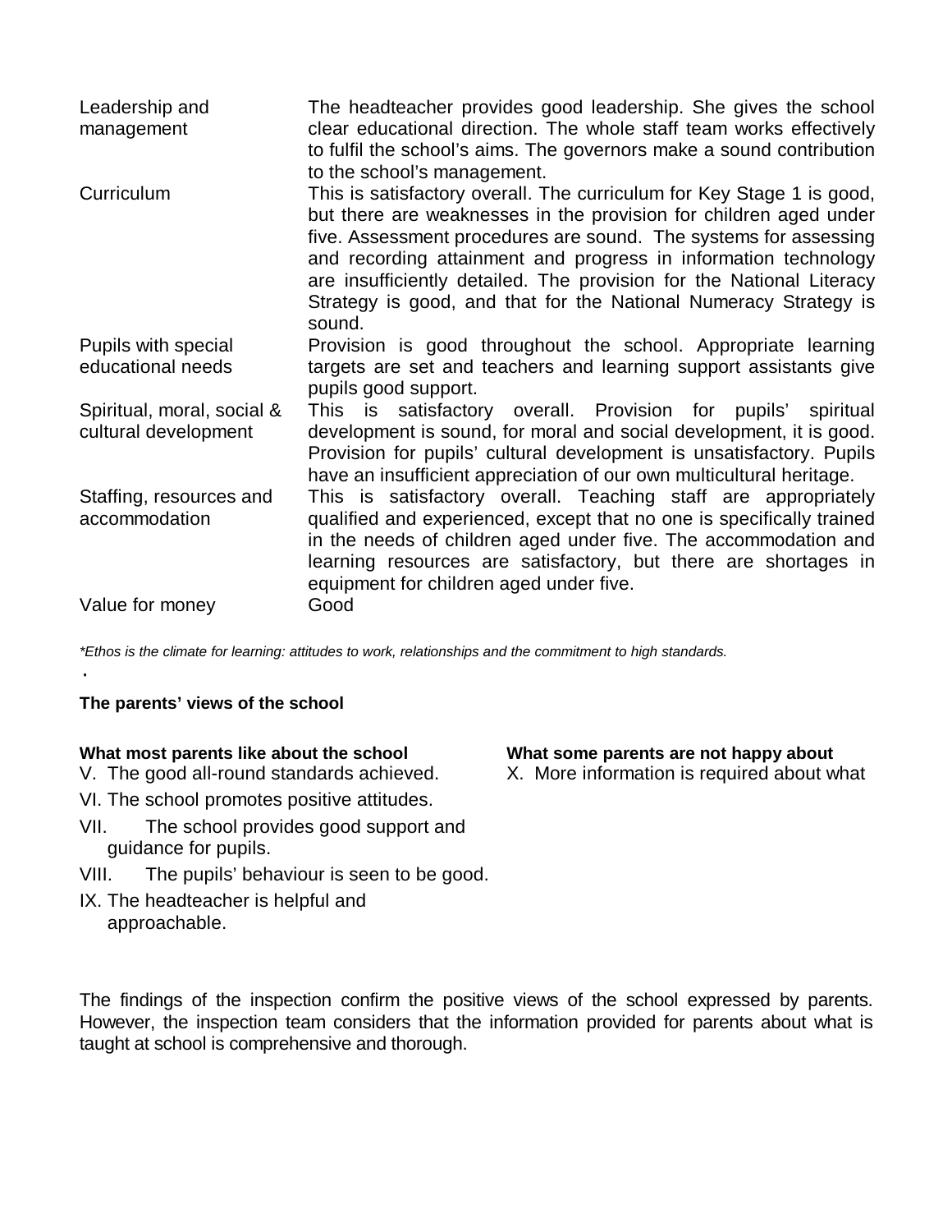| | |
|---|---|
| Leadership and management | The headteacher provides good leadership. She gives the school clear educational direction. The whole staff team works effectively to fulfil the school's aims. The governors make a sound contribution to the school's management. |
| Curriculum | This is satisfactory overall. The curriculum for Key Stage 1 is good, but there are weaknesses in the provision for children aged under five. Assessment procedures are sound. The systems for assessing and recording attainment and progress in information technology are insufficiently detailed. The provision for the National Literacy Strategy is good, and that for the National Numeracy Strategy is sound. |
| Pupils with special educational needs | Provision is good throughout the school. Appropriate learning targets are set and teachers and learning support assistants give pupils good support. |
| Spiritual, moral, social & cultural development | This is satisfactory overall. Provision for pupils' spiritual development is sound, for moral and social development, it is good. Provision for pupils' cultural development is unsatisfactory. Pupils have an insufficient appreciation of our own multicultural heritage. |
| Staffing, resources and accommodation | This is satisfactory overall. Teaching staff are appropriately qualified and experienced, except that no one is specifically trained in the needs of children aged under five. The accommodation and learning resources are satisfactory, but there are shortages in equipment for children aged under five. |
| Value for money | Good |

*\*Ethos is the climate for learning: attitudes to work, relationships and the commitment to high standards.*

**The parents' views of the school**

**What most parents like about the school**

V. The good all-round standards achieved.

VI. The school promotes positive attitudes.

VII. The school provides good support and guidance for pupils.

VIII. The pupils' behaviour is seen to be good.

IX. The headteacher is helpful and approachable.

**What some parents are not happy about**

X. More information is required about what

The findings of the inspection confirm the positive views of the school expressed by parents. However, the inspection team considers that the information provided for parents about what is taught at school is comprehensive and thorough.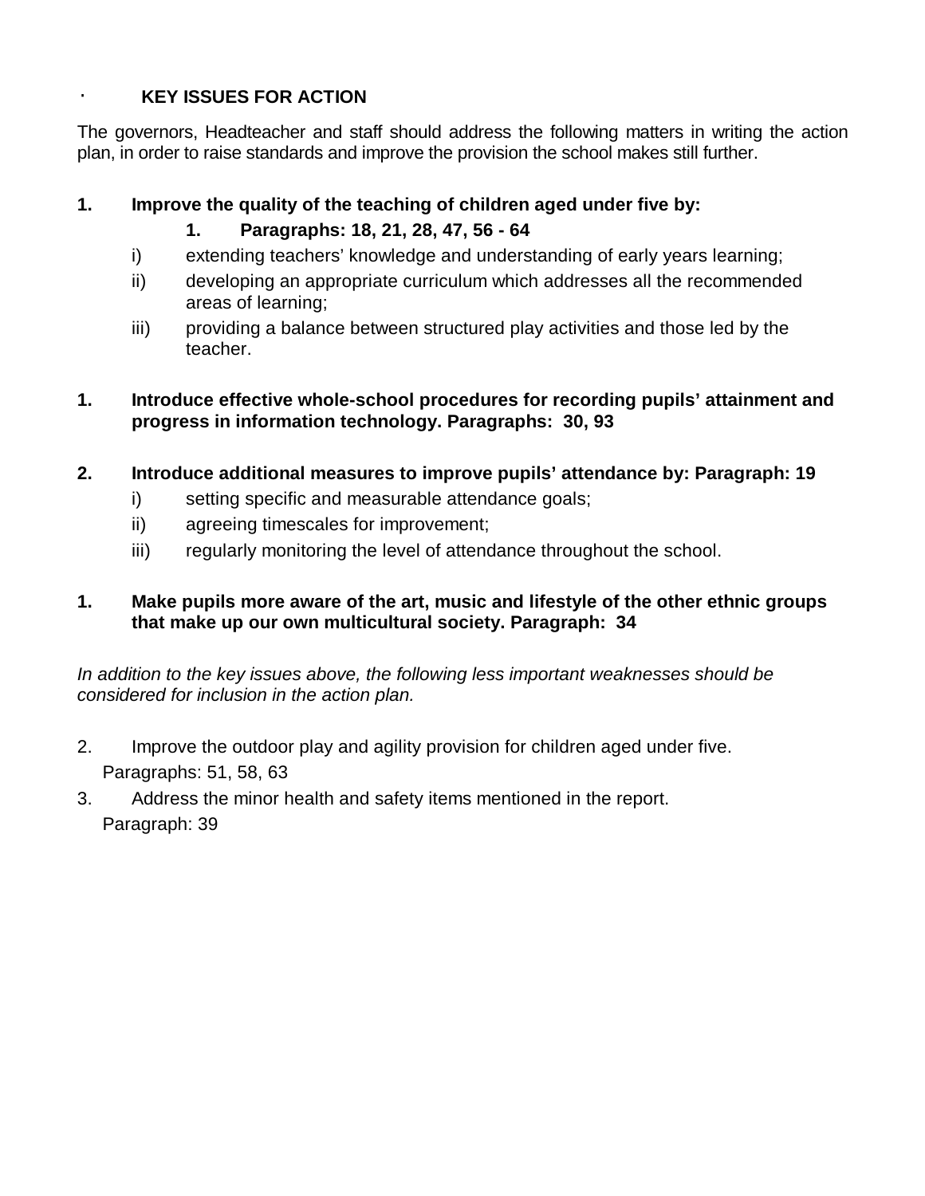## KEY ISSUES FOR ACTION

The governors, Headteacher and staff should address the following matters in writing the action plan, in order to raise standards and improve the provision the school makes still further.

1. **Improve the quality of the teaching of children aged under five by:**

   1. **Paragraphs: 18, 21, 28, 47, 56 - 64**

   i) extending teachers' knowledge and understanding of early years learning;

   ii) developing an appropriate curriculum which addresses all the recommended areas of learning;

   iii) providing a balance between structured play activities and those led by the teacher.

1. **Introduce effective whole-school procedures for recording pupils' attainment and progress in information technology. Paragraphs: 30, 93**

2. **Introduce additional measures to improve pupils' attendance by: Paragraph: 19**

   i) setting specific and measurable attendance goals;

   ii) agreeing timescales for improvement;

   iii) regularly monitoring the level of attendance throughout the school.

1. **Make pupils more aware of the art, music and lifestyle of the other ethnic groups that make up our own multicultural society. Paragraph: 34**

*In addition to the key issues above, the following less important weaknesses should be considered for inclusion in the action plan.*

2. Improve the outdoor play and agility provision for children aged under five.
   Paragraphs: 51, 58, 63
3. Address the minor health and safety items mentioned in the report.
   Paragraph: 39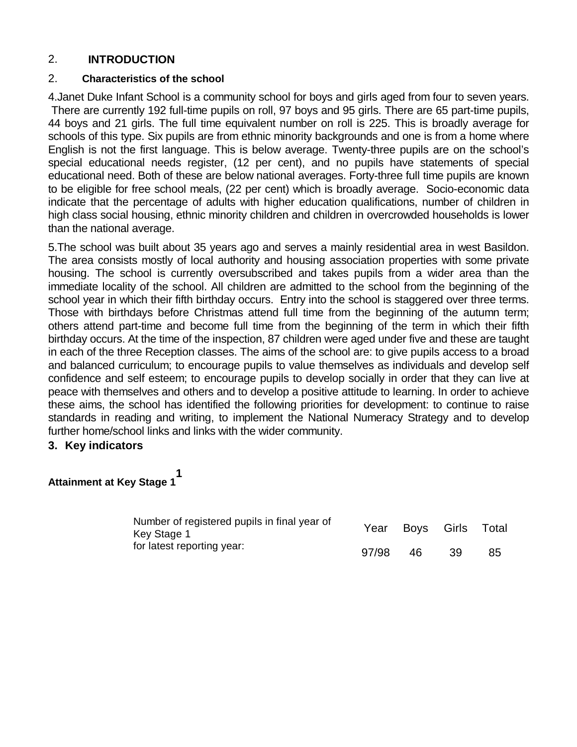## 2. INTRODUCTION

### 2. Characteristics of the school

4.Janet Duke Infant School is a community school for boys and girls aged from four to seven years. There are currently 192 full-time pupils on roll, 97 boys and 95 girls. There are 65 part-time pupils, 44 boys and 21 girls. The full time equivalent number on roll is 225. This is broadly average for schools of this type. Six pupils are from ethnic minority backgrounds and one is from a home where English is not the first language. This is below average. Twenty-three pupils are on the school's special educational needs register, (12 per cent), and no pupils have statements of special educational need. Both of these are below national averages. Forty-three full time pupils are known to be eligible for free school meals, (22 per cent) which is broadly average. Socio-economic data indicate that the percentage of adults with higher education qualifications, number of children in high class social housing, ethnic minority children and children in overcrowded households is lower than the national average.

5.The school was built about 35 years ago and serves a mainly residential area in west Basildon. The area consists mostly of local authority and housing association properties with some private housing. The school is currently oversubscribed and takes pupils from a wider area than the immediate locality of the school. All children are admitted to the school from the beginning of the school year in which their fifth birthday occurs. Entry into the school is staggered over three terms. Those with birthdays before Christmas attend full time from the beginning of the autumn term; others attend part-time and become full time from the beginning of the term in which their fifth birthday occurs. At the time of the inspection, 87 children were aged under five and these are taught in each of the three Reception classes. The aims of the school are: to give pupils access to a broad and balanced curriculum; to encourage pupils to value themselves as individuals and develop self confidence and self esteem; to encourage pupils to develop socially in order that they can live at peace with themselves and others and to develop a positive attitude to learning. In order to achieve these aims, the school has identified the following priorities for development: to continue to raise standards in reading and writing, to implement the National Numeracy Strategy and to develop further home/school links and links with the wider community.

## 3. Key indicators

**Attainment at Key Stage 1**[1]

| Number of registered pupils in final year of Key Stage 1 for latest reporting year: | Year | Boys | Girls | Total |
|---|---|---|---|---|
| | 97/98 | 46 | 39 | 85 |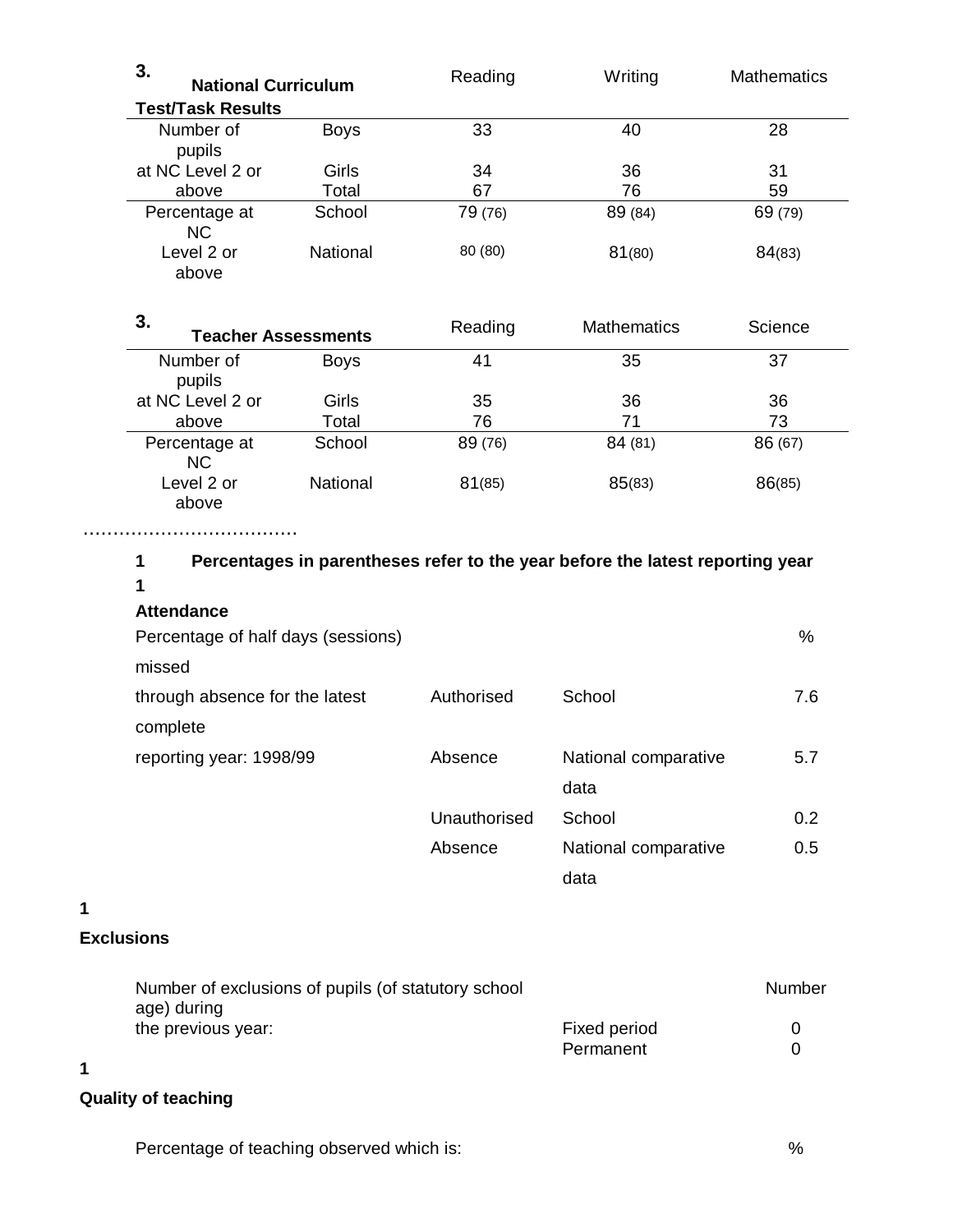| 3. National Curriculum Test/Task Results | | Reading | Writing | Mathematics |
|---|---|---|---|---|
| Number of pupils | Boys | 33 | 40 | 28 |
| at NC Level 2 or | Girls | 34 | 36 | 31 |
| above | Total | 67 | 76 | 59 |
| Percentage at NC | School | 79 (76) | 89 (84) | 69 (79) |
| Level 2 or above | National | 80 (80) | 81(80) | 84(83) |

| 3. Teacher Assessments | | Reading | Mathematics | Science |
|---|---|---|---|---|
| Number of pupils | Boys | 41 | 35 | 37 |
| at NC Level 2 or | Girls | 35 | 36 | 36 |
| above | Total | 76 | 71 | 73 |
| Percentage at NC | School | 89 (76) | 84 (81) | 86 (67) |
| Level 2 or above | National | 81(85) | 85(83) | 86(85) |

………………………………

1 **Percentages in parentheses refer to the year before the latest reporting year**

1

**Attendance**

| Percentage of half days (sessions) missed through absence for the latest complete reporting year: 1998/99 | | | % |
|---|---|---|---|
| | Authorised Absence | School | 7.6 |
| | | National comparative data | 5.7 |
| | Unauthorised Absence | School | 0.2 |
| | | National comparative data | 0.5 |

1

**Exclusions**

| Number of exclusions of pupils (of statutory school age) during the previous year: | | Number |
|---|---|---|
| | Fixed period | 0 |
| | Permanent | 0 |

1

**Quality of teaching**

Percentage of teaching observed which is: %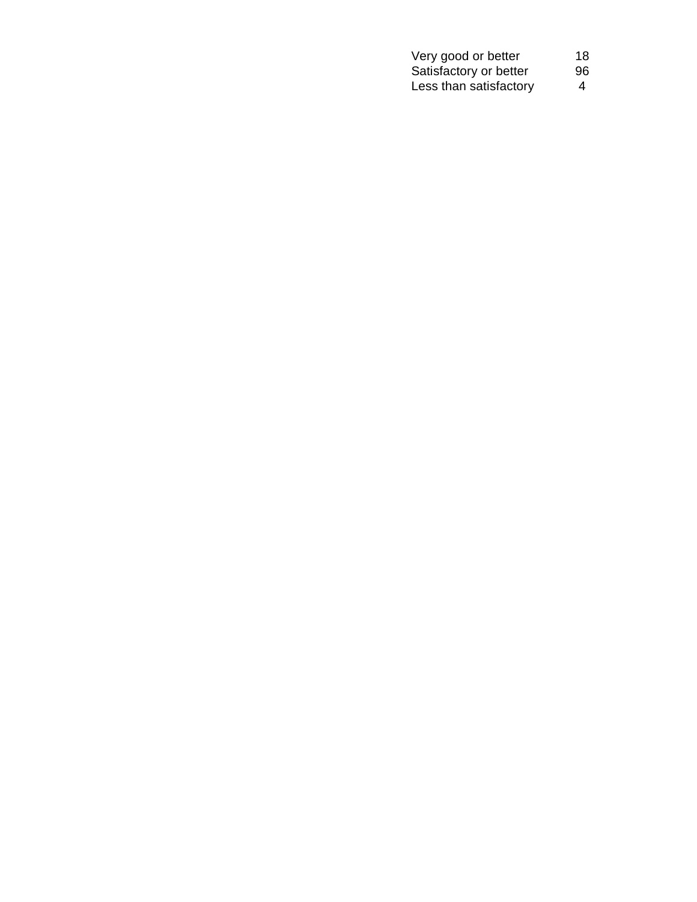| | |
|---|---|
| Very good or better | 18 |
| Satisfactory or better | 96 |
| Less than satisfactory | 4 |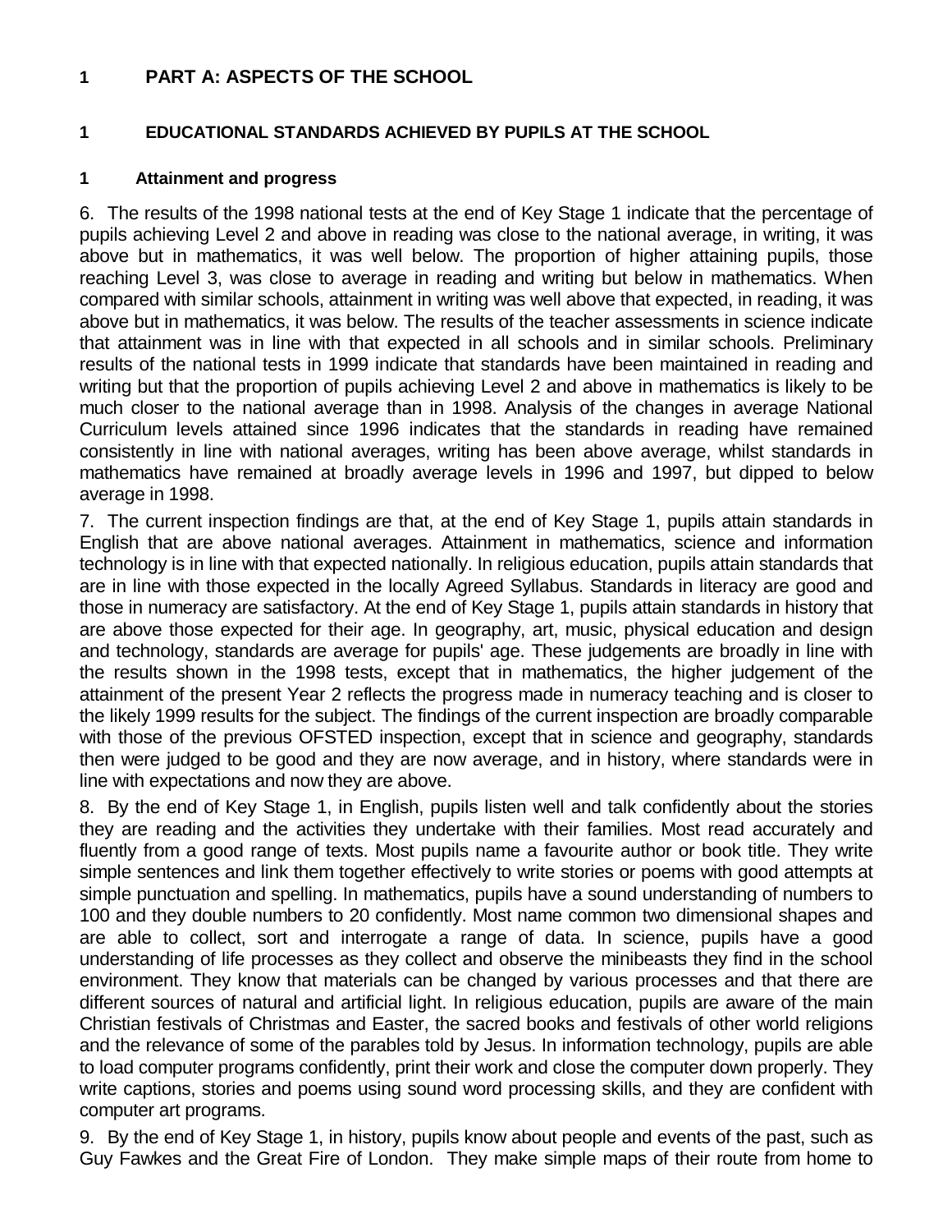# 1 PART A: ASPECTS OF THE SCHOOL

## 1 EDUCATIONAL STANDARDS ACHIEVED BY PUPILS AT THE SCHOOL

### 1 Attainment and progress

6. The results of the 1998 national tests at the end of Key Stage 1 indicate that the percentage of pupils achieving Level 2 and above in reading was close to the national average, in writing, it was above but in mathematics, it was well below. The proportion of higher attaining pupils, those reaching Level 3, was close to average in reading and writing but below in mathematics. When compared with similar schools, attainment in writing was well above that expected, in reading, it was above but in mathematics, it was below. The results of the teacher assessments in science indicate that attainment was in line with that expected in all schools and in similar schools. Preliminary results of the national tests in 1999 indicate that standards have been maintained in reading and writing but that the proportion of pupils achieving Level 2 and above in mathematics is likely to be much closer to the national average than in 1998. Analysis of the changes in average National Curriculum levels attained since 1996 indicates that the standards in reading have remained consistently in line with national averages, writing has been above average, whilst standards in mathematics have remained at broadly average levels in 1996 and 1997, but dipped to below average in 1998.

7. The current inspection findings are that, at the end of Key Stage 1, pupils attain standards in English that are above national averages. Attainment in mathematics, science and information technology is in line with that expected nationally. In religious education, pupils attain standards that are in line with those expected in the locally Agreed Syllabus. Standards in literacy are good and those in numeracy are satisfactory. At the end of Key Stage 1, pupils attain standards in history that are above those expected for their age. In geography, art, music, physical education and design and technology, standards are average for pupils' age. These judgements are broadly in line with the results shown in the 1998 tests, except that in mathematics, the higher judgement of the attainment of the present Year 2 reflects the progress made in numeracy teaching and is closer to the likely 1999 results for the subject. The findings of the current inspection are broadly comparable with those of the previous OFSTED inspection, except that in science and geography, standards then were judged to be good and they are now average, and in history, where standards were in line with expectations and now they are above.

8. By the end of Key Stage 1, in English, pupils listen well and talk confidently about the stories they are reading and the activities they undertake with their families. Most read accurately and fluently from a good range of texts. Most pupils name a favourite author or book title. They write simple sentences and link them together effectively to write stories or poems with good attempts at simple punctuation and spelling. In mathematics, pupils have a sound understanding of numbers to 100 and they double numbers to 20 confidently. Most name common two dimensional shapes and are able to collect, sort and interrogate a range of data. In science, pupils have a good understanding of life processes as they collect and observe the minibeasts they find in the school environment. They know that materials can be changed by various processes and that there are different sources of natural and artificial light. In religious education, pupils are aware of the main Christian festivals of Christmas and Easter, the sacred books and festivals of other world religions and the relevance of some of the parables told by Jesus. In information technology, pupils are able to load computer programs confidently, print their work and close the computer down properly. They write captions, stories and poems using sound word processing skills, and they are confident with computer art programs.

9. By the end of Key Stage 1, in history, pupils know about people and events of the past, such as Guy Fawkes and the Great Fire of London. They make simple maps of their route from home to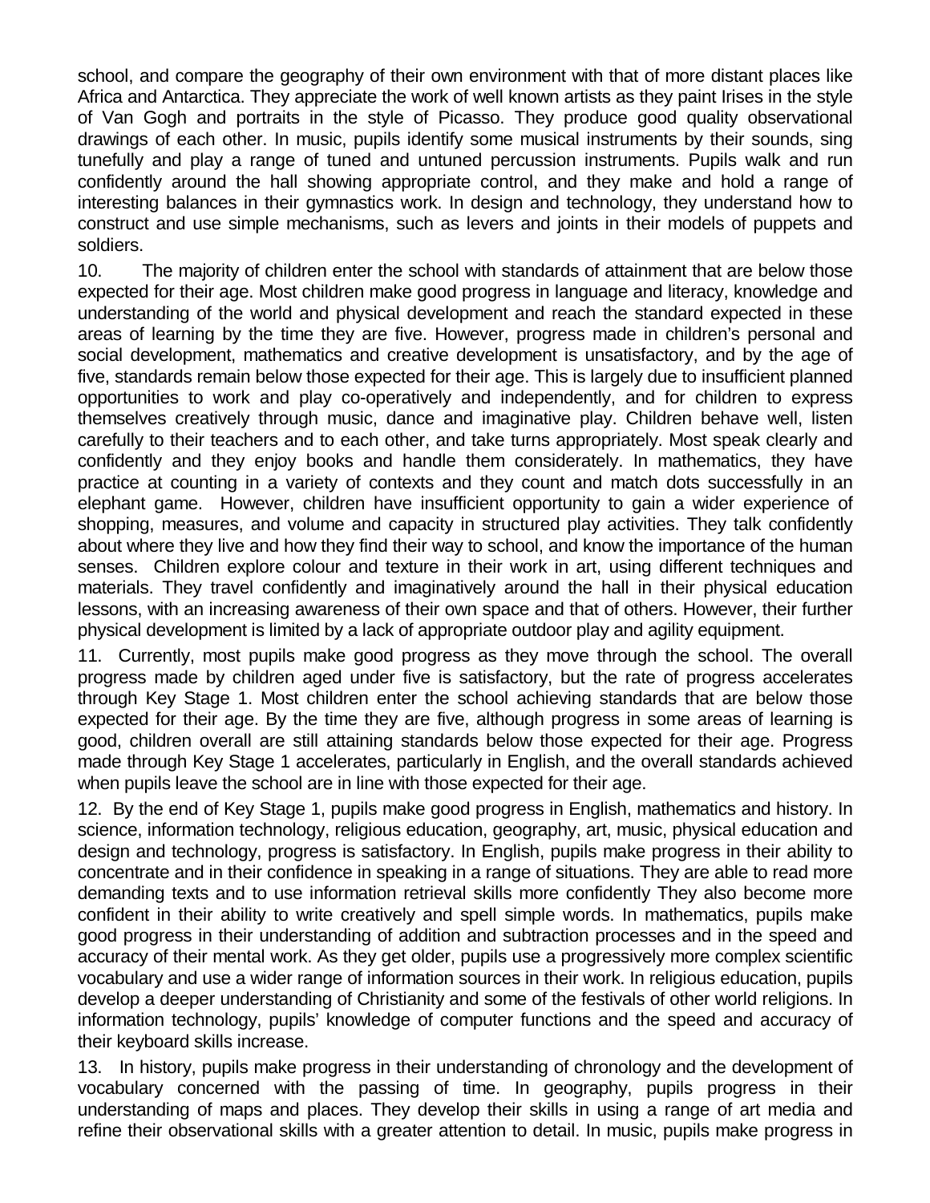school, and compare the geography of their own environment with that of more distant places like Africa and Antarctica. They appreciate the work of well known artists as they paint Irises in the style of Van Gogh and portraits in the style of Picasso. They produce good quality observational drawings of each other. In music, pupils identify some musical instruments by their sounds, sing tunefully and play a range of tuned and untuned percussion instruments. Pupils walk and run confidently around the hall showing appropriate control, and they make and hold a range of interesting balances in their gymnastics work. In design and technology, they understand how to construct and use simple mechanisms, such as levers and joints in their models of puppets and soldiers.

10. The majority of children enter the school with standards of attainment that are below those expected for their age. Most children make good progress in language and literacy, knowledge and understanding of the world and physical development and reach the standard expected in these areas of learning by the time they are five. However, progress made in children's personal and social development, mathematics and creative development is unsatisfactory, and by the age of five, standards remain below those expected for their age. This is largely due to insufficient planned opportunities to work and play co-operatively and independently, and for children to express themselves creatively through music, dance and imaginative play. Children behave well, listen carefully to their teachers and to each other, and take turns appropriately. Most speak clearly and confidently and they enjoy books and handle them considerately. In mathematics, they have practice at counting in a variety of contexts and they count and match dots successfully in an elephant game. However, children have insufficient opportunity to gain a wider experience of shopping, measures, and volume and capacity in structured play activities. They talk confidently about where they live and how they find their way to school, and know the importance of the human senses. Children explore colour and texture in their work in art, using different techniques and materials. They travel confidently and imaginatively around the hall in their physical education lessons, with an increasing awareness of their own space and that of others. However, their further physical development is limited by a lack of appropriate outdoor play and agility equipment.

11. Currently, most pupils make good progress as they move through the school. The overall progress made by children aged under five is satisfactory, but the rate of progress accelerates through Key Stage 1. Most children enter the school achieving standards that are below those expected for their age. By the time they are five, although progress in some areas of learning is good, children overall are still attaining standards below those expected for their age. Progress made through Key Stage 1 accelerates, particularly in English, and the overall standards achieved when pupils leave the school are in line with those expected for their age.

12. By the end of Key Stage 1, pupils make good progress in English, mathematics and history. In science, information technology, religious education, geography, art, music, physical education and design and technology, progress is satisfactory. In English, pupils make progress in their ability to concentrate and in their confidence in speaking in a range of situations. They are able to read more demanding texts and to use information retrieval skills more confidently They also become more confident in their ability to write creatively and spell simple words. In mathematics, pupils make good progress in their understanding of addition and subtraction processes and in the speed and accuracy of their mental work. As they get older, pupils use a progressively more complex scientific vocabulary and use a wider range of information sources in their work. In religious education, pupils develop a deeper understanding of Christianity and some of the festivals of other world religions. In information technology, pupils' knowledge of computer functions and the speed and accuracy of their keyboard skills increase.

13. In history, pupils make progress in their understanding of chronology and the development of vocabulary concerned with the passing of time. In geography, pupils progress in their understanding of maps and places. They develop their skills in using a range of art media and refine their observational skills with a greater attention to detail. In music, pupils make progress in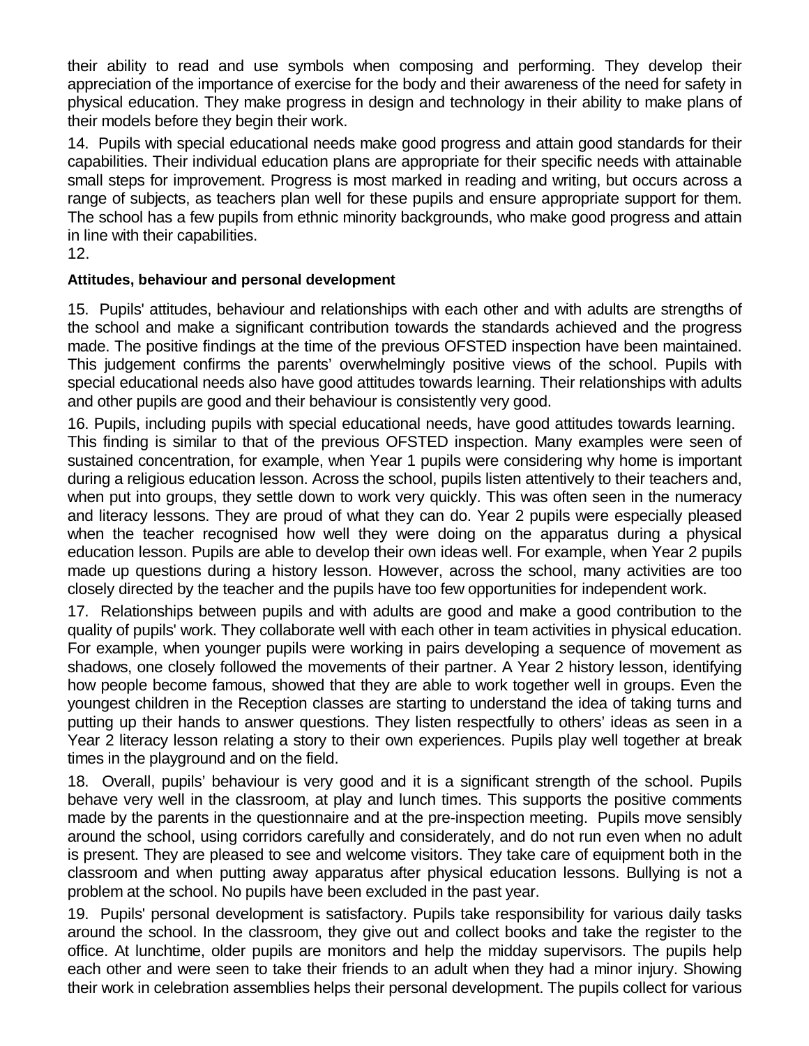their ability to read and use symbols when composing and performing. They develop their appreciation of the importance of exercise for the body and their awareness of the need for safety in physical education. They make progress in design and technology in their ability to make plans of their models before they begin their work.

14. Pupils with special educational needs make good progress and attain good standards for their capabilities. Their individual education plans are appropriate for their specific needs with attainable small steps for improvement. Progress is most marked in reading and writing, but occurs across a range of subjects, as teachers plan well for these pupils and ensure appropriate support for them. The school has a few pupils from ethnic minority backgrounds, who make good progress and attain in line with their capabilities.

12.

**Attitudes, behaviour and personal development**

15. Pupils' attitudes, behaviour and relationships with each other and with adults are strengths of the school and make a significant contribution towards the standards achieved and the progress made. The positive findings at the time of the previous OFSTED inspection have been maintained. This judgement confirms the parents' overwhelmingly positive views of the school. Pupils with special educational needs also have good attitudes towards learning. Their relationships with adults and other pupils are good and their behaviour is consistently very good.

16. Pupils, including pupils with special educational needs, have good attitudes towards learning. This finding is similar to that of the previous OFSTED inspection. Many examples were seen of sustained concentration, for example, when Year 1 pupils were considering why home is important during a religious education lesson. Across the school, pupils listen attentively to their teachers and, when put into groups, they settle down to work very quickly. This was often seen in the numeracy and literacy lessons. They are proud of what they can do. Year 2 pupils were especially pleased when the teacher recognised how well they were doing on the apparatus during a physical education lesson. Pupils are able to develop their own ideas well. For example, when Year 2 pupils made up questions during a history lesson. However, across the school, many activities are too closely directed by the teacher and the pupils have too few opportunities for independent work.

17. Relationships between pupils and with adults are good and make a good contribution to the quality of pupils' work. They collaborate well with each other in team activities in physical education. For example, when younger pupils were working in pairs developing a sequence of movement as shadows, one closely followed the movements of their partner. A Year 2 history lesson, identifying how people become famous, showed that they are able to work together well in groups. Even the youngest children in the Reception classes are starting to understand the idea of taking turns and putting up their hands to answer questions. They listen respectfully to others' ideas as seen in a Year 2 literacy lesson relating a story to their own experiences. Pupils play well together at break times in the playground and on the field.

18. Overall, pupils' behaviour is very good and it is a significant strength of the school. Pupils behave very well in the classroom, at play and lunch times. This supports the positive comments made by the parents in the questionnaire and at the pre-inspection meeting. Pupils move sensibly around the school, using corridors carefully and considerately, and do not run even when no adult is present. They are pleased to see and welcome visitors. They take care of equipment both in the classroom and when putting away apparatus after physical education lessons. Bullying is not a problem at the school. No pupils have been excluded in the past year.

19. Pupils' personal development is satisfactory. Pupils take responsibility for various daily tasks around the school. In the classroom, they give out and collect books and take the register to the office. At lunchtime, older pupils are monitors and help the midday supervisors. The pupils help each other and were seen to take their friends to an adult when they had a minor injury. Showing their work in celebration assemblies helps their personal development. The pupils collect for various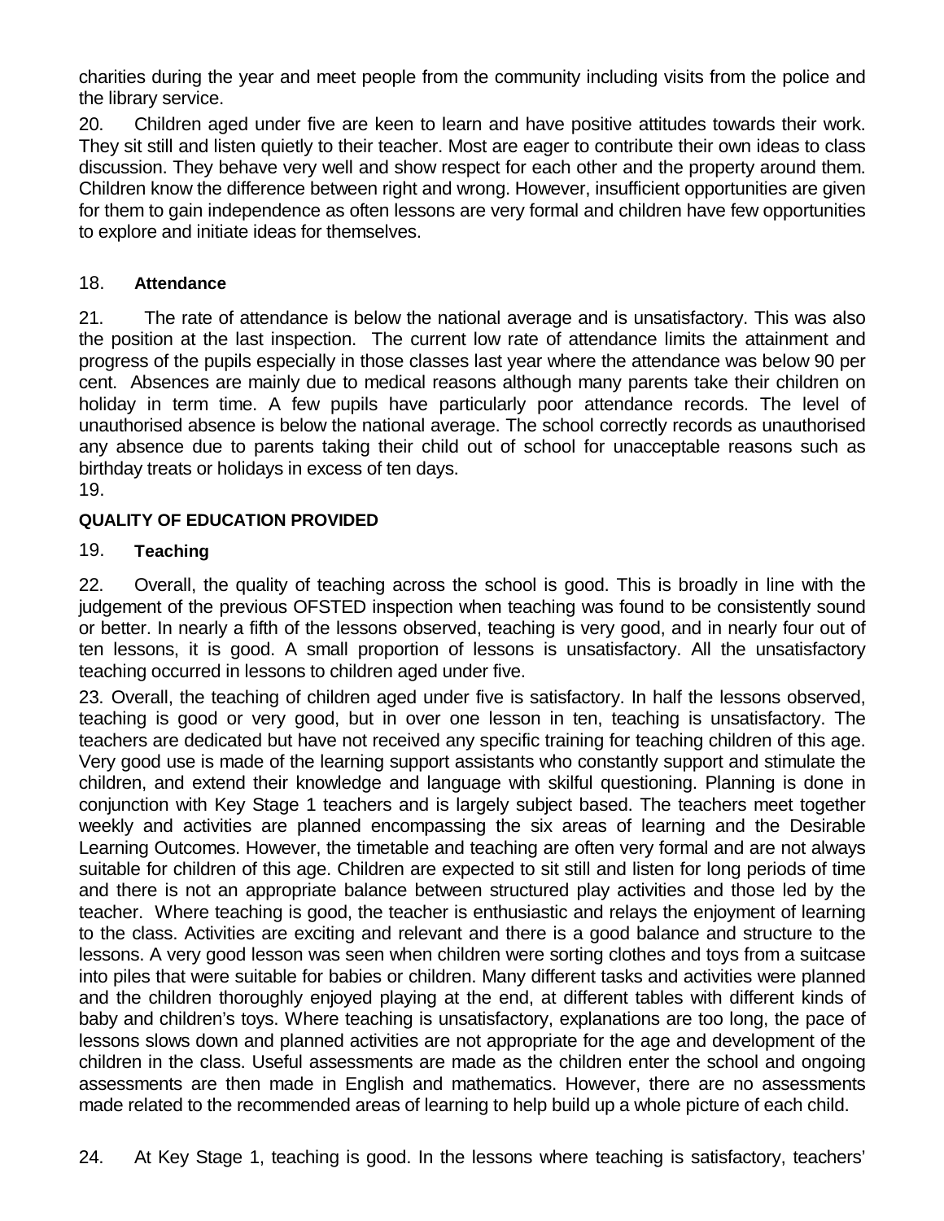charities during the year and meet people from the community including visits from the police and the library service.

20. Children aged under five are keen to learn and have positive attitudes towards their work. They sit still and listen quietly to their teacher. Most are eager to contribute their own ideas to class discussion. They behave very well and show respect for each other and the property around them. Children know the difference between right and wrong. However, insufficient opportunities are given for them to gain independence as often lessons are very formal and children have few opportunities to explore and initiate ideas for themselves.

### 18. Attendance

21. The rate of attendance is below the national average and is unsatisfactory. This was also the position at the last inspection. The current low rate of attendance limits the attainment and progress of the pupils especially in those classes last year where the attendance was below 90 per cent. Absences are mainly due to medical reasons although many parents take their children on holiday in term time. A few pupils have particularly poor attendance records. The level of unauthorised absence is below the national average. The school correctly records as unauthorised any absence due to parents taking their child out of school for unacceptable reasons such as birthday treats or holidays in excess of ten days.

19.

## QUALITY OF EDUCATION PROVIDED

### 19. Teaching

22. Overall, the quality of teaching across the school is good. This is broadly in line with the judgement of the previous OFSTED inspection when teaching was found to be consistently sound or better. In nearly a fifth of the lessons observed, teaching is very good, and in nearly four out of ten lessons, it is good. A small proportion of lessons is unsatisfactory. All the unsatisfactory teaching occurred in lessons to children aged under five.

23. Overall, the teaching of children aged under five is satisfactory. In half the lessons observed, teaching is good or very good, but in over one lesson in ten, teaching is unsatisfactory. The teachers are dedicated but have not received any specific training for teaching children of this age. Very good use is made of the learning support assistants who constantly support and stimulate the children, and extend their knowledge and language with skilful questioning. Planning is done in conjunction with Key Stage 1 teachers and is largely subject based. The teachers meet together weekly and activities are planned encompassing the six areas of learning and the Desirable Learning Outcomes. However, the timetable and teaching are often very formal and are not always suitable for children of this age. Children are expected to sit still and listen for long periods of time and there is not an appropriate balance between structured play activities and those led by the teacher. Where teaching is good, the teacher is enthusiastic and relays the enjoyment of learning to the class. Activities are exciting and relevant and there is a good balance and structure to the lessons. A very good lesson was seen when children were sorting clothes and toys from a suitcase into piles that were suitable for babies or children. Many different tasks and activities were planned and the children thoroughly enjoyed playing at the end, at different tables with different kinds of baby and children's toys. Where teaching is unsatisfactory, explanations are too long, the pace of lessons slows down and planned activities are not appropriate for the age and development of the children in the class. Useful assessments are made as the children enter the school and ongoing assessments are then made in English and mathematics. However, there are no assessments made related to the recommended areas of learning to help build up a whole picture of each child.

24. At Key Stage 1, teaching is good. In the lessons where teaching is satisfactory, teachers'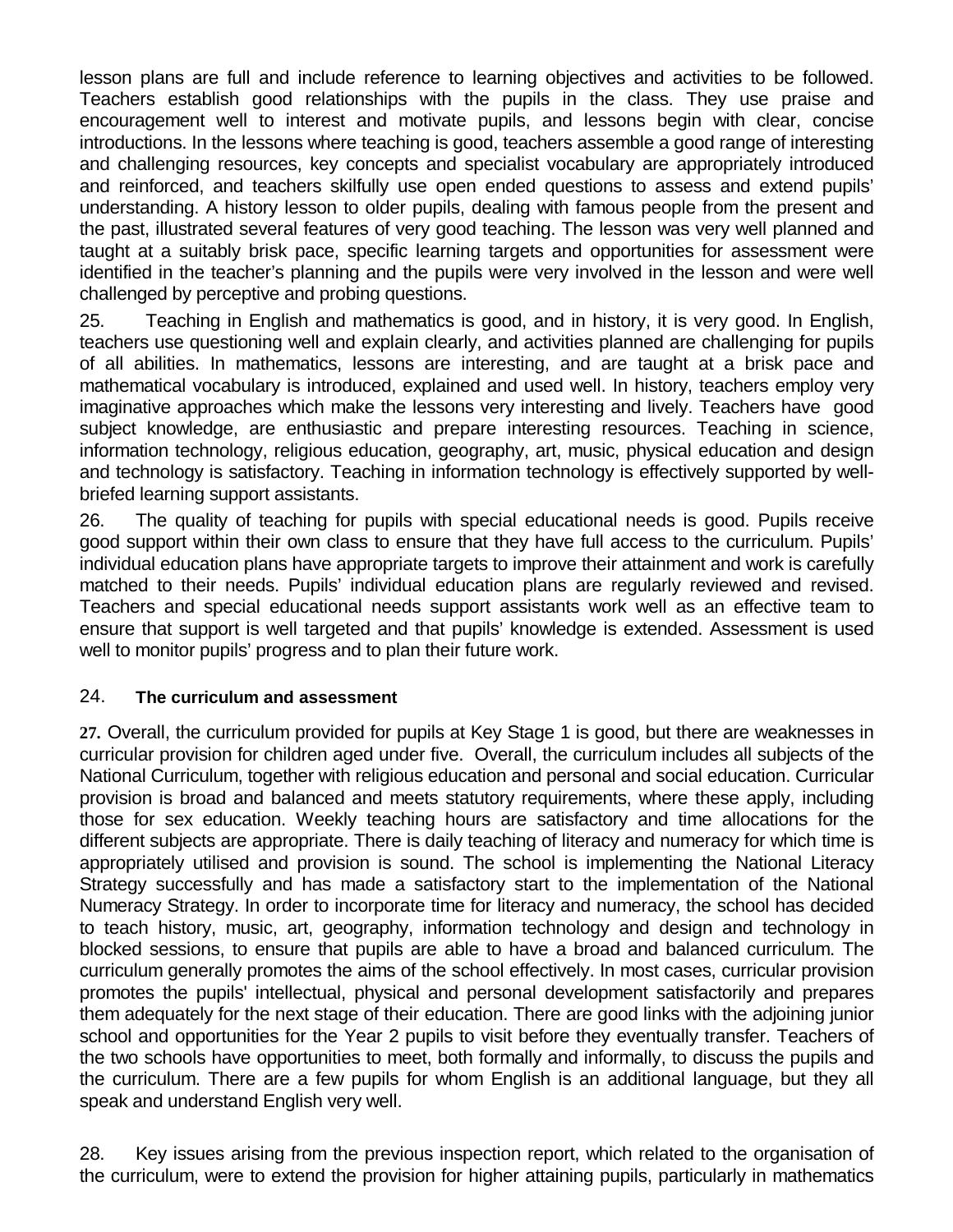lesson plans are full and include reference to learning objectives and activities to be followed. Teachers establish good relationships with the pupils in the class. They use praise and encouragement well to interest and motivate pupils, and lessons begin with clear, concise introductions. In the lessons where teaching is good, teachers assemble a good range of interesting and challenging resources, key concepts and specialist vocabulary are appropriately introduced and reinforced, and teachers skilfully use open ended questions to assess and extend pupils' understanding. A history lesson to older pupils, dealing with famous people from the present and the past, illustrated several features of very good teaching. The lesson was very well planned and taught at a suitably brisk pace, specific learning targets and opportunities for assessment were identified in the teacher's planning and the pupils were very involved in the lesson and were well challenged by perceptive and probing questions.

25. Teaching in English and mathematics is good, and in history, it is very good. In English, teachers use questioning well and explain clearly, and activities planned are challenging for pupils of all abilities. In mathematics, lessons are interesting, and are taught at a brisk pace and mathematical vocabulary is introduced, explained and used well. In history, teachers employ very imaginative approaches which make the lessons very interesting and lively. Teachers have good subject knowledge, are enthusiastic and prepare interesting resources. Teaching in science, information technology, religious education, geography, art, music, physical education and design and technology is satisfactory. Teaching in information technology is effectively supported by well-briefed learning support assistants.

26. The quality of teaching for pupils with special educational needs is good. Pupils receive good support within their own class to ensure that they have full access to the curriculum. Pupils' individual education plans have appropriate targets to improve their attainment and work is carefully matched to their needs. Pupils' individual education plans are regularly reviewed and revised. Teachers and special educational needs support assistants work well as an effective team to ensure that support is well targeted and that pupils' knowledge is extended. Assessment is used well to monitor pupils' progress and to plan their future work.

### 24. The curriculum and assessment

**27.** Overall, the curriculum provided for pupils at Key Stage 1 is good, but there are weaknesses in curricular provision for children aged under five. Overall, the curriculum includes all subjects of the National Curriculum, together with religious education and personal and social education. Curricular provision is broad and balanced and meets statutory requirements, where these apply, including those for sex education. Weekly teaching hours are satisfactory and time allocations for the different subjects are appropriate. There is daily teaching of literacy and numeracy for which time is appropriately utilised and provision is sound. The school is implementing the National Literacy Strategy successfully and has made a satisfactory start to the implementation of the National Numeracy Strategy. In order to incorporate time for literacy and numeracy, the school has decided to teach history, music, art, geography, information technology and design and technology in blocked sessions, to ensure that pupils are able to have a broad and balanced curriculum. The curriculum generally promotes the aims of the school effectively. In most cases, curricular provision promotes the pupils' intellectual, physical and personal development satisfactorily and prepares them adequately for the next stage of their education. There are good links with the adjoining junior school and opportunities for the Year 2 pupils to visit before they eventually transfer. Teachers of the two schools have opportunities to meet, both formally and informally, to discuss the pupils and the curriculum. There are a few pupils for whom English is an additional language, but they all speak and understand English very well.

28. Key issues arising from the previous inspection report, which related to the organisation of the curriculum, were to extend the provision for higher attaining pupils, particularly in mathematics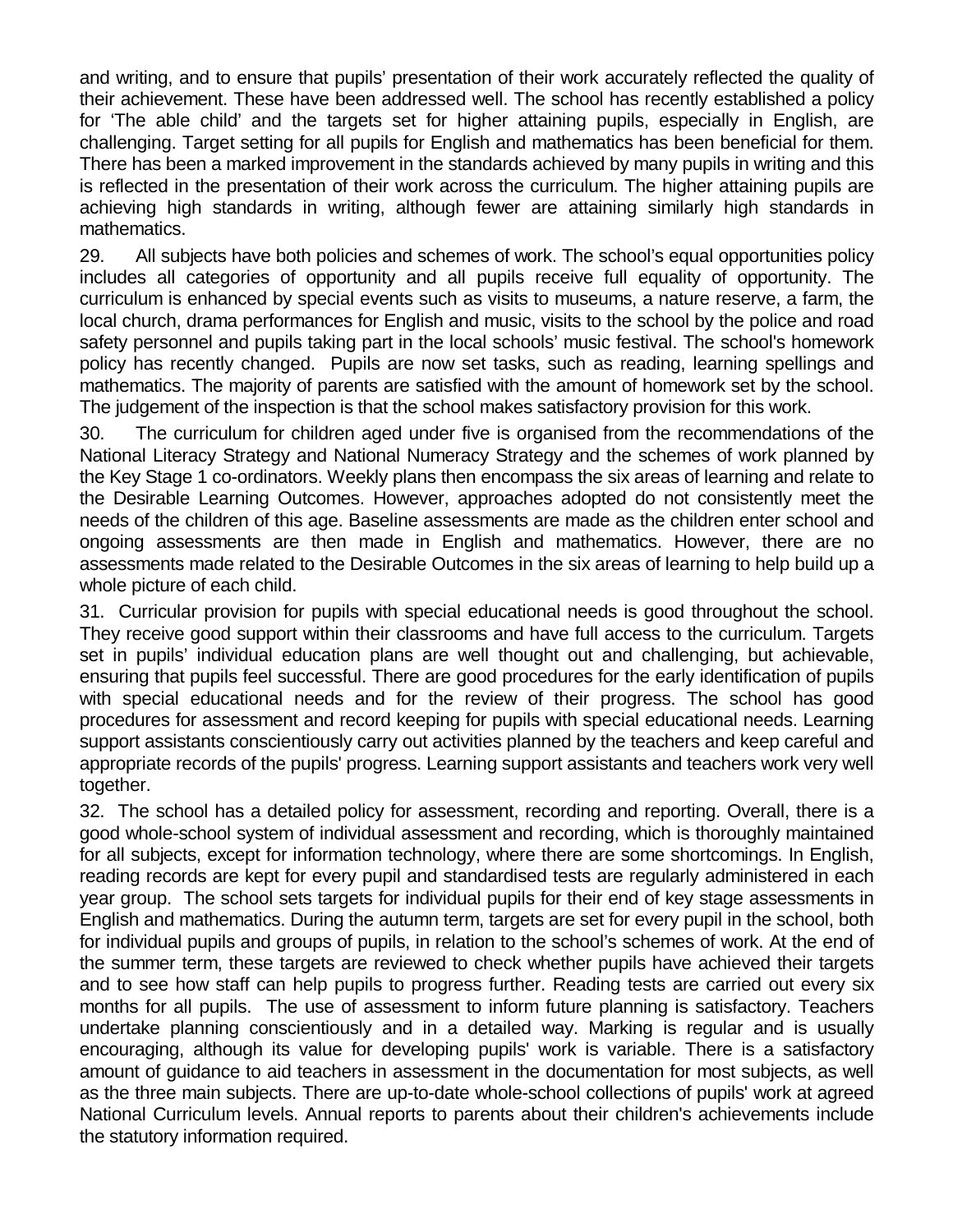and writing, and to ensure that pupils' presentation of their work accurately reflected the quality of their achievement. These have been addressed well. The school has recently established a policy for 'The able child' and the targets set for higher attaining pupils, especially in English, are challenging. Target setting for all pupils for English and mathematics has been beneficial for them. There has been a marked improvement in the standards achieved by many pupils in writing and this is reflected in the presentation of their work across the curriculum. The higher attaining pupils are achieving high standards in writing, although fewer are attaining similarly high standards in mathematics.

29. All subjects have both policies and schemes of work. The school's equal opportunities policy includes all categories of opportunity and all pupils receive full equality of opportunity. The curriculum is enhanced by special events such as visits to museums, a nature reserve, a farm, the local church, drama performances for English and music, visits to the school by the police and road safety personnel and pupils taking part in the local schools' music festival. The school's homework policy has recently changed. Pupils are now set tasks, such as reading, learning spellings and mathematics. The majority of parents are satisfied with the amount of homework set by the school. The judgement of the inspection is that the school makes satisfactory provision for this work.

30. The curriculum for children aged under five is organised from the recommendations of the National Literacy Strategy and National Numeracy Strategy and the schemes of work planned by the Key Stage 1 co-ordinators. Weekly plans then encompass the six areas of learning and relate to the Desirable Learning Outcomes. However, approaches adopted do not consistently meet the needs of the children of this age. Baseline assessments are made as the children enter school and ongoing assessments are then made in English and mathematics. However, there are no assessments made related to the Desirable Outcomes in the six areas of learning to help build up a whole picture of each child.

31. Curricular provision for pupils with special educational needs is good throughout the school. They receive good support within their classrooms and have full access to the curriculum. Targets set in pupils' individual education plans are well thought out and challenging, but achievable, ensuring that pupils feel successful. There are good procedures for the early identification of pupils with special educational needs and for the review of their progress. The school has good procedures for assessment and record keeping for pupils with special educational needs. Learning support assistants conscientiously carry out activities planned by the teachers and keep careful and appropriate records of the pupils' progress. Learning support assistants and teachers work very well together.

32. The school has a detailed policy for assessment, recording and reporting. Overall, there is a good whole-school system of individual assessment and recording, which is thoroughly maintained for all subjects, except for information technology, where there are some shortcomings. In English, reading records are kept for every pupil and standardised tests are regularly administered in each year group. The school sets targets for individual pupils for their end of key stage assessments in English and mathematics. During the autumn term, targets are set for every pupil in the school, both for individual pupils and groups of pupils, in relation to the school's schemes of work. At the end of the summer term, these targets are reviewed to check whether pupils have achieved their targets and to see how staff can help pupils to progress further. Reading tests are carried out every six months for all pupils. The use of assessment to inform future planning is satisfactory. Teachers undertake planning conscientiously and in a detailed way. Marking is regular and is usually encouraging, although its value for developing pupils' work is variable. There is a satisfactory amount of guidance to aid teachers in assessment in the documentation for most subjects, as well as the three main subjects. There are up-to-date whole-school collections of pupils' work at agreed National Curriculum levels. Annual reports to parents about their children's achievements include the statutory information required.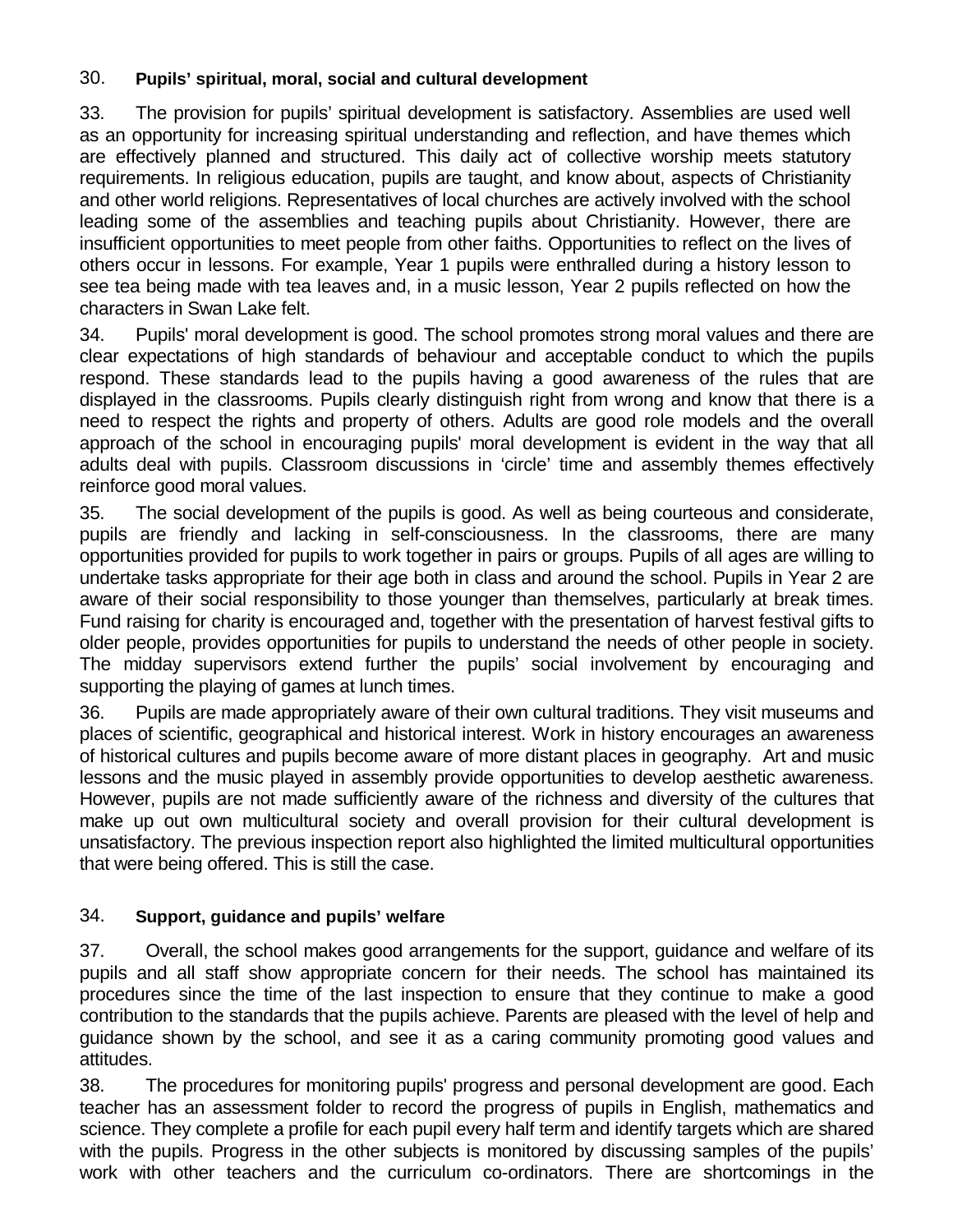30. **Pupils' spiritual, moral, social and cultural development**

33. The provision for pupils' spiritual development is satisfactory. Assemblies are used well as an opportunity for increasing spiritual understanding and reflection, and have themes which are effectively planned and structured. This daily act of collective worship meets statutory requirements. In religious education, pupils are taught, and know about, aspects of Christianity and other world religions. Representatives of local churches are actively involved with the school leading some of the assemblies and teaching pupils about Christianity. However, there are insufficient opportunities to meet people from other faiths. Opportunities to reflect on the lives of others occur in lessons. For example, Year 1 pupils were enthralled during a history lesson to see tea being made with tea leaves and, in a music lesson, Year 2 pupils reflected on how the characters in Swan Lake felt.

34. Pupils' moral development is good. The school promotes strong moral values and there are clear expectations of high standards of behaviour and acceptable conduct to which the pupils respond. These standards lead to the pupils having a good awareness of the rules that are displayed in the classrooms. Pupils clearly distinguish right from wrong and know that there is a need to respect the rights and property of others. Adults are good role models and the overall approach of the school in encouraging pupils' moral development is evident in the way that all adults deal with pupils. Classroom discussions in 'circle' time and assembly themes effectively reinforce good moral values.

35. The social development of the pupils is good. As well as being courteous and considerate, pupils are friendly and lacking in self-consciousness. In the classrooms, there are many opportunities provided for pupils to work together in pairs or groups. Pupils of all ages are willing to undertake tasks appropriate for their age both in class and around the school. Pupils in Year 2 are aware of their social responsibility to those younger than themselves, particularly at break times. Fund raising for charity is encouraged and, together with the presentation of harvest festival gifts to older people, provides opportunities for pupils to understand the needs of other people in society. The midday supervisors extend further the pupils' social involvement by encouraging and supporting the playing of games at lunch times.

36. Pupils are made appropriately aware of their own cultural traditions. They visit museums and places of scientific, geographical and historical interest. Work in history encourages an awareness of historical cultures and pupils become aware of more distant places in geography. Art and music lessons and the music played in assembly provide opportunities to develop aesthetic awareness. However, pupils are not made sufficiently aware of the richness and diversity of the cultures that make up out own multicultural society and overall provision for their cultural development is unsatisfactory. The previous inspection report also highlighted the limited multicultural opportunities that were being offered. This is still the case.

34. **Support, guidance and pupils' welfare**

37. Overall, the school makes good arrangements for the support, guidance and welfare of its pupils and all staff show appropriate concern for their needs. The school has maintained its procedures since the time of the last inspection to ensure that they continue to make a good contribution to the standards that the pupils achieve. Parents are pleased with the level of help and guidance shown by the school, and see it as a caring community promoting good values and attitudes.

38. The procedures for monitoring pupils' progress and personal development are good. Each teacher has an assessment folder to record the progress of pupils in English, mathematics and science. They complete a profile for each pupil every half term and identify targets which are shared with the pupils. Progress in the other subjects is monitored by discussing samples of the pupils' work with other teachers and the curriculum co-ordinators. There are shortcomings in the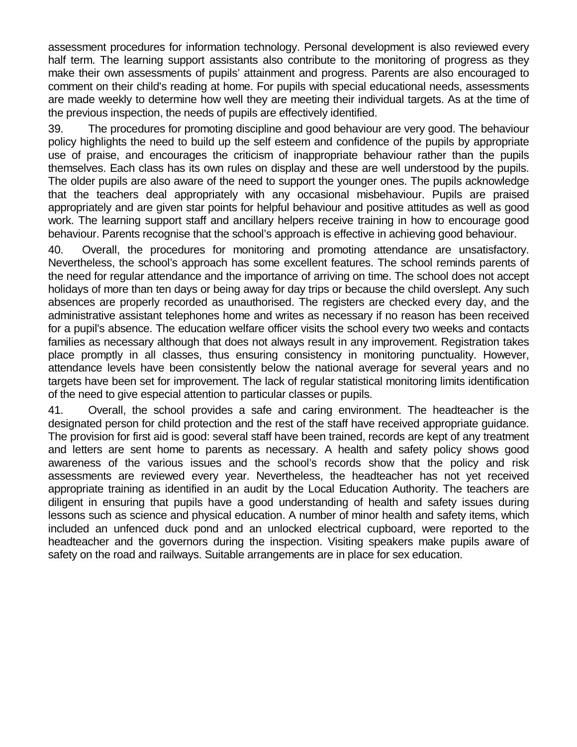assessment procedures for information technology. Personal development is also reviewed every half term. The learning support assistants also contribute to the monitoring of progress as they make their own assessments of pupils' attainment and progress. Parents are also encouraged to comment on their child's reading at home. For pupils with special educational needs, assessments are made weekly to determine how well they are meeting their individual targets. As at the time of the previous inspection, the needs of pupils are effectively identified.

39. The procedures for promoting discipline and good behaviour are very good. The behaviour policy highlights the need to build up the self esteem and confidence of the pupils by appropriate use of praise, and encourages the criticism of inappropriate behaviour rather than the pupils themselves. Each class has its own rules on display and these are well understood by the pupils. The older pupils are also aware of the need to support the younger ones. The pupils acknowledge that the teachers deal appropriately with any occasional misbehaviour. Pupils are praised appropriately and are given star points for helpful behaviour and positive attitudes as well as good work. The learning support staff and ancillary helpers receive training in how to encourage good behaviour. Parents recognise that the school's approach is effective in achieving good behaviour.

40. Overall, the procedures for monitoring and promoting attendance are unsatisfactory. Nevertheless, the school's approach has some excellent features. The school reminds parents of the need for regular attendance and the importance of arriving on time. The school does not accept holidays of more than ten days or being away for day trips or because the child overslept. Any such absences are properly recorded as unauthorised. The registers are checked every day, and the administrative assistant telephones home and writes as necessary if no reason has been received for a pupil's absence. The education welfare officer visits the school every two weeks and contacts families as necessary although that does not always result in any improvement. Registration takes place promptly in all classes, thus ensuring consistency in monitoring punctuality. However, attendance levels have been consistently below the national average for several years and no targets have been set for improvement. The lack of regular statistical monitoring limits identification of the need to give especial attention to particular classes or pupils.

41. Overall, the school provides a safe and caring environment. The headteacher is the designated person for child protection and the rest of the staff have received appropriate guidance. The provision for first aid is good: several staff have been trained, records are kept of any treatment and letters are sent home to parents as necessary. A health and safety policy shows good awareness of the various issues and the school's records show that the policy and risk assessments are reviewed every year. Nevertheless, the headteacher has not yet received appropriate training as identified in an audit by the Local Education Authority. The teachers are diligent in ensuring that pupils have a good understanding of health and safety issues during lessons such as science and physical education. A number of minor health and safety items, which included an unfenced duck pond and an unlocked electrical cupboard, were reported to the headteacher and the governors during the inspection. Visiting speakers make pupils aware of safety on the road and railways. Suitable arrangements are in place for sex education.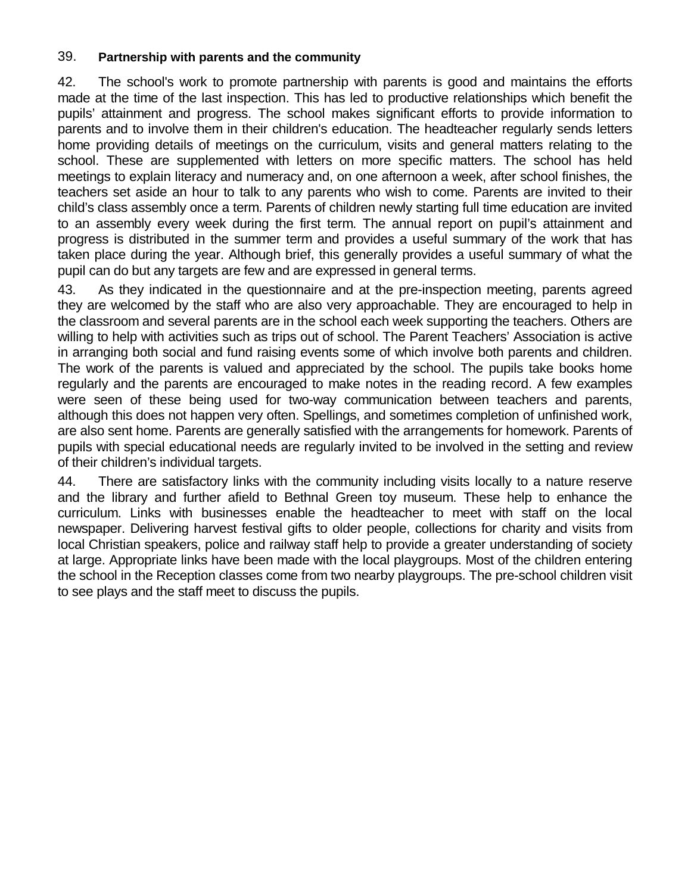## 39. Partnership with parents and the community

42. The school's work to promote partnership with parents is good and maintains the efforts made at the time of the last inspection. This has led to productive relationships which benefit the pupils' attainment and progress. The school makes significant efforts to provide information to parents and to involve them in their children's education. The headteacher regularly sends letters home providing details of meetings on the curriculum, visits and general matters relating to the school. These are supplemented with letters on more specific matters. The school has held meetings to explain literacy and numeracy and, on one afternoon a week, after school finishes, the teachers set aside an hour to talk to any parents who wish to come. Parents are invited to their child's class assembly once a term. Parents of children newly starting full time education are invited to an assembly every week during the first term. The annual report on pupil's attainment and progress is distributed in the summer term and provides a useful summary of the work that has taken place during the year. Although brief, this generally provides a useful summary of what the pupil can do but any targets are few and are expressed in general terms.

43. As they indicated in the questionnaire and at the pre-inspection meeting, parents agreed they are welcomed by the staff who are also very approachable. They are encouraged to help in the classroom and several parents are in the school each week supporting the teachers. Others are willing to help with activities such as trips out of school. The Parent Teachers' Association is active in arranging both social and fund raising events some of which involve both parents and children. The work of the parents is valued and appreciated by the school. The pupils take books home regularly and the parents are encouraged to make notes in the reading record. A few examples were seen of these being used for two-way communication between teachers and parents, although this does not happen very often. Spellings, and sometimes completion of unfinished work, are also sent home. Parents are generally satisfied with the arrangements for homework. Parents of pupils with special educational needs are regularly invited to be involved in the setting and review of their children's individual targets.

44. There are satisfactory links with the community including visits locally to a nature reserve and the library and further afield to Bethnal Green toy museum. These help to enhance the curriculum. Links with businesses enable the headteacher to meet with staff on the local newspaper. Delivering harvest festival gifts to older people, collections for charity and visits from local Christian speakers, police and railway staff help to provide a greater understanding of society at large. Appropriate links have been made with the local playgroups. Most of the children entering the school in the Reception classes come from two nearby playgroups. The pre-school children visit to see plays and the staff meet to discuss the pupils.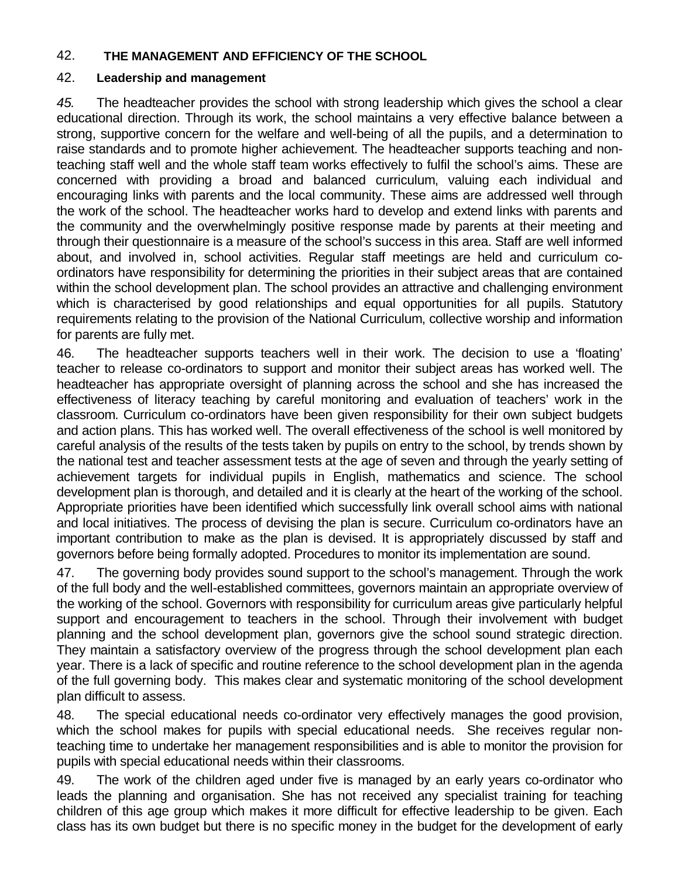## 42. THE MANAGEMENT AND EFFICIENCY OF THE SCHOOL

### 42. Leadership and management

*45.* The headteacher provides the school with strong leadership which gives the school a clear educational direction. Through its work, the school maintains a very effective balance between a strong, supportive concern for the welfare and well-being of all the pupils, and a determination to raise standards and to promote higher achievement. The headteacher supports teaching and non-teaching staff well and the whole staff team works effectively to fulfil the school's aims. These are concerned with providing a broad and balanced curriculum, valuing each individual and encouraging links with parents and the local community. These aims are addressed well through the work of the school. The headteacher works hard to develop and extend links with parents and the community and the overwhelmingly positive response made by parents at their meeting and through their questionnaire is a measure of the school's success in this area. Staff are well informed about, and involved in, school activities. Regular staff meetings are held and curriculum co-ordinators have responsibility for determining the priorities in their subject areas that are contained within the school development plan. The school provides an attractive and challenging environment which is characterised by good relationships and equal opportunities for all pupils. Statutory requirements relating to the provision of the National Curriculum, collective worship and information for parents are fully met.

46. The headteacher supports teachers well in their work. The decision to use a 'floating' teacher to release co-ordinators to support and monitor their subject areas has worked well. The headteacher has appropriate oversight of planning across the school and she has increased the effectiveness of literacy teaching by careful monitoring and evaluation of teachers' work in the classroom. Curriculum co-ordinators have been given responsibility for their own subject budgets and action plans. This has worked well. The overall effectiveness of the school is well monitored by careful analysis of the results of the tests taken by pupils on entry to the school, by trends shown by the national test and teacher assessment tests at the age of seven and through the yearly setting of achievement targets for individual pupils in English, mathematics and science. The school development plan is thorough, and detailed and it is clearly at the heart of the working of the school. Appropriate priorities have been identified which successfully link overall school aims with national and local initiatives. The process of devising the plan is secure. Curriculum co-ordinators have an important contribution to make as the plan is devised. It is appropriately discussed by staff and governors before being formally adopted. Procedures to monitor its implementation are sound.

47. The governing body provides sound support to the school's management. Through the work of the full body and the well-established committees, governors maintain an appropriate overview of the working of the school. Governors with responsibility for curriculum areas give particularly helpful support and encouragement to teachers in the school. Through their involvement with budget planning and the school development plan, governors give the school sound strategic direction. They maintain a satisfactory overview of the progress through the school development plan each year. There is a lack of specific and routine reference to the school development plan in the agenda of the full governing body. This makes clear and systematic monitoring of the school development plan difficult to assess.

48. The special educational needs co-ordinator very effectively manages the good provision, which the school makes for pupils with special educational needs. She receives regular non-teaching time to undertake her management responsibilities and is able to monitor the provision for pupils with special educational needs within their classrooms.

49. The work of the children aged under five is managed by an early years co-ordinator who leads the planning and organisation. She has not received any specialist training for teaching children of this age group which makes it more difficult for effective leadership to be given. Each class has its own budget but there is no specific money in the budget for the development of early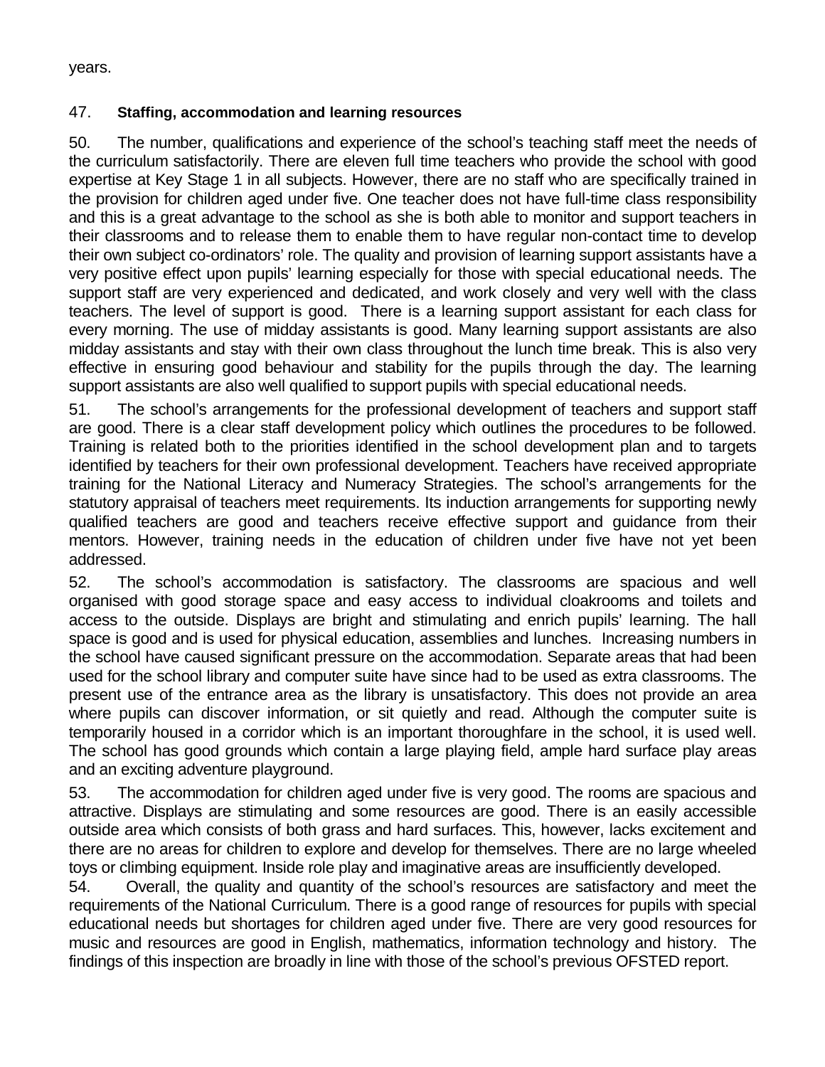years.

### 47. Staffing, accommodation and learning resources

50. The number, qualifications and experience of the school's teaching staff meet the needs of the curriculum satisfactorily. There are eleven full time teachers who provide the school with good expertise at Key Stage 1 in all subjects. However, there are no staff who are specifically trained in the provision for children aged under five. One teacher does not have full-time class responsibility and this is a great advantage to the school as she is both able to monitor and support teachers in their classrooms and to release them to enable them to have regular non-contact time to develop their own subject co-ordinators' role. The quality and provision of learning support assistants have a very positive effect upon pupils' learning especially for those with special educational needs. The support staff are very experienced and dedicated, and work closely and very well with the class teachers. The level of support is good. There is a learning support assistant for each class for every morning. The use of midday assistants is good. Many learning support assistants are also midday assistants and stay with their own class throughout the lunch time break. This is also very effective in ensuring good behaviour and stability for the pupils through the day. The learning support assistants are also well qualified to support pupils with special educational needs.

51. The school's arrangements for the professional development of teachers and support staff are good. There is a clear staff development policy which outlines the procedures to be followed. Training is related both to the priorities identified in the school development plan and to targets identified by teachers for their own professional development. Teachers have received appropriate training for the National Literacy and Numeracy Strategies. The school's arrangements for the statutory appraisal of teachers meet requirements. Its induction arrangements for supporting newly qualified teachers are good and teachers receive effective support and guidance from their mentors. However, training needs in the education of children under five have not yet been addressed.

52. The school's accommodation is satisfactory. The classrooms are spacious and well organised with good storage space and easy access to individual cloakrooms and toilets and access to the outside. Displays are bright and stimulating and enrich pupils' learning. The hall space is good and is used for physical education, assemblies and lunches. Increasing numbers in the school have caused significant pressure on the accommodation. Separate areas that had been used for the school library and computer suite have since had to be used as extra classrooms. The present use of the entrance area as the library is unsatisfactory. This does not provide an area where pupils can discover information, or sit quietly and read. Although the computer suite is temporarily housed in a corridor which is an important thoroughfare in the school, it is used well. The school has good grounds which contain a large playing field, ample hard surface play areas and an exciting adventure playground.

53. The accommodation for children aged under five is very good. The rooms are spacious and attractive. Displays are stimulating and some resources are good. There is an easily accessible outside area which consists of both grass and hard surfaces. This, however, lacks excitement and there are no areas for children to explore and develop for themselves. There are no large wheeled toys or climbing equipment. Inside role play and imaginative areas are insufficiently developed.

54. Overall, the quality and quantity of the school's resources are satisfactory and meet the requirements of the National Curriculum. There is a good range of resources for pupils with special educational needs but shortages for children aged under five. There are very good resources for music and resources are good in English, mathematics, information technology and history. The findings of this inspection are broadly in line with those of the school's previous OFSTED report.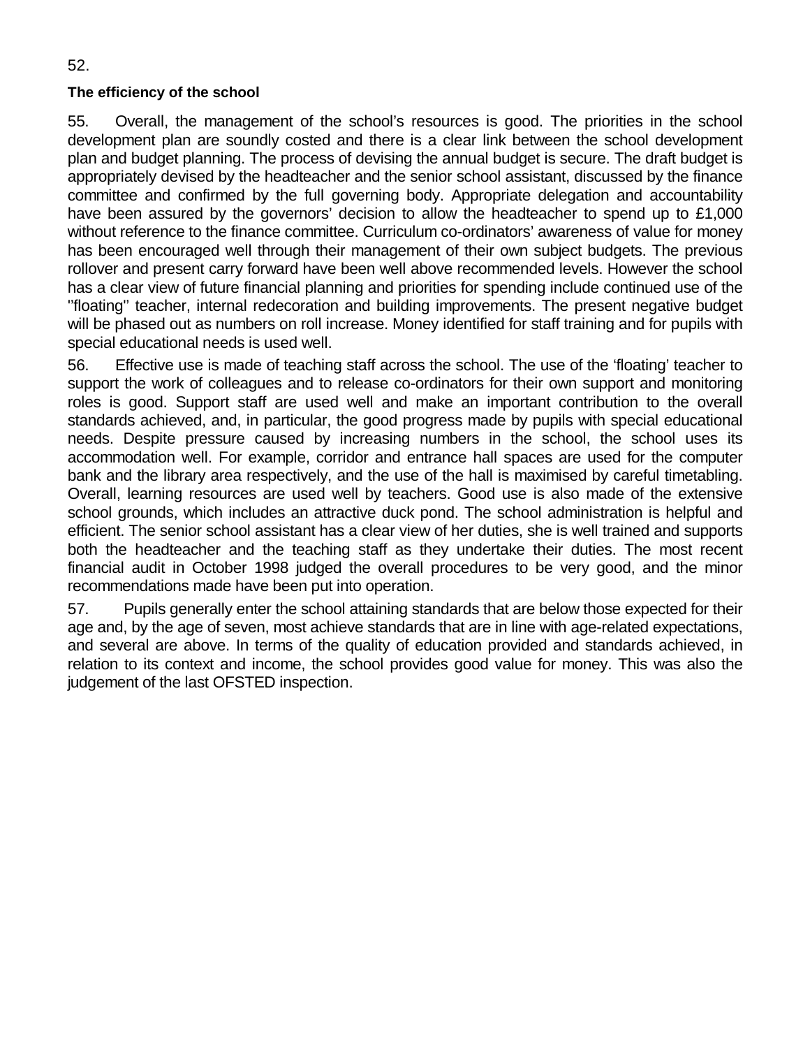52.

**The efficiency of the school**

55. Overall, the management of the school's resources is good. The priorities in the school development plan are soundly costed and there is a clear link between the school development plan and budget planning. The process of devising the annual budget is secure. The draft budget is appropriately devised by the headteacher and the senior school assistant, discussed by the finance committee and confirmed by the full governing body. Appropriate delegation and accountability have been assured by the governors' decision to allow the headteacher to spend up to £1,000 without reference to the finance committee. Curriculum co-ordinators' awareness of value for money has been encouraged well through their management of their own subject budgets. The previous rollover and present carry forward have been well above recommended levels. However the school has a clear view of future financial planning and priorities for spending include continued use of the "floating" teacher, internal redecoration and building improvements. The present negative budget will be phased out as numbers on roll increase. Money identified for staff training and for pupils with special educational needs is used well.

56. Effective use is made of teaching staff across the school. The use of the 'floating' teacher to support the work of colleagues and to release co-ordinators for their own support and monitoring roles is good. Support staff are used well and make an important contribution to the overall standards achieved, and, in particular, the good progress made by pupils with special educational needs. Despite pressure caused by increasing numbers in the school, the school uses its accommodation well. For example, corridor and entrance hall spaces are used for the computer bank and the library area respectively, and the use of the hall is maximised by careful timetabling. Overall, learning resources are used well by teachers. Good use is also made of the extensive school grounds, which includes an attractive duck pond. The school administration is helpful and efficient. The senior school assistant has a clear view of her duties, she is well trained and supports both the headteacher and the teaching staff as they undertake their duties. The most recent financial audit in October 1998 judged the overall procedures to be very good, and the minor recommendations made have been put into operation.

57. Pupils generally enter the school attaining standards that are below those expected for their age and, by the age of seven, most achieve standards that are in line with age-related expectations, and several are above. In terms of the quality of education provided and standards achieved, in relation to its context and income, the school provides good value for money. This was also the judgement of the last OFSTED inspection.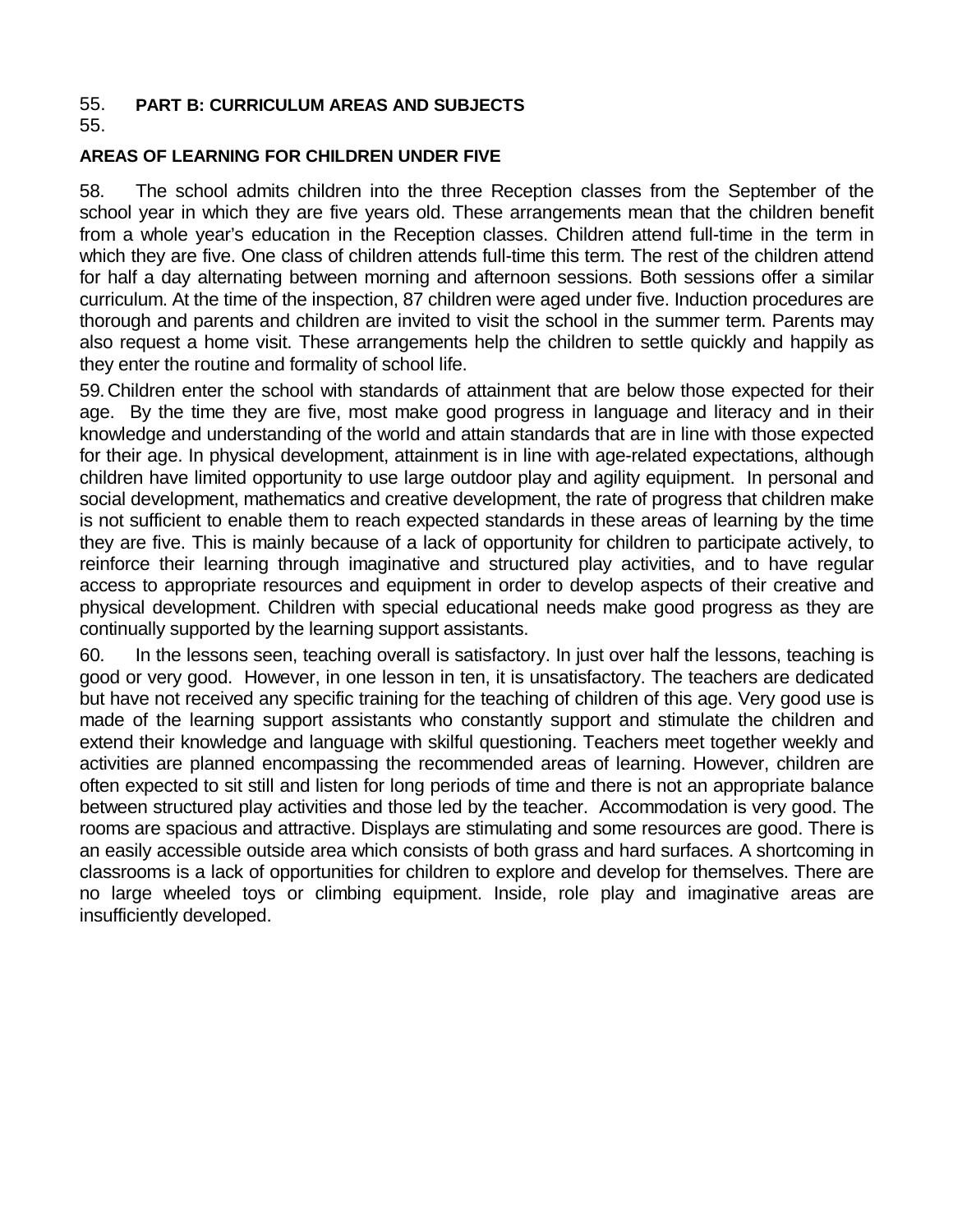55. **PART B: CURRICULUM AREAS AND SUBJECTS**

55.

**AREAS OF LEARNING FOR CHILDREN UNDER FIVE**

58. The school admits children into the three Reception classes from the September of the school year in which they are five years old. These arrangements mean that the children benefit from a whole year's education in the Reception classes. Children attend full-time in the term in which they are five. One class of children attends full-time this term. The rest of the children attend for half a day alternating between morning and afternoon sessions. Both sessions offer a similar curriculum. At the time of the inspection, 87 children were aged under five. Induction procedures are thorough and parents and children are invited to visit the school in the summer term. Parents may also request a home visit. These arrangements help the children to settle quickly and happily as they enter the routine and formality of school life.

59. Children enter the school with standards of attainment that are below those expected for their age. By the time they are five, most make good progress in language and literacy and in their knowledge and understanding of the world and attain standards that are in line with those expected for their age. In physical development, attainment is in line with age-related expectations, although children have limited opportunity to use large outdoor play and agility equipment. In personal and social development, mathematics and creative development, the rate of progress that children make is not sufficient to enable them to reach expected standards in these areas of learning by the time they are five. This is mainly because of a lack of opportunity for children to participate actively, to reinforce their learning through imaginative and structured play activities, and to have regular access to appropriate resources and equipment in order to develop aspects of their creative and physical development. Children with special educational needs make good progress as they are continually supported by the learning support assistants.

60. In the lessons seen, teaching overall is satisfactory. In just over half the lessons, teaching is good or very good. However, in one lesson in ten, it is unsatisfactory. The teachers are dedicated but have not received any specific training for the teaching of children of this age. Very good use is made of the learning support assistants who constantly support and stimulate the children and extend their knowledge and language with skilful questioning. Teachers meet together weekly and activities are planned encompassing the recommended areas of learning. However, children are often expected to sit still and listen for long periods of time and there is not an appropriate balance between structured play activities and those led by the teacher. Accommodation is very good. The rooms are spacious and attractive. Displays are stimulating and some resources are good. There is an easily accessible outside area which consists of both grass and hard surfaces. A shortcoming in classrooms is a lack of opportunities for children to explore and develop for themselves. There are no large wheeled toys or climbing equipment. Inside, role play and imaginative areas are insufficiently developed.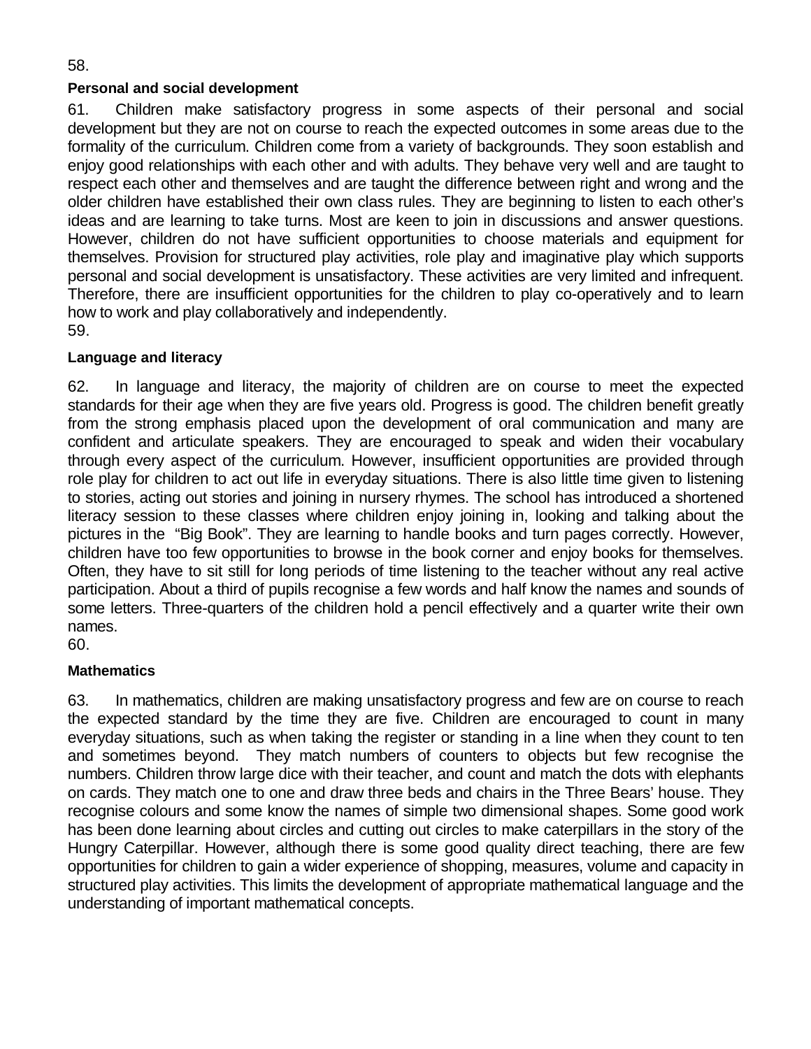58.

**Personal and social development**

61. Children make satisfactory progress in some aspects of their personal and social development but they are not on course to reach the expected outcomes in some areas due to the formality of the curriculum. Children come from a variety of backgrounds. They soon establish and enjoy good relationships with each other and with adults. They behave very well and are taught to respect each other and themselves and are taught the difference between right and wrong and the older children have established their own class rules. They are beginning to listen to each other's ideas and are learning to take turns. Most are keen to join in discussions and answer questions. However, children do not have sufficient opportunities to choose materials and equipment for themselves. Provision for structured play activities, role play and imaginative play which supports personal and social development is unsatisfactory. These activities are very limited and infrequent. Therefore, there are insufficient opportunities for the children to play co-operatively and to learn how to work and play collaboratively and independently.

59.

**Language and literacy**

62. In language and literacy, the majority of children are on course to meet the expected standards for their age when they are five years old. Progress is good. The children benefit greatly from the strong emphasis placed upon the development of oral communication and many are confident and articulate speakers. They are encouraged to speak and widen their vocabulary through every aspect of the curriculum. However, insufficient opportunities are provided through role play for children to act out life in everyday situations. There is also little time given to listening to stories, acting out stories and joining in nursery rhymes. The school has introduced a shortened literacy session to these classes where children enjoy joining in, looking and talking about the pictures in the "Big Book". They are learning to handle books and turn pages correctly. However, children have too few opportunities to browse in the book corner and enjoy books for themselves. Often, they have to sit still for long periods of time listening to the teacher without any real active participation. About a third of pupils recognise a few words and half know the names and sounds of some letters. Three-quarters of the children hold a pencil effectively and a quarter write their own names.

60.

**Mathematics**

63. In mathematics, children are making unsatisfactory progress and few are on course to reach the expected standard by the time they are five. Children are encouraged to count in many everyday situations, such as when taking the register or standing in a line when they count to ten and sometimes beyond. They match numbers of counters to objects but few recognise the numbers. Children throw large dice with their teacher, and count and match the dots with elephants on cards. They match one to one and draw three beds and chairs in the Three Bears' house. They recognise colours and some know the names of simple two dimensional shapes. Some good work has been done learning about circles and cutting out circles to make caterpillars in the story of the Hungry Caterpillar. However, although there is some good quality direct teaching, there are few opportunities for children to gain a wider experience of shopping, measures, volume and capacity in structured play activities. This limits the development of appropriate mathematical language and the understanding of important mathematical concepts.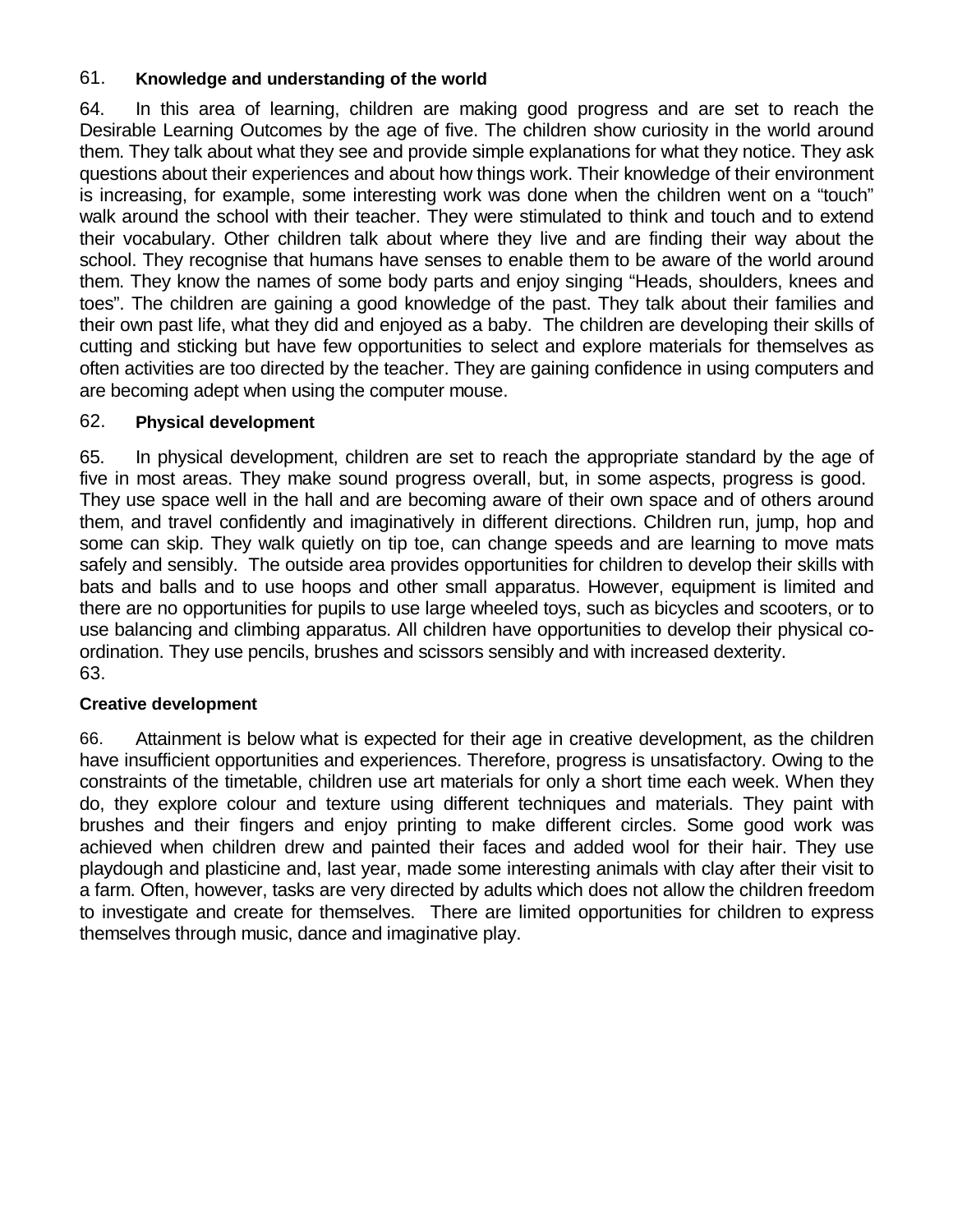61. **Knowledge and understanding of the world**

64. In this area of learning, children are making good progress and are set to reach the Desirable Learning Outcomes by the age of five. The children show curiosity in the world around them. They talk about what they see and provide simple explanations for what they notice. They ask questions about their experiences and about how things work. Their knowledge of their environment is increasing, for example, some interesting work was done when the children went on a "touch" walk around the school with their teacher. They were stimulated to think and touch and to extend their vocabulary. Other children talk about where they live and are finding their way about the school. They recognise that humans have senses to enable them to be aware of the world around them. They know the names of some body parts and enjoy singing "Heads, shoulders, knees and toes". The children are gaining a good knowledge of the past. They talk about their families and their own past life, what they did and enjoyed as a baby. The children are developing their skills of cutting and sticking but have few opportunities to select and explore materials for themselves as often activities are too directed by the teacher. They are gaining confidence in using computers and are becoming adept when using the computer mouse.

62. **Physical development**

65. In physical development, children are set to reach the appropriate standard by the age of five in most areas. They make sound progress overall, but, in some aspects, progress is good. They use space well in the hall and are becoming aware of their own space and of others around them, and travel confidently and imaginatively in different directions. Children run, jump, hop and some can skip. They walk quietly on tip toe, can change speeds and are learning to move mats safely and sensibly. The outside area provides opportunities for children to develop their skills with bats and balls and to use hoops and other small apparatus. However, equipment is limited and there are no opportunities for pupils to use large wheeled toys, such as bicycles and scooters, or to use balancing and climbing apparatus. All children have opportunities to develop their physical co-ordination. They use pencils, brushes and scissors sensibly and with increased dexterity.

63.

**Creative development**

66. Attainment is below what is expected for their age in creative development, as the children have insufficient opportunities and experiences. Therefore, progress is unsatisfactory. Owing to the constraints of the timetable, children use art materials for only a short time each week. When they do, they explore colour and texture using different techniques and materials. They paint with brushes and their fingers and enjoy printing to make different circles. Some good work was achieved when children drew and painted their faces and added wool for their hair. They use playdough and plasticine and, last year, made some interesting animals with clay after their visit to a farm. Often, however, tasks are very directed by adults which does not allow the children freedom to investigate and create for themselves. There are limited opportunities for children to express themselves through music, dance and imaginative play.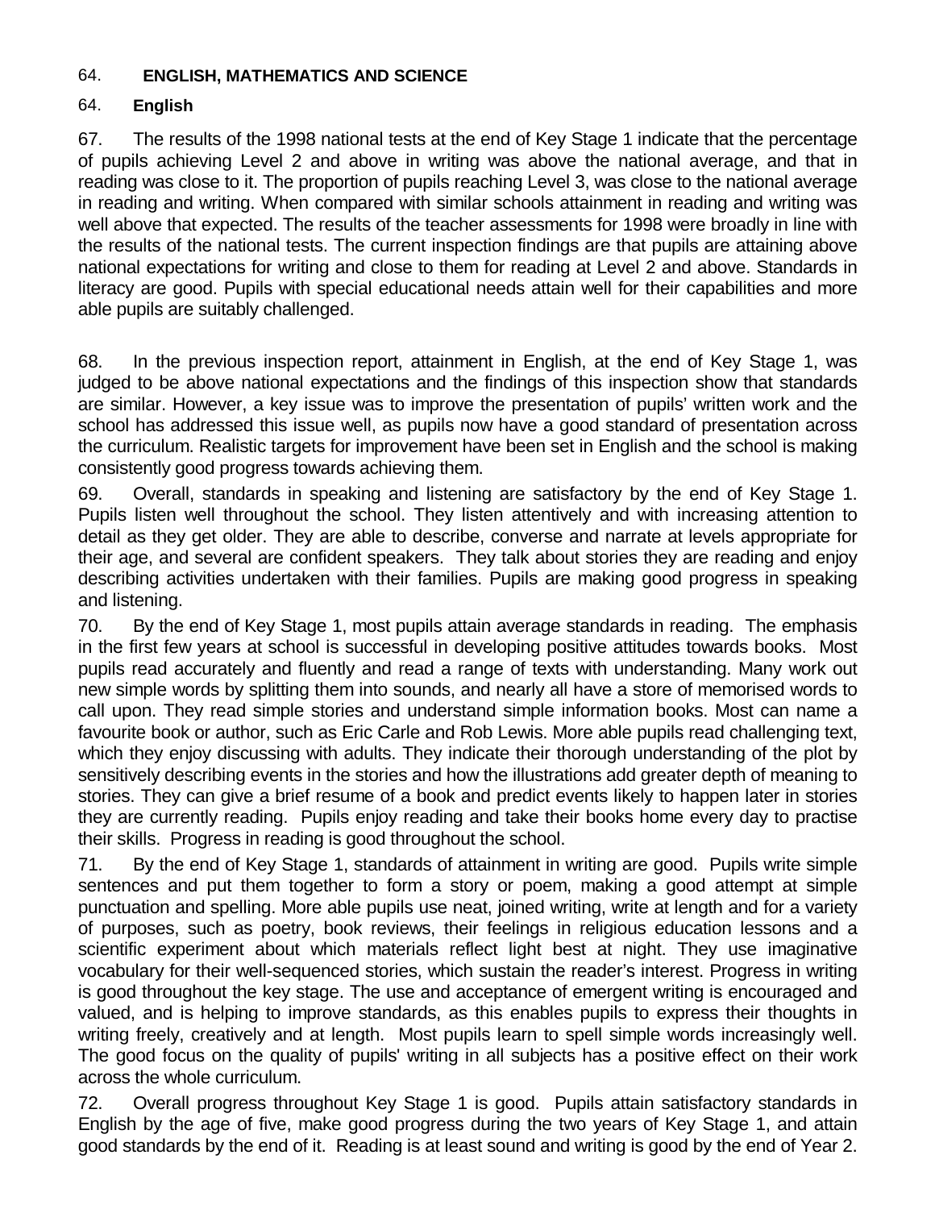64. **ENGLISH, MATHEMATICS AND SCIENCE**

64. **English**

67. The results of the 1998 national tests at the end of Key Stage 1 indicate that the percentage of pupils achieving Level 2 and above in writing was above the national average, and that in reading was close to it. The proportion of pupils reaching Level 3, was close to the national average in reading and writing. When compared with similar schools attainment in reading and writing was well above that expected. The results of the teacher assessments for 1998 were broadly in line with the results of the national tests. The current inspection findings are that pupils are attaining above national expectations for writing and close to them for reading at Level 2 and above. Standards in literacy are good. Pupils with special educational needs attain well for their capabilities and more able pupils are suitably challenged.

68. In the previous inspection report, attainment in English, at the end of Key Stage 1, was judged to be above national expectations and the findings of this inspection show that standards are similar. However, a key issue was to improve the presentation of pupils' written work and the school has addressed this issue well, as pupils now have a good standard of presentation across the curriculum. Realistic targets for improvement have been set in English and the school is making consistently good progress towards achieving them.

69. Overall, standards in speaking and listening are satisfactory by the end of Key Stage 1. Pupils listen well throughout the school. They listen attentively and with increasing attention to detail as they get older. They are able to describe, converse and narrate at levels appropriate for their age, and several are confident speakers. They talk about stories they are reading and enjoy describing activities undertaken with their families. Pupils are making good progress in speaking and listening.

70. By the end of Key Stage 1, most pupils attain average standards in reading. The emphasis in the first few years at school is successful in developing positive attitudes towards books. Most pupils read accurately and fluently and read a range of texts with understanding. Many work out new simple words by splitting them into sounds, and nearly all have a store of memorised words to call upon. They read simple stories and understand simple information books. Most can name a favourite book or author, such as Eric Carle and Rob Lewis. More able pupils read challenging text, which they enjoy discussing with adults. They indicate their thorough understanding of the plot by sensitively describing events in the stories and how the illustrations add greater depth of meaning to stories. They can give a brief resume of a book and predict events likely to happen later in stories they are currently reading. Pupils enjoy reading and take their books home every day to practise their skills. Progress in reading is good throughout the school.

71. By the end of Key Stage 1, standards of attainment in writing are good. Pupils write simple sentences and put them together to form a story or poem, making a good attempt at simple punctuation and spelling. More able pupils use neat, joined writing, write at length and for a variety of purposes, such as poetry, book reviews, their feelings in religious education lessons and a scientific experiment about which materials reflect light best at night. They use imaginative vocabulary for their well-sequenced stories, which sustain the reader's interest. Progress in writing is good throughout the key stage. The use and acceptance of emergent writing is encouraged and valued, and is helping to improve standards, as this enables pupils to express their thoughts in writing freely, creatively and at length. Most pupils learn to spell simple words increasingly well. The good focus on the quality of pupils' writing in all subjects has a positive effect on their work across the whole curriculum.

72. Overall progress throughout Key Stage 1 is good. Pupils attain satisfactory standards in English by the age of five, make good progress during the two years of Key Stage 1, and attain good standards by the end of it. Reading is at least sound and writing is good by the end of Year 2.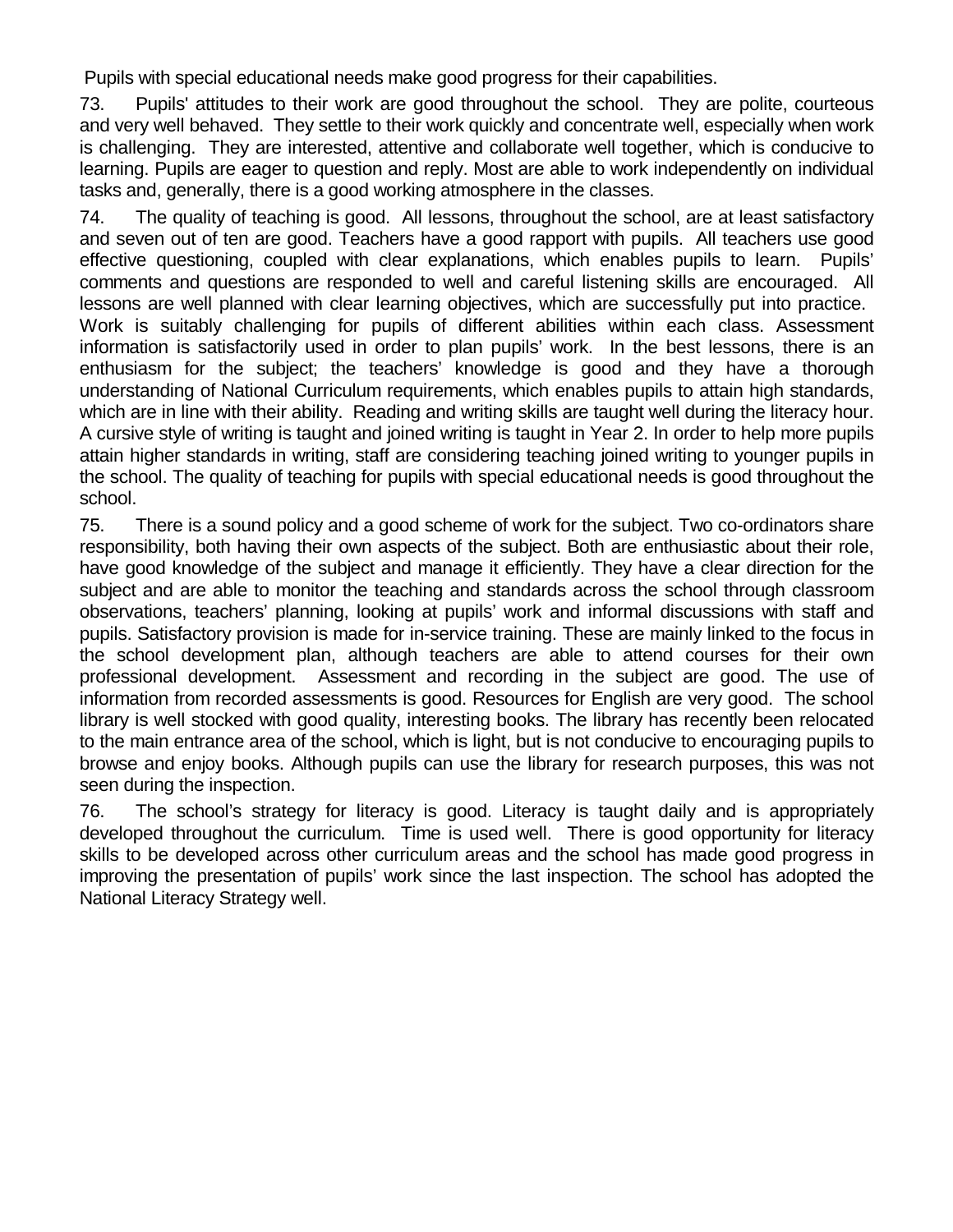Pupils with special educational needs make good progress for their capabilities.

73. Pupils' attitudes to their work are good throughout the school. They are polite, courteous and very well behaved. They settle to their work quickly and concentrate well, especially when work is challenging. They are interested, attentive and collaborate well together, which is conducive to learning. Pupils are eager to question and reply. Most are able to work independently on individual tasks and, generally, there is a good working atmosphere in the classes.

74. The quality of teaching is good. All lessons, throughout the school, are at least satisfactory and seven out of ten are good. Teachers have a good rapport with pupils. All teachers use good effective questioning, coupled with clear explanations, which enables pupils to learn. Pupils' comments and questions are responded to well and careful listening skills are encouraged. All lessons are well planned with clear learning objectives, which are successfully put into practice. Work is suitably challenging for pupils of different abilities within each class. Assessment information is satisfactorily used in order to plan pupils' work. In the best lessons, there is an enthusiasm for the subject; the teachers' knowledge is good and they have a thorough understanding of National Curriculum requirements, which enables pupils to attain high standards, which are in line with their ability. Reading and writing skills are taught well during the literacy hour. A cursive style of writing is taught and joined writing is taught in Year 2. In order to help more pupils attain higher standards in writing, staff are considering teaching joined writing to younger pupils in the school. The quality of teaching for pupils with special educational needs is good throughout the school.

75. There is a sound policy and a good scheme of work for the subject. Two co-ordinators share responsibility, both having their own aspects of the subject. Both are enthusiastic about their role, have good knowledge of the subject and manage it efficiently. They have a clear direction for the subject and are able to monitor the teaching and standards across the school through classroom observations, teachers' planning, looking at pupils' work and informal discussions with staff and pupils. Satisfactory provision is made for in-service training. These are mainly linked to the focus in the school development plan, although teachers are able to attend courses for their own professional development. Assessment and recording in the subject are good. The use of information from recorded assessments is good. Resources for English are very good. The school library is well stocked with good quality, interesting books. The library has recently been relocated to the main entrance area of the school, which is light, but is not conducive to encouraging pupils to browse and enjoy books. Although pupils can use the library for research purposes, this was not seen during the inspection.

76. The school's strategy for literacy is good. Literacy is taught daily and is appropriately developed throughout the curriculum. Time is used well. There is good opportunity for literacy skills to be developed across other curriculum areas and the school has made good progress in improving the presentation of pupils' work since the last inspection. The school has adopted the National Literacy Strategy well.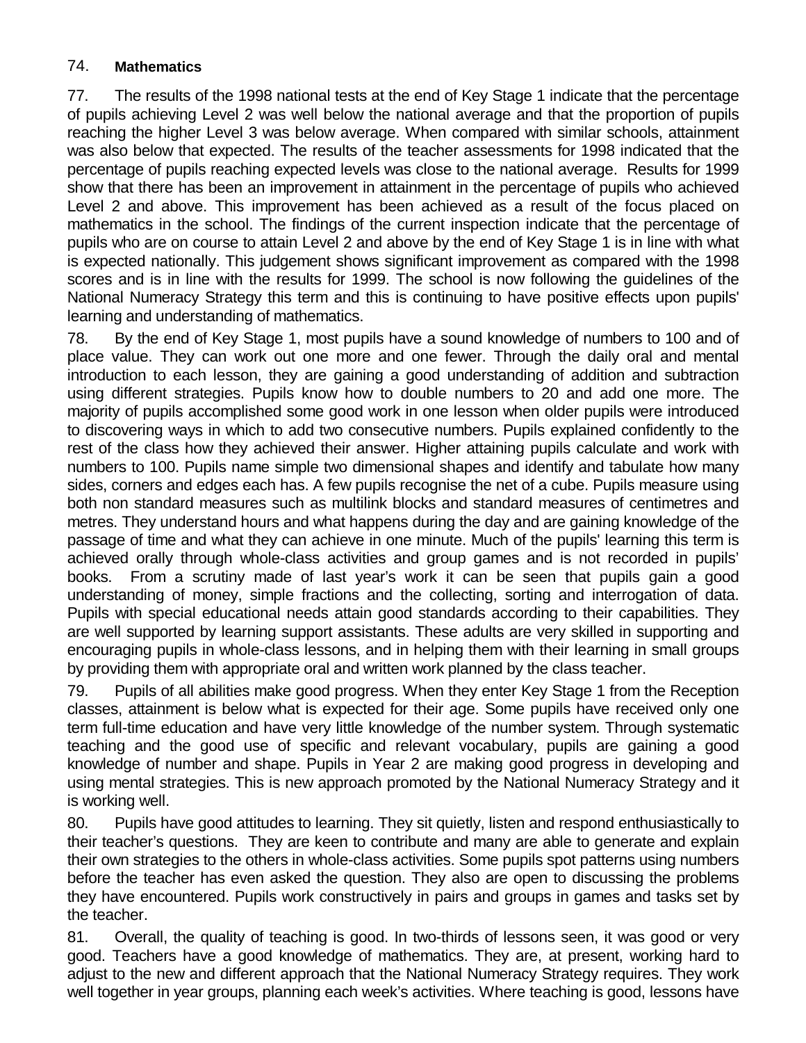74. **Mathematics**

77. The results of the 1998 national tests at the end of Key Stage 1 indicate that the percentage of pupils achieving Level 2 was well below the national average and that the proportion of pupils reaching the higher Level 3 was below average. When compared with similar schools, attainment was also below that expected. The results of the teacher assessments for 1998 indicated that the percentage of pupils reaching expected levels was close to the national average. Results for 1999 show that there has been an improvement in attainment in the percentage of pupils who achieved Level 2 and above. This improvement has been achieved as a result of the focus placed on mathematics in the school. The findings of the current inspection indicate that the percentage of pupils who are on course to attain Level 2 and above by the end of Key Stage 1 is in line with what is expected nationally. This judgement shows significant improvement as compared with the 1998 scores and is in line with the results for 1999. The school is now following the guidelines of the National Numeracy Strategy this term and this is continuing to have positive effects upon pupils' learning and understanding of mathematics.

78. By the end of Key Stage 1, most pupils have a sound knowledge of numbers to 100 and of place value. They can work out one more and one fewer. Through the daily oral and mental introduction to each lesson, they are gaining a good understanding of addition and subtraction using different strategies. Pupils know how to double numbers to 20 and add one more. The majority of pupils accomplished some good work in one lesson when older pupils were introduced to discovering ways in which to add two consecutive numbers. Pupils explained confidently to the rest of the class how they achieved their answer. Higher attaining pupils calculate and work with numbers to 100. Pupils name simple two dimensional shapes and identify and tabulate how many sides, corners and edges each has. A few pupils recognise the net of a cube. Pupils measure using both non standard measures such as multilink blocks and standard measures of centimetres and metres. They understand hours and what happens during the day and are gaining knowledge of the passage of time and what they can achieve in one minute. Much of the pupils' learning this term is achieved orally through whole-class activities and group games and is not recorded in pupils' books. From a scrutiny made of last year's work it can be seen that pupils gain a good understanding of money, simple fractions and the collecting, sorting and interrogation of data. Pupils with special educational needs attain good standards according to their capabilities. They are well supported by learning support assistants. These adults are very skilled in supporting and encouraging pupils in whole-class lessons, and in helping them with their learning in small groups by providing them with appropriate oral and written work planned by the class teacher.

79. Pupils of all abilities make good progress. When they enter Key Stage 1 from the Reception classes, attainment is below what is expected for their age. Some pupils have received only one term full-time education and have very little knowledge of the number system. Through systematic teaching and the good use of specific and relevant vocabulary, pupils are gaining a good knowledge of number and shape. Pupils in Year 2 are making good progress in developing and using mental strategies. This is new approach promoted by the National Numeracy Strategy and it is working well.

80. Pupils have good attitudes to learning. They sit quietly, listen and respond enthusiastically to their teacher's questions. They are keen to contribute and many are able to generate and explain their own strategies to the others in whole-class activities. Some pupils spot patterns using numbers before the teacher has even asked the question. They also are open to discussing the problems they have encountered. Pupils work constructively in pairs and groups in games and tasks set by the teacher.

81. Overall, the quality of teaching is good. In two-thirds of lessons seen, it was good or very good. Teachers have a good knowledge of mathematics. They are, at present, working hard to adjust to the new and different approach that the National Numeracy Strategy requires. They work well together in year groups, planning each week's activities. Where teaching is good, lessons have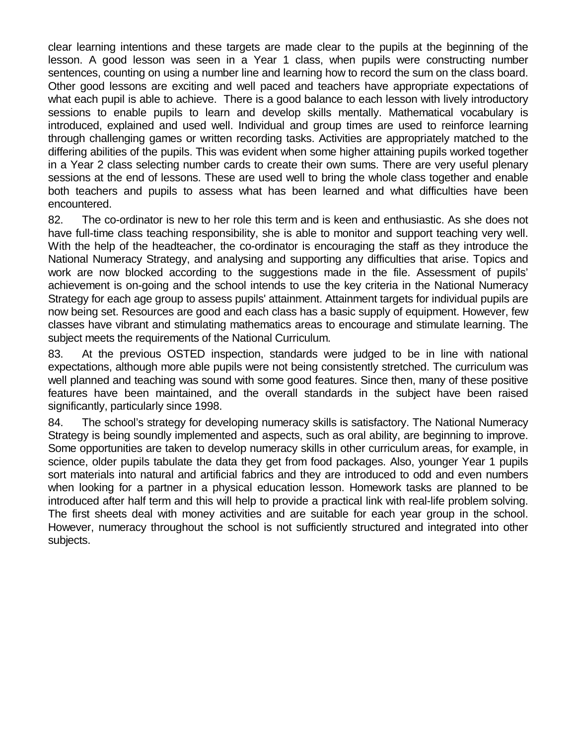clear learning intentions and these targets are made clear to the pupils at the beginning of the lesson. A good lesson was seen in a Year 1 class, when pupils were constructing number sentences, counting on using a number line and learning how to record the sum on the class board. Other good lessons are exciting and well paced and teachers have appropriate expectations of what each pupil is able to achieve. There is a good balance to each lesson with lively introductory sessions to enable pupils to learn and develop skills mentally. Mathematical vocabulary is introduced, explained and used well. Individual and group times are used to reinforce learning through challenging games or written recording tasks. Activities are appropriately matched to the differing abilities of the pupils. This was evident when some higher attaining pupils worked together in a Year 2 class selecting number cards to create their own sums. There are very useful plenary sessions at the end of lessons. These are used well to bring the whole class together and enable both teachers and pupils to assess what has been learned and what difficulties have been encountered.

82. The co-ordinator is new to her role this term and is keen and enthusiastic. As she does not have full-time class teaching responsibility, she is able to monitor and support teaching very well. With the help of the headteacher, the co-ordinator is encouraging the staff as they introduce the National Numeracy Strategy, and analysing and supporting any difficulties that arise. Topics and work are now blocked according to the suggestions made in the file. Assessment of pupils' achievement is on-going and the school intends to use the key criteria in the National Numeracy Strategy for each age group to assess pupils' attainment. Attainment targets for individual pupils are now being set. Resources are good and each class has a basic supply of equipment. However, few classes have vibrant and stimulating mathematics areas to encourage and stimulate learning. The subject meets the requirements of the National Curriculum.

83. At the previous OSTED inspection, standards were judged to be in line with national expectations, although more able pupils were not being consistently stretched. The curriculum was well planned and teaching was sound with some good features. Since then, many of these positive features have been maintained, and the overall standards in the subject have been raised significantly, particularly since 1998.

84. The school's strategy for developing numeracy skills is satisfactory. The National Numeracy Strategy is being soundly implemented and aspects, such as oral ability, are beginning to improve. Some opportunities are taken to develop numeracy skills in other curriculum areas, for example, in science, older pupils tabulate the data they get from food packages. Also, younger Year 1 pupils sort materials into natural and artificial fabrics and they are introduced to odd and even numbers when looking for a partner in a physical education lesson. Homework tasks are planned to be introduced after half term and this will help to provide a practical link with real-life problem solving. The first sheets deal with money activities and are suitable for each year group in the school. However, numeracy throughout the school is not sufficiently structured and integrated into other subjects.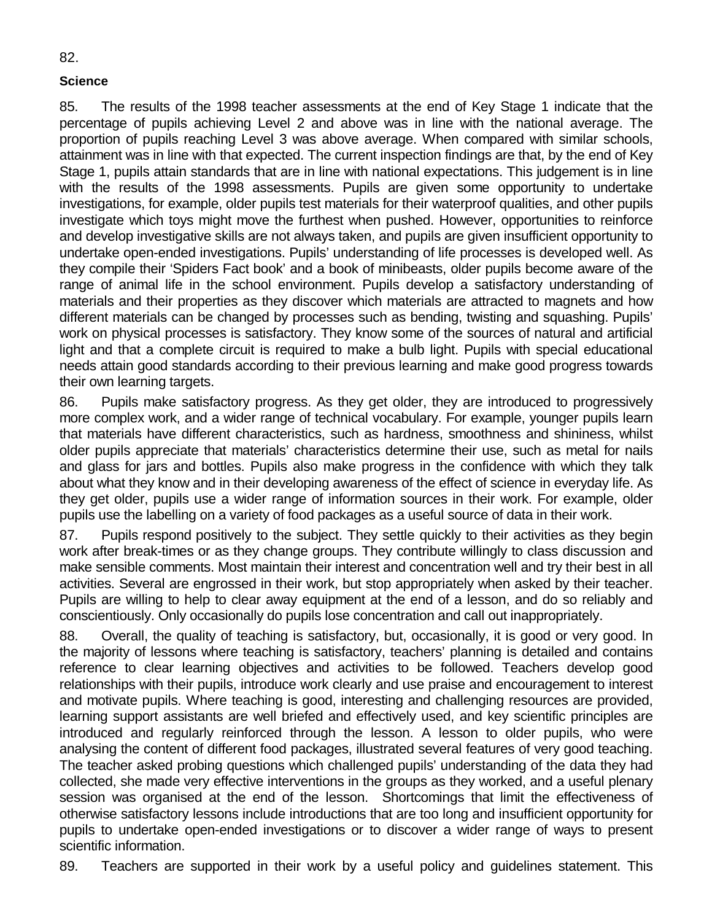82.

**Science**

85. The results of the 1998 teacher assessments at the end of Key Stage 1 indicate that the percentage of pupils achieving Level 2 and above was in line with the national average. The proportion of pupils reaching Level 3 was above average. When compared with similar schools, attainment was in line with that expected. The current inspection findings are that, by the end of Key Stage 1, pupils attain standards that are in line with national expectations. This judgement is in line with the results of the 1998 assessments. Pupils are given some opportunity to undertake investigations, for example, older pupils test materials for their waterproof qualities, and other pupils investigate which toys might move the furthest when pushed. However, opportunities to reinforce and develop investigative skills are not always taken, and pupils are given insufficient opportunity to undertake open-ended investigations. Pupils' understanding of life processes is developed well. As they compile their 'Spiders Fact book' and a book of minibeasts, older pupils become aware of the range of animal life in the school environment. Pupils develop a satisfactory understanding of materials and their properties as they discover which materials are attracted to magnets and how different materials can be changed by processes such as bending, twisting and squashing. Pupils' work on physical processes is satisfactory. They know some of the sources of natural and artificial light and that a complete circuit is required to make a bulb light. Pupils with special educational needs attain good standards according to their previous learning and make good progress towards their own learning targets.

86. Pupils make satisfactory progress. As they get older, they are introduced to progressively more complex work, and a wider range of technical vocabulary. For example, younger pupils learn that materials have different characteristics, such as hardness, smoothness and shininess, whilst older pupils appreciate that materials' characteristics determine their use, such as metal for nails and glass for jars and bottles. Pupils also make progress in the confidence with which they talk about what they know and in their developing awareness of the effect of science in everyday life. As they get older, pupils use a wider range of information sources in their work. For example, older pupils use the labelling on a variety of food packages as a useful source of data in their work.

87. Pupils respond positively to the subject. They settle quickly to their activities as they begin work after break-times or as they change groups. They contribute willingly to class discussion and make sensible comments. Most maintain their interest and concentration well and try their best in all activities. Several are engrossed in their work, but stop appropriately when asked by their teacher. Pupils are willing to help to clear away equipment at the end of a lesson, and do so reliably and conscientiously. Only occasionally do pupils lose concentration and call out inappropriately.

88. Overall, the quality of teaching is satisfactory, but, occasionally, it is good or very good. In the majority of lessons where teaching is satisfactory, teachers' planning is detailed and contains reference to clear learning objectives and activities to be followed. Teachers develop good relationships with their pupils, introduce work clearly and use praise and encouragement to interest and motivate pupils. Where teaching is good, interesting and challenging resources are provided, learning support assistants are well briefed and effectively used, and key scientific principles are introduced and regularly reinforced through the lesson. A lesson to older pupils, who were analysing the content of different food packages, illustrated several features of very good teaching. The teacher asked probing questions which challenged pupils' understanding of the data they had collected, she made very effective interventions in the groups as they worked, and a useful plenary session was organised at the end of the lesson. Shortcomings that limit the effectiveness of otherwise satisfactory lessons include introductions that are too long and insufficient opportunity for pupils to undertake open-ended investigations or to discover a wider range of ways to present scientific information.

89. Teachers are supported in their work by a useful policy and guidelines statement. This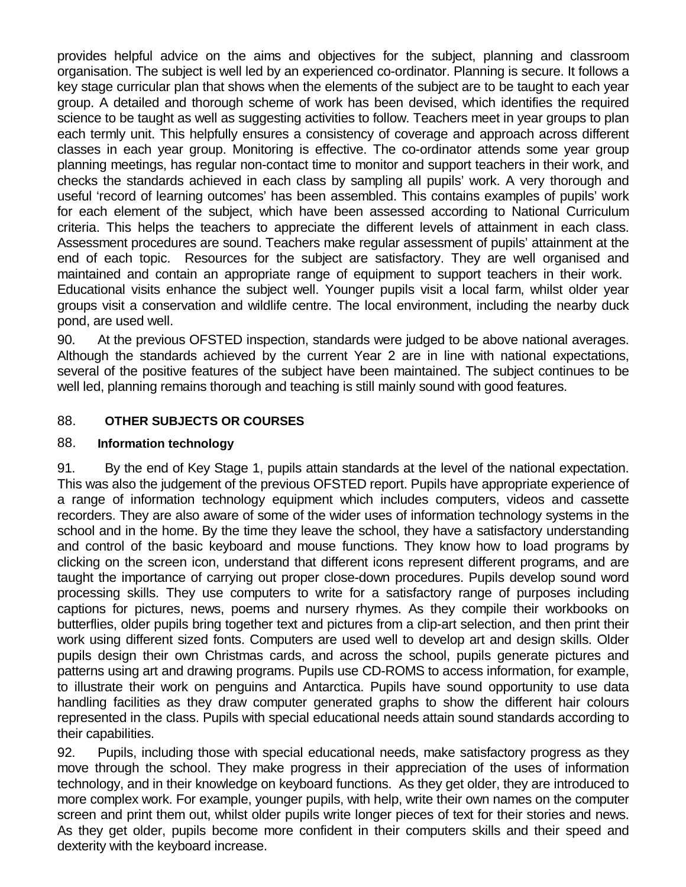provides helpful advice on the aims and objectives for the subject, planning and classroom organisation. The subject is well led by an experienced co-ordinator. Planning is secure. It follows a key stage curricular plan that shows when the elements of the subject are to be taught to each year group. A detailed and thorough scheme of work has been devised, which identifies the required science to be taught as well as suggesting activities to follow. Teachers meet in year groups to plan each termly unit. This helpfully ensures a consistency of coverage and approach across different classes in each year group. Monitoring is effective. The co-ordinator attends some year group planning meetings, has regular non-contact time to monitor and support teachers in their work, and checks the standards achieved in each class by sampling all pupils' work. A very thorough and useful 'record of learning outcomes' has been assembled. This contains examples of pupils' work for each element of the subject, which have been assessed according to National Curriculum criteria. This helps the teachers to appreciate the different levels of attainment in each class. Assessment procedures are sound. Teachers make regular assessment of pupils' attainment at the end of each topic. Resources for the subject are satisfactory. They are well organised and maintained and contain an appropriate range of equipment to support teachers in their work. Educational visits enhance the subject well. Younger pupils visit a local farm, whilst older year groups visit a conservation and wildlife centre. The local environment, including the nearby duck pond, are used well.

90. At the previous OFSTED inspection, standards were judged to be above national averages. Although the standards achieved by the current Year 2 are in line with national expectations, several of the positive features of the subject have been maintained. The subject continues to be well led, planning remains thorough and teaching is still mainly sound with good features.

## 88. OTHER SUBJECTS OR COURSES

### 88. Information technology

91. By the end of Key Stage 1, pupils attain standards at the level of the national expectation. This was also the judgement of the previous OFSTED report. Pupils have appropriate experience of a range of information technology equipment which includes computers, videos and cassette recorders. They are also aware of some of the wider uses of information technology systems in the school and in the home. By the time they leave the school, they have a satisfactory understanding and control of the basic keyboard and mouse functions. They know how to load programs by clicking on the screen icon, understand that different icons represent different programs, and are taught the importance of carrying out proper close-down procedures. Pupils develop sound word processing skills. They use computers to write for a satisfactory range of purposes including captions for pictures, news, poems and nursery rhymes. As they compile their workbooks on butterflies, older pupils bring together text and pictures from a clip-art selection, and then print their work using different sized fonts. Computers are used well to develop art and design skills. Older pupils design their own Christmas cards, and across the school, pupils generate pictures and patterns using art and drawing programs. Pupils use CD-ROMS to access information, for example, to illustrate their work on penguins and Antarctica. Pupils have sound opportunity to use data handling facilities as they draw computer generated graphs to show the different hair colours represented in the class. Pupils with special educational needs attain sound standards according to their capabilities.

92. Pupils, including those with special educational needs, make satisfactory progress as they move through the school. They make progress in their appreciation of the uses of information technology, and in their knowledge on keyboard functions. As they get older, they are introduced to more complex work. For example, younger pupils, with help, write their own names on the computer screen and print them out, whilst older pupils write longer pieces of text for their stories and news. As they get older, pupils become more confident in their computers skills and their speed and dexterity with the keyboard increase.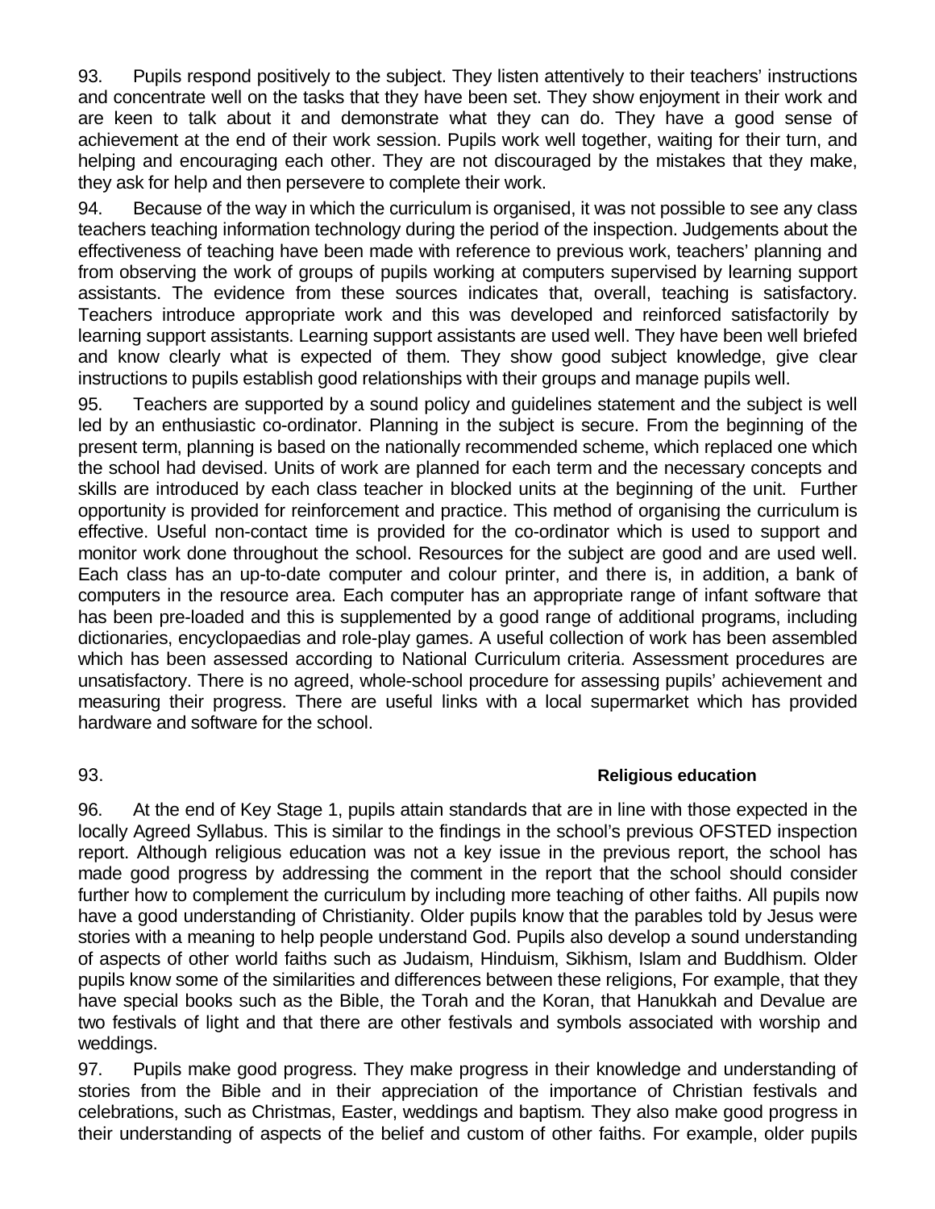93. Pupils respond positively to the subject. They listen attentively to their teachers' instructions and concentrate well on the tasks that they have been set. They show enjoyment in their work and are keen to talk about it and demonstrate what they can do. They have a good sense of achievement at the end of their work session. Pupils work well together, waiting for their turn, and helping and encouraging each other. They are not discouraged by the mistakes that they make, they ask for help and then persevere to complete their work.

94. Because of the way in which the curriculum is organised, it was not possible to see any class teachers teaching information technology during the period of the inspection. Judgements about the effectiveness of teaching have been made with reference to previous work, teachers' planning and from observing the work of groups of pupils working at computers supervised by learning support assistants. The evidence from these sources indicates that, overall, teaching is satisfactory. Teachers introduce appropriate work and this was developed and reinforced satisfactorily by learning support assistants. Learning support assistants are used well. They have been well briefed and know clearly what is expected of them. They show good subject knowledge, give clear instructions to pupils establish good relationships with their groups and manage pupils well.

95. Teachers are supported by a sound policy and guidelines statement and the subject is well led by an enthusiastic co-ordinator. Planning in the subject is secure. From the beginning of the present term, planning is based on the nationally recommended scheme, which replaced one which the school had devised. Units of work are planned for each term and the necessary concepts and skills are introduced by each class teacher in blocked units at the beginning of the unit. Further opportunity is provided for reinforcement and practice. This method of organising the curriculum is effective. Useful non-contact time is provided for the co-ordinator which is used to support and monitor work done throughout the school. Resources for the subject are good and are used well. Each class has an up-to-date computer and colour printer, and there is, in addition, a bank of computers in the resource area. Each computer has an appropriate range of infant software that has been pre-loaded and this is supplemented by a good range of additional programs, including dictionaries, encyclopaedias and role-play games. A useful collection of work has been assembled which has been assessed according to National Curriculum criteria. Assessment procedures are unsatisfactory. There is no agreed, whole-school procedure for assessing pupils' achievement and measuring their progress. There are useful links with a local supermarket which has provided hardware and software for the school.

93. **Religious education**

96. At the end of Key Stage 1, pupils attain standards that are in line with those expected in the locally Agreed Syllabus. This is similar to the findings in the school's previous OFSTED inspection report. Although religious education was not a key issue in the previous report, the school has made good progress by addressing the comment in the report that the school should consider further how to complement the curriculum by including more teaching of other faiths. All pupils now have a good understanding of Christianity. Older pupils know that the parables told by Jesus were stories with a meaning to help people understand God. Pupils also develop a sound understanding of aspects of other world faiths such as Judaism, Hinduism, Sikhism, Islam and Buddhism. Older pupils know some of the similarities and differences between these religions, For example, that they have special books such as the Bible, the Torah and the Koran, that Hanukkah and Devalue are two festivals of light and that there are other festivals and symbols associated with worship and weddings.

97. Pupils make good progress. They make progress in their knowledge and understanding of stories from the Bible and in their appreciation of the importance of Christian festivals and celebrations, such as Christmas, Easter, weddings and baptism. They also make good progress in their understanding of aspects of the belief and custom of other faiths. For example, older pupils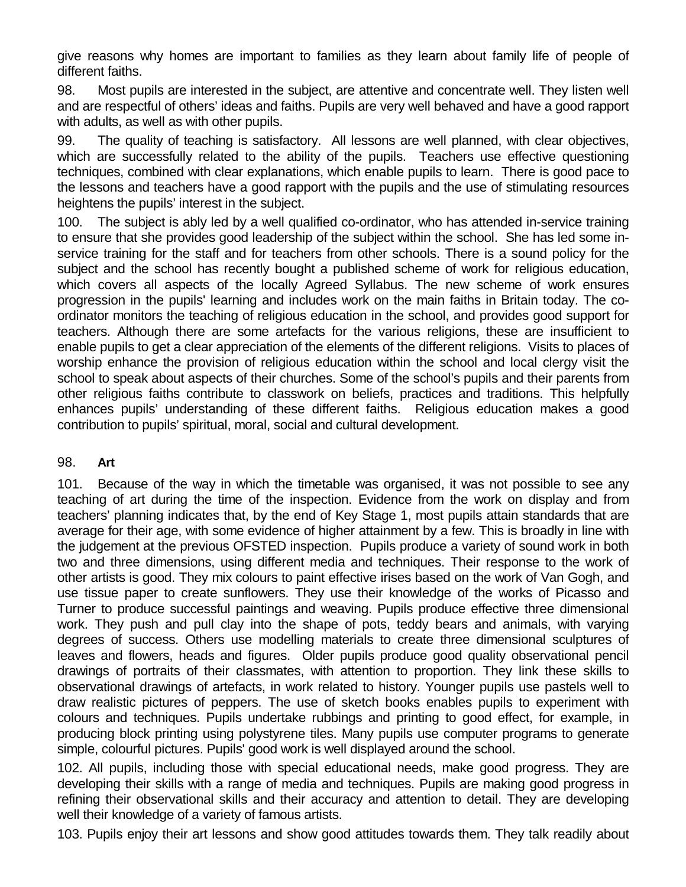give reasons why homes are important to families as they learn about family life of people of different faiths.

98. Most pupils are interested in the subject, are attentive and concentrate well. They listen well and are respectful of others' ideas and faiths. Pupils are very well behaved and have a good rapport with adults, as well as with other pupils.

99. The quality of teaching is satisfactory. All lessons are well planned, with clear objectives, which are successfully related to the ability of the pupils. Teachers use effective questioning techniques, combined with clear explanations, which enable pupils to learn. There is good pace to the lessons and teachers have a good rapport with the pupils and the use of stimulating resources heightens the pupils' interest in the subject.

100. The subject is ably led by a well qualified co-ordinator, who has attended in-service training to ensure that she provides good leadership of the subject within the school. She has led some in-service training for the staff and for teachers from other schools. There is a sound policy for the subject and the school has recently bought a published scheme of work for religious education, which covers all aspects of the locally Agreed Syllabus. The new scheme of work ensures progression in the pupils' learning and includes work on the main faiths in Britain today. The co-ordinator monitors the teaching of religious education in the school, and provides good support for teachers. Although there are some artefacts for the various religions, these are insufficient to enable pupils to get a clear appreciation of the elements of the different religions. Visits to places of worship enhance the provision of religious education within the school and local clergy visit the school to speak about aspects of their churches. Some of the school's pupils and their parents from other religious faiths contribute to classwork on beliefs, practices and traditions. This helpfully enhances pupils' understanding of these different faiths. Religious education makes a good contribution to pupils' spiritual, moral, social and cultural development.

98. **Art**

101. Because of the way in which the timetable was organised, it was not possible to see any teaching of art during the time of the inspection. Evidence from the work on display and from teachers' planning indicates that, by the end of Key Stage 1, most pupils attain standards that are average for their age, with some evidence of higher attainment by a few. This is broadly in line with the judgement at the previous OFSTED inspection. Pupils produce a variety of sound work in both two and three dimensions, using different media and techniques. Their response to the work of other artists is good. They mix colours to paint effective irises based on the work of Van Gogh, and use tissue paper to create sunflowers. They use their knowledge of the works of Picasso and Turner to produce successful paintings and weaving. Pupils produce effective three dimensional work. They push and pull clay into the shape of pots, teddy bears and animals, with varying degrees of success. Others use modelling materials to create three dimensional sculptures of leaves and flowers, heads and figures. Older pupils produce good quality observational pencil drawings of portraits of their classmates, with attention to proportion. They link these skills to observational drawings of artefacts, in work related to history. Younger pupils use pastels well to draw realistic pictures of peppers. The use of sketch books enables pupils to experiment with colours and techniques. Pupils undertake rubbings and printing to good effect, for example, in producing block printing using polystyrene tiles. Many pupils use computer programs to generate simple, colourful pictures. Pupils' good work is well displayed around the school.

102. All pupils, including those with special educational needs, make good progress. They are developing their skills with a range of media and techniques. Pupils are making good progress in refining their observational skills and their accuracy and attention to detail. They are developing well their knowledge of a variety of famous artists.

103. Pupils enjoy their art lessons and show good attitudes towards them. They talk readily about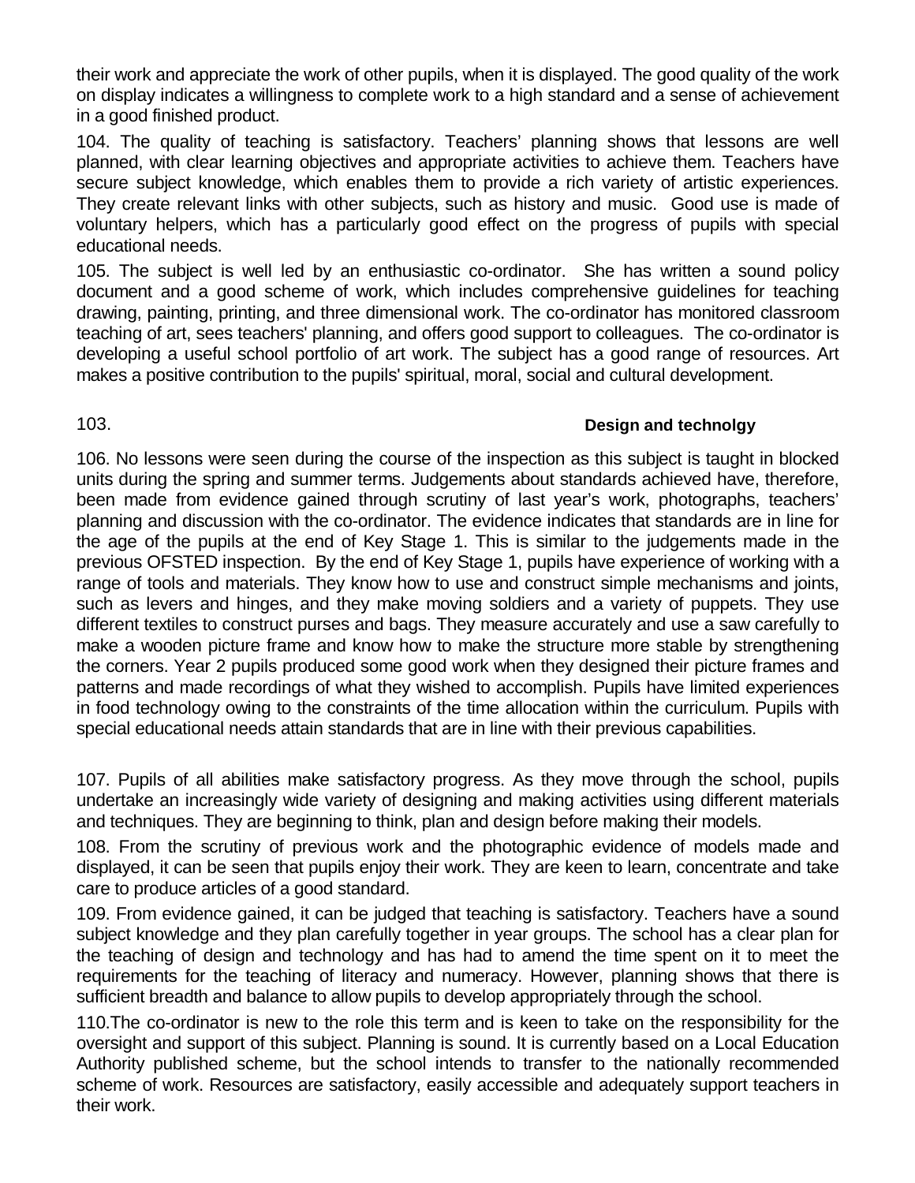their work and appreciate the work of other pupils, when it is displayed. The good quality of the work on display indicates a willingness to complete work to a high standard and a sense of achievement in a good finished product.

104. The quality of teaching is satisfactory. Teachers' planning shows that lessons are well planned, with clear learning objectives and appropriate activities to achieve them. Teachers have secure subject knowledge, which enables them to provide a rich variety of artistic experiences. They create relevant links with other subjects, such as history and music. Good use is made of voluntary helpers, which has a particularly good effect on the progress of pupils with special educational needs.

105. The subject is well led by an enthusiastic co-ordinator. She has written a sound policy document and a good scheme of work, which includes comprehensive guidelines for teaching drawing, painting, printing, and three dimensional work. The co-ordinator has monitored classroom teaching of art, sees teachers' planning, and offers good support to colleagues. The co-ordinator is developing a useful school portfolio of art work. The subject has a good range of resources. Art makes a positive contribution to the pupils' spiritual, moral, social and cultural development.

103.

## Design and technolgy

106. No lessons were seen during the course of the inspection as this subject is taught in blocked units during the spring and summer terms. Judgements about standards achieved have, therefore, been made from evidence gained through scrutiny of last year's work, photographs, teachers' planning and discussion with the co-ordinator. The evidence indicates that standards are in line for the age of the pupils at the end of Key Stage 1. This is similar to the judgements made in the previous OFSTED inspection. By the end of Key Stage 1, pupils have experience of working with a range of tools and materials. They know how to use and construct simple mechanisms and joints, such as levers and hinges, and they make moving soldiers and a variety of puppets. They use different textiles to construct purses and bags. They measure accurately and use a saw carefully to make a wooden picture frame and know how to make the structure more stable by strengthening the corners. Year 2 pupils produced some good work when they designed their picture frames and patterns and made recordings of what they wished to accomplish. Pupils have limited experiences in food technology owing to the constraints of the time allocation within the curriculum. Pupils with special educational needs attain standards that are in line with their previous capabilities.

107. Pupils of all abilities make satisfactory progress. As they move through the school, pupils undertake an increasingly wide variety of designing and making activities using different materials and techniques. They are beginning to think, plan and design before making their models.

108. From the scrutiny of previous work and the photographic evidence of models made and displayed, it can be seen that pupils enjoy their work. They are keen to learn, concentrate and take care to produce articles of a good standard.

109. From evidence gained, it can be judged that teaching is satisfactory. Teachers have a sound subject knowledge and they plan carefully together in year groups. The school has a clear plan for the teaching of design and technology and has had to amend the time spent on it to meet the requirements for the teaching of literacy and numeracy. However, planning shows that there is sufficient breadth and balance to allow pupils to develop appropriately through the school.

110.The co-ordinator is new to the role this term and is keen to take on the responsibility for the oversight and support of this subject. Planning is sound. It is currently based on a Local Education Authority published scheme, but the school intends to transfer to the nationally recommended scheme of work. Resources are satisfactory, easily accessible and adequately support teachers in their work.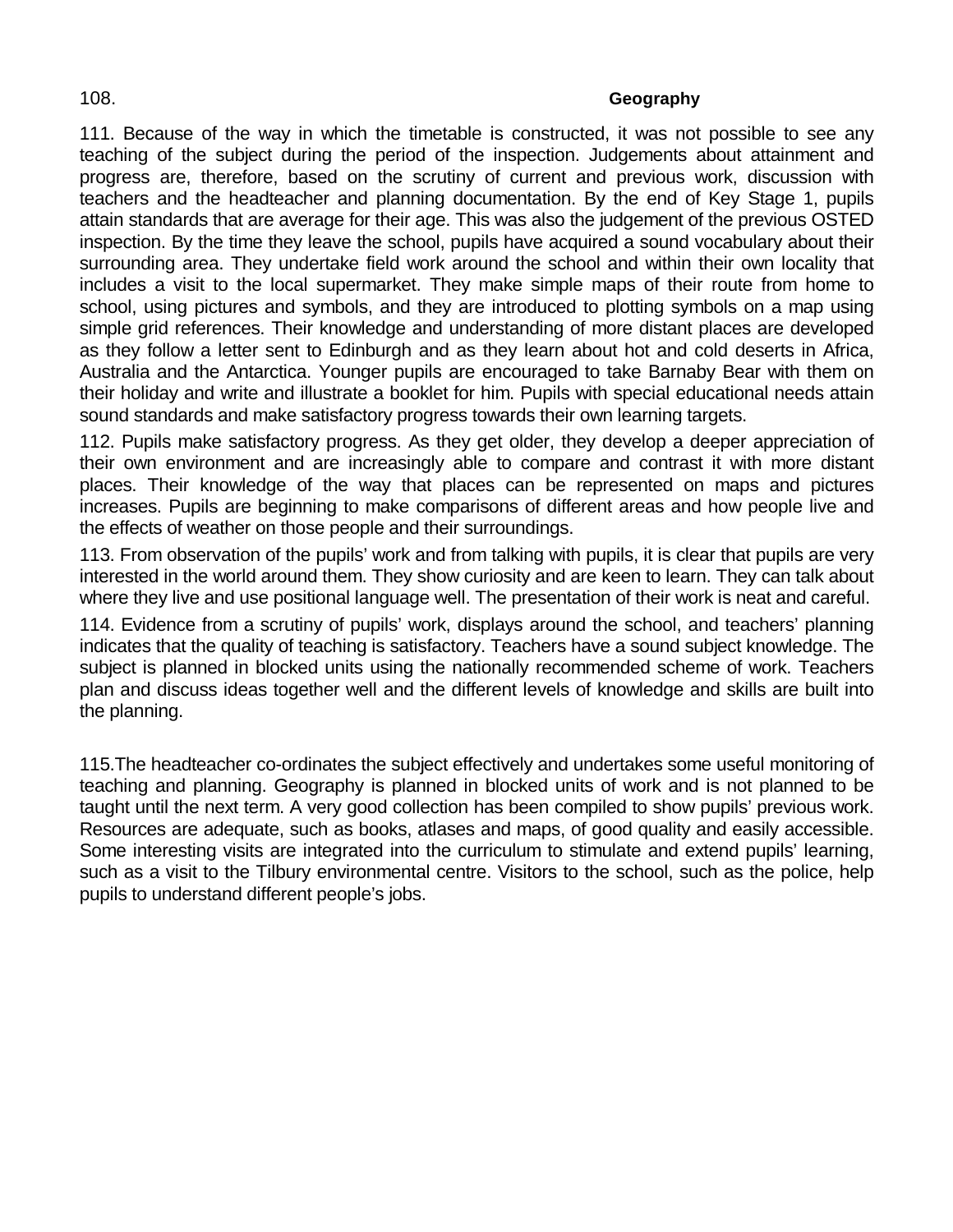108. **Geography**

111. Because of the way in which the timetable is constructed, it was not possible to see any teaching of the subject during the period of the inspection. Judgements about attainment and progress are, therefore, based on the scrutiny of current and previous work, discussion with teachers and the headteacher and planning documentation. By the end of Key Stage 1, pupils attain standards that are average for their age. This was also the judgement of the previous OSTED inspection. By the time they leave the school, pupils have acquired a sound vocabulary about their surrounding area. They undertake field work around the school and within their own locality that includes a visit to the local supermarket. They make simple maps of their route from home to school, using pictures and symbols, and they are introduced to plotting symbols on a map using simple grid references. Their knowledge and understanding of more distant places are developed as they follow a letter sent to Edinburgh and as they learn about hot and cold deserts in Africa, Australia and the Antarctica. Younger pupils are encouraged to take Barnaby Bear with them on their holiday and write and illustrate a booklet for him. Pupils with special educational needs attain sound standards and make satisfactory progress towards their own learning targets.

112. Pupils make satisfactory progress. As they get older, they develop a deeper appreciation of their own environment and are increasingly able to compare and contrast it with more distant places. Their knowledge of the way that places can be represented on maps and pictures increases. Pupils are beginning to make comparisons of different areas and how people live and the effects of weather on those people and their surroundings.

113. From observation of the pupils' work and from talking with pupils, it is clear that pupils are very interested in the world around them. They show curiosity and are keen to learn. They can talk about where they live and use positional language well. The presentation of their work is neat and careful.

114. Evidence from a scrutiny of pupils' work, displays around the school, and teachers' planning indicates that the quality of teaching is satisfactory. Teachers have a sound subject knowledge. The subject is planned in blocked units using the nationally recommended scheme of work. Teachers plan and discuss ideas together well and the different levels of knowledge and skills are built into the planning.

115.The headteacher co-ordinates the subject effectively and undertakes some useful monitoring of teaching and planning. Geography is planned in blocked units of work and is not planned to be taught until the next term. A very good collection has been compiled to show pupils' previous work. Resources are adequate, such as books, atlases and maps, of good quality and easily accessible. Some interesting visits are integrated into the curriculum to stimulate and extend pupils' learning, such as a visit to the Tilbury environmental centre. Visitors to the school, such as the police, help pupils to understand different people's jobs.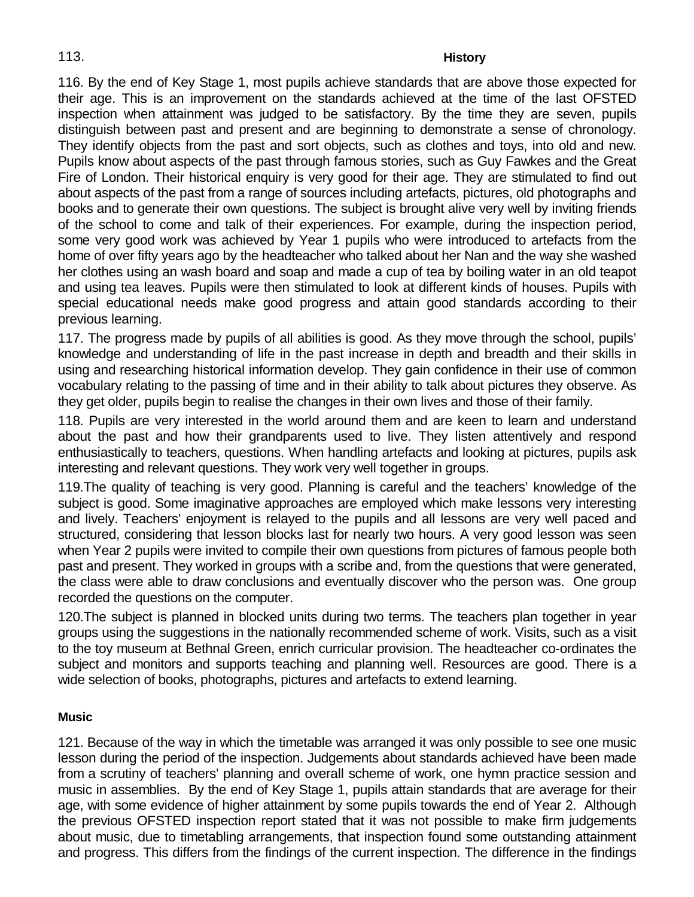113.

## History

116. By the end of Key Stage 1, most pupils achieve standards that are above those expected for their age. This is an improvement on the standards achieved at the time of the last OFSTED inspection when attainment was judged to be satisfactory. By the time they are seven, pupils distinguish between past and present and are beginning to demonstrate a sense of chronology. They identify objects from the past and sort objects, such as clothes and toys, into old and new. Pupils know about aspects of the past through famous stories, such as Guy Fawkes and the Great Fire of London. Their historical enquiry is very good for their age. They are stimulated to find out about aspects of the past from a range of sources including artefacts, pictures, old photographs and books and to generate their own questions. The subject is brought alive very well by inviting friends of the school to come and talk of their experiences. For example, during the inspection period, some very good work was achieved by Year 1 pupils who were introduced to artefacts from the home of over fifty years ago by the headteacher who talked about her Nan and the way she washed her clothes using an wash board and soap and made a cup of tea by boiling water in an old teapot and using tea leaves. Pupils were then stimulated to look at different kinds of houses. Pupils with special educational needs make good progress and attain good standards according to their previous learning.

117. The progress made by pupils of all abilities is good. As they move through the school, pupils' knowledge and understanding of life in the past increase in depth and breadth and their skills in using and researching historical information develop. They gain confidence in their use of common vocabulary relating to the passing of time and in their ability to talk about pictures they observe. As they get older, pupils begin to realise the changes in their own lives and those of their family.

118. Pupils are very interested in the world around them and are keen to learn and understand about the past and how their grandparents used to live. They listen attentively and respond enthusiastically to teachers, questions. When handling artefacts and looking at pictures, pupils ask interesting and relevant questions. They work very well together in groups.

119.The quality of teaching is very good. Planning is careful and the teachers' knowledge of the subject is good. Some imaginative approaches are employed which make lessons very interesting and lively. Teachers' enjoyment is relayed to the pupils and all lessons are very well paced and structured, considering that lesson blocks last for nearly two hours. A very good lesson was seen when Year 2 pupils were invited to compile their own questions from pictures of famous people both past and present. They worked in groups with a scribe and, from the questions that were generated, the class were able to draw conclusions and eventually discover who the person was. One group recorded the questions on the computer.

120.The subject is planned in blocked units during two terms. The teachers plan together in year groups using the suggestions in the nationally recommended scheme of work. Visits, such as a visit to the toy museum at Bethnal Green, enrich curricular provision. The headteacher co-ordinates the subject and monitors and supports teaching and planning well. Resources are good. There is a wide selection of books, photographs, pictures and artefacts to extend learning.

## Music

121. Because of the way in which the timetable was arranged it was only possible to see one music lesson during the period of the inspection. Judgements about standards achieved have been made from a scrutiny of teachers' planning and overall scheme of work, one hymn practice session and music in assemblies. By the end of Key Stage 1, pupils attain standards that are average for their age, with some evidence of higher attainment by some pupils towards the end of Year 2. Although the previous OFSTED inspection report stated that it was not possible to make firm judgements about music, due to timetabling arrangements, that inspection found some outstanding attainment and progress. This differs from the findings of the current inspection. The difference in the findings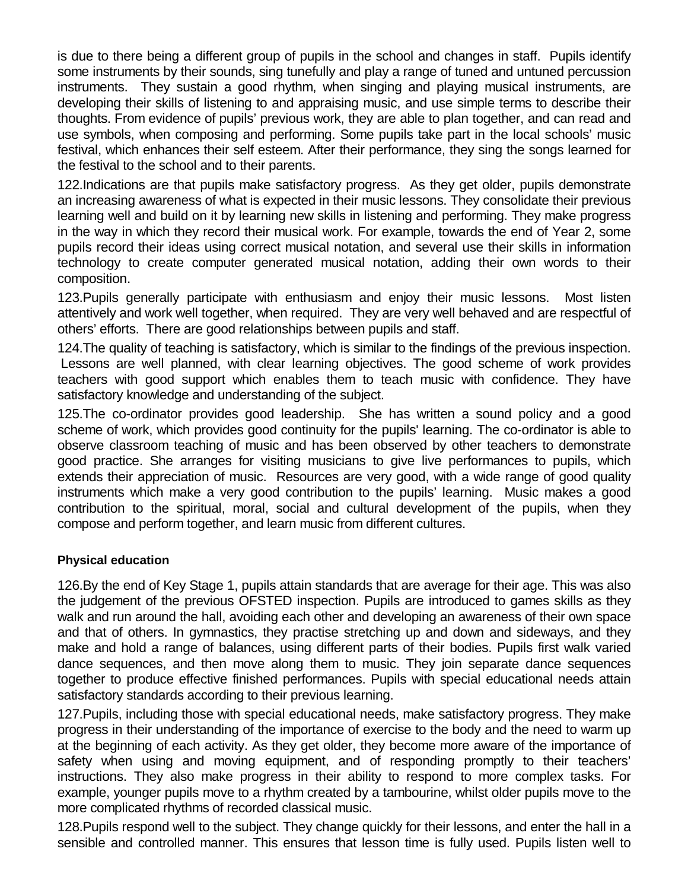is due to there being a different group of pupils in the school and changes in staff. Pupils identify some instruments by their sounds, sing tunefully and play a range of tuned and untuned percussion instruments. They sustain a good rhythm, when singing and playing musical instruments, are developing their skills of listening to and appraising music, and use simple terms to describe their thoughts. From evidence of pupils' previous work, they are able to plan together, and can read and use symbols, when composing and performing. Some pupils take part in the local schools' music festival, which enhances their self esteem. After their performance, they sing the songs learned for the festival to the school and to their parents.

122.Indications are that pupils make satisfactory progress. As they get older, pupils demonstrate an increasing awareness of what is expected in their music lessons. They consolidate their previous learning well and build on it by learning new skills in listening and performing. They make progress in the way in which they record their musical work. For example, towards the end of Year 2, some pupils record their ideas using correct musical notation, and several use their skills in information technology to create computer generated musical notation, adding their own words to their composition.

123.Pupils generally participate with enthusiasm and enjoy their music lessons. Most listen attentively and work well together, when required. They are very well behaved and are respectful of others' efforts. There are good relationships between pupils and staff.

124.The quality of teaching is satisfactory, which is similar to the findings of the previous inspection. Lessons are well planned, with clear learning objectives. The good scheme of work provides teachers with good support which enables them to teach music with confidence. They have satisfactory knowledge and understanding of the subject.

125.The co-ordinator provides good leadership. She has written a sound policy and a good scheme of work, which provides good continuity for the pupils' learning. The co-ordinator is able to observe classroom teaching of music and has been observed by other teachers to demonstrate good practice. She arranges for visiting musicians to give live performances to pupils, which extends their appreciation of music. Resources are very good, with a wide range of good quality instruments which make a very good contribution to the pupils' learning. Music makes a good contribution to the spiritual, moral, social and cultural development of the pupils, when they compose and perform together, and learn music from different cultures.

**Physical education**

126.By the end of Key Stage 1, pupils attain standards that are average for their age. This was also the judgement of the previous OFSTED inspection. Pupils are introduced to games skills as they walk and run around the hall, avoiding each other and developing an awareness of their own space and that of others. In gymnastics, they practise stretching up and down and sideways, and they make and hold a range of balances, using different parts of their bodies. Pupils first walk varied dance sequences, and then move along them to music. They join separate dance sequences together to produce effective finished performances. Pupils with special educational needs attain satisfactory standards according to their previous learning.

127.Pupils, including those with special educational needs, make satisfactory progress. They make progress in their understanding of the importance of exercise to the body and the need to warm up at the beginning of each activity. As they get older, they become more aware of the importance of safety when using and moving equipment, and of responding promptly to their teachers' instructions. They also make progress in their ability to respond to more complex tasks. For example, younger pupils move to a rhythm created by a tambourine, whilst older pupils move to the more complicated rhythms of recorded classical music.

128.Pupils respond well to the subject. They change quickly for their lessons, and enter the hall in a sensible and controlled manner. This ensures that lesson time is fully used. Pupils listen well to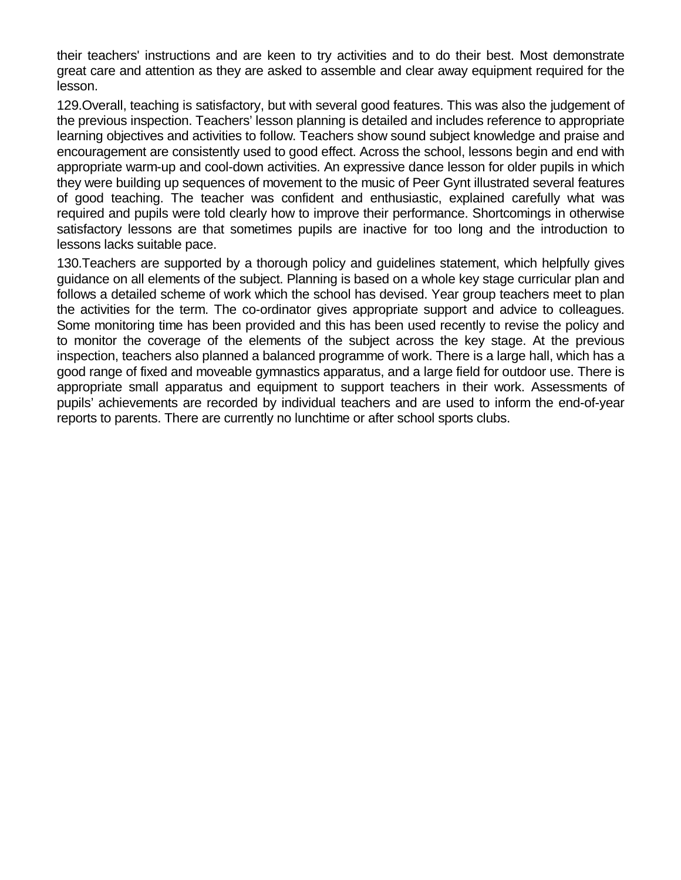their teachers' instructions and are keen to try activities and to do their best. Most demonstrate great care and attention as they are asked to assemble and clear away equipment required for the lesson.

129.Overall, teaching is satisfactory, but with several good features. This was also the judgement of the previous inspection. Teachers' lesson planning is detailed and includes reference to appropriate learning objectives and activities to follow. Teachers show sound subject knowledge and praise and encouragement are consistently used to good effect. Across the school, lessons begin and end with appropriate warm-up and cool-down activities. An expressive dance lesson for older pupils in which they were building up sequences of movement to the music of Peer Gynt illustrated several features of good teaching. The teacher was confident and enthusiastic, explained carefully what was required and pupils were told clearly how to improve their performance. Shortcomings in otherwise satisfactory lessons are that sometimes pupils are inactive for too long and the introduction to lessons lacks suitable pace.

130.Teachers are supported by a thorough policy and guidelines statement, which helpfully gives guidance on all elements of the subject. Planning is based on a whole key stage curricular plan and follows a detailed scheme of work which the school has devised. Year group teachers meet to plan the activities for the term. The co-ordinator gives appropriate support and advice to colleagues. Some monitoring time has been provided and this has been used recently to revise the policy and to monitor the coverage of the elements of the subject across the key stage. At the previous inspection, teachers also planned a balanced programme of work. There is a large hall, which has a good range of fixed and moveable gymnastics apparatus, and a large field for outdoor use. There is appropriate small apparatus and equipment to support teachers in their work. Assessments of pupils' achievements are recorded by individual teachers and are used to inform the end-of-year reports to parents. There are currently no lunchtime or after school sports clubs.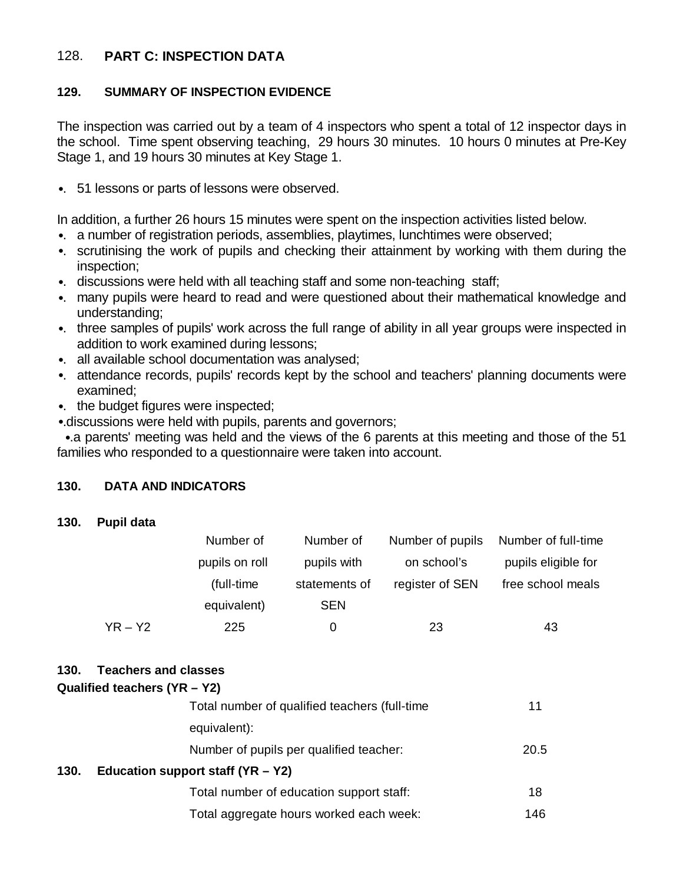## 128. PART C: INSPECTION DATA

### 129. SUMMARY OF INSPECTION EVIDENCE

The inspection was carried out by a team of 4 inspectors who spent a total of 12 inspector days in the school. Time spent observing teaching, 29 hours 30 minutes. 10 hours 0 minutes at Pre-Key Stage 1, and 19 hours 30 minutes at Key Stage 1.

- 51 lessons or parts of lessons were observed.

In addition, a further 26 hours 15 minutes were spent on the inspection activities listed below.

- a number of registration periods, assemblies, playtimes, lunchtimes were observed;
- scrutinising the work of pupils and checking their attainment by working with them during the inspection;
- discussions were held with all teaching staff and some non-teaching staff;
- many pupils were heard to read and were questioned about their mathematical knowledge and understanding;
- three samples of pupils' work across the full range of ability in all year groups were inspected in addition to work examined during lessons;
- all available school documentation was analysed;
- attendance records, pupils' records kept by the school and teachers' planning documents were examined;
- the budget figures were inspected;
- discussions were held with pupils, parents and governors;
- a parents' meeting was held and the views of the 6 parents at this meeting and those of the 51 families who responded to a questionnaire were taken into account.

### 130. DATA AND INDICATORS

#### 130. Pupil data

| | Number of pupils on roll (full-time equivalent) | Number of pupils with statements of SEN | Number of pupils on school's register of SEN | Number of full-time pupils eligible for free school meals |
|---|---|---|---|---|
| YR – Y2 | 225 | 0 | 23 | 43 |

#### 130. Teachers and classes

**Qualified teachers (YR – Y2)**

| | |
|---|---|
| Total number of qualified teachers (full-time equivalent): | 11 |
| Number of pupils per qualified teacher: | 20.5 |

#### 130. Education support staff (YR – Y2)

| | |
|---|---|
| Total number of education support staff: | 18 |
| Total aggregate hours worked each week: | 146 |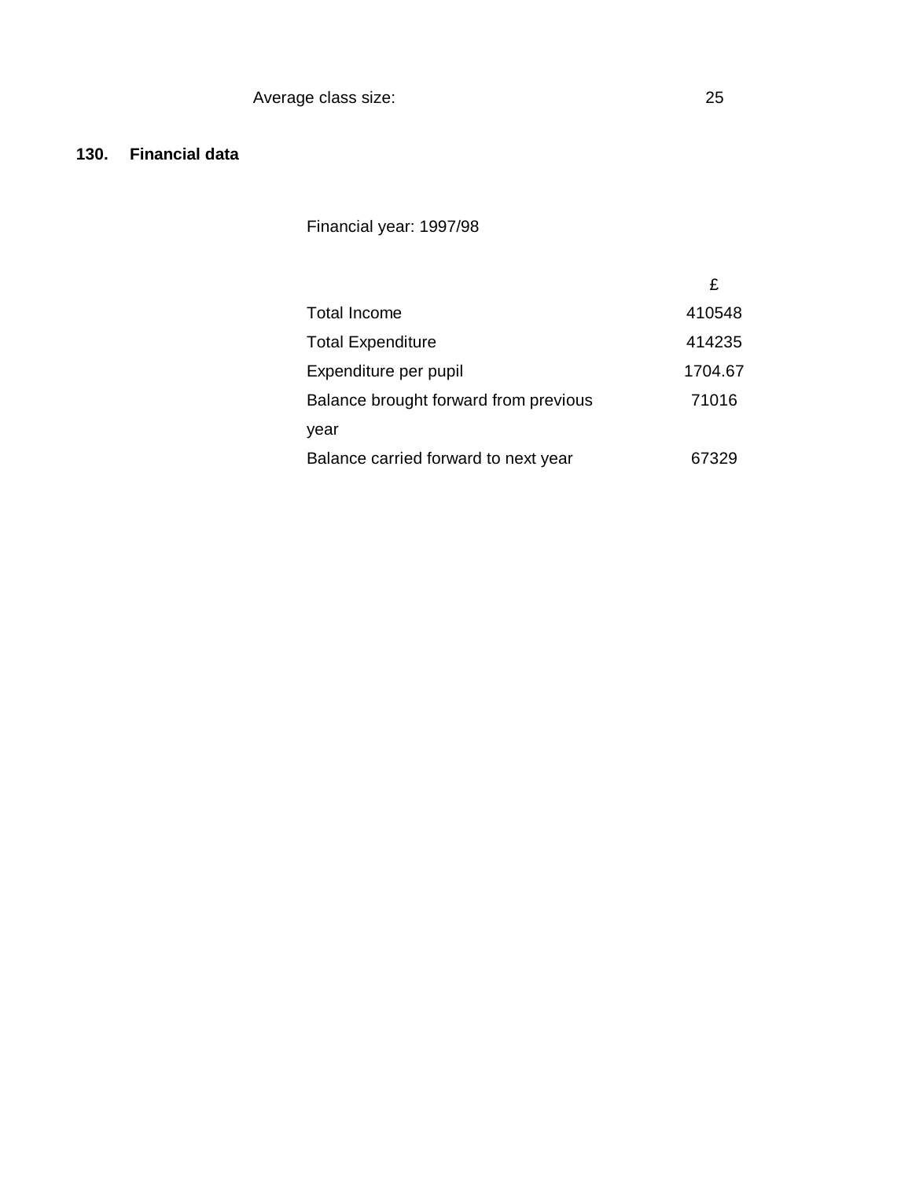Average class size: 25

## 130. Financial data

Financial year: 1997/98

| | £ |
|---|---|
| Total Income | 410548 |
| Total Expenditure | 414235 |
| Expenditure per pupil | 1704.67 |
| Balance brought forward from previous year | 71016 |
| Balance carried forward to next year | 67329 |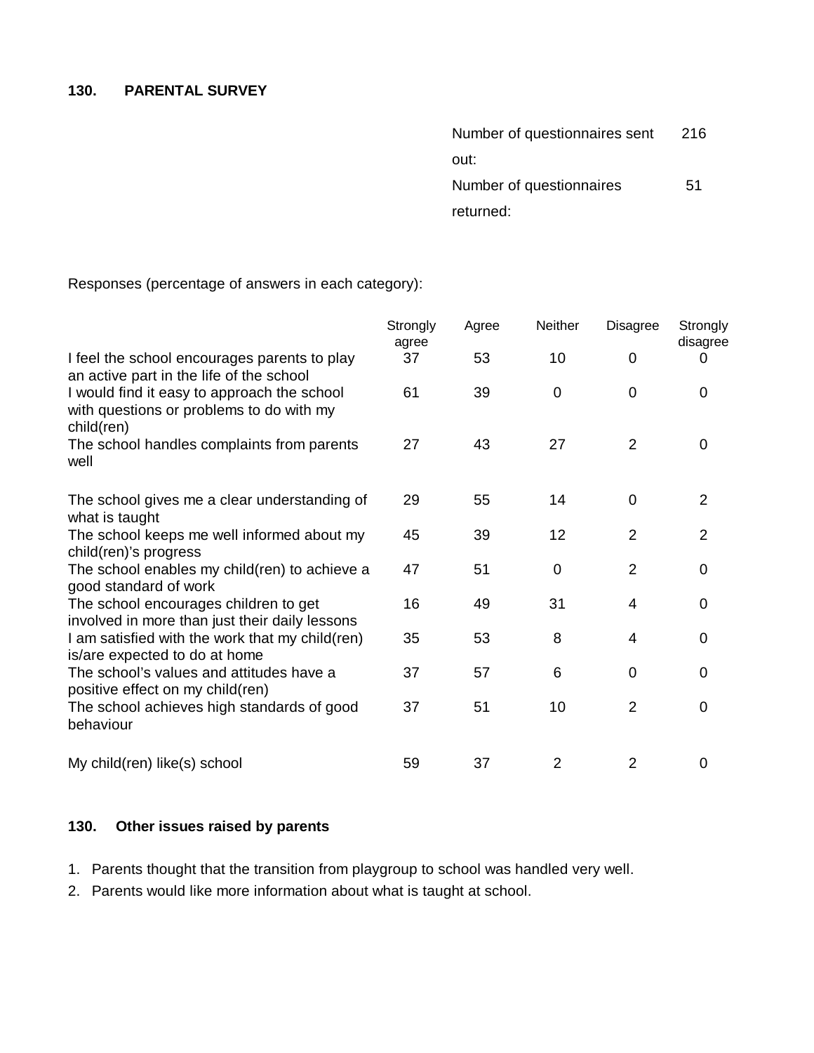**130. PARENTAL SURVEY**

| | |
|---|---|
| Number of questionnaires sent out: | 216 |
| Number of questionnaires returned: | 51 |

Responses (percentage of answers in each category):

| | Strongly agree | Agree | Neither | Disagree | Strongly disagree |
|---|---|---|---|---|---|
| I feel the school encourages parents to play an active part in the life of the school | 37 | 53 | 10 | 0 | 0 |
| I would find it easy to approach the school with questions or problems to do with my child(ren) | 61 | 39 | 0 | 0 | 0 |
| The school handles complaints from parents well | 27 | 43 | 27 | 2 | 0 |
| The school gives me a clear understanding of what is taught | 29 | 55 | 14 | 0 | 2 |
| The school keeps me well informed about my child(ren)'s progress | 45 | 39 | 12 | 2 | 2 |
| The school enables my child(ren) to achieve a good standard of work | 47 | 51 | 0 | 2 | 0 |
| The school encourages children to get involved in more than just their daily lessons | 16 | 49 | 31 | 4 | 0 |
| I am satisfied with the work that my child(ren) is/are expected to do at home | 35 | 53 | 8 | 4 | 0 |
| The school's values and attitudes have a positive effect on my child(ren) | 37 | 57 | 6 | 0 | 0 |
| The school achieves high standards of good behaviour | 37 | 51 | 10 | 2 | 0 |
| My child(ren) like(s) school | 59 | 37 | 2 | 2 | 0 |

**130. Other issues raised by parents**

1. Parents thought that the transition from playgroup to school was handled very well.
2. Parents would like more information about what is taught at school.